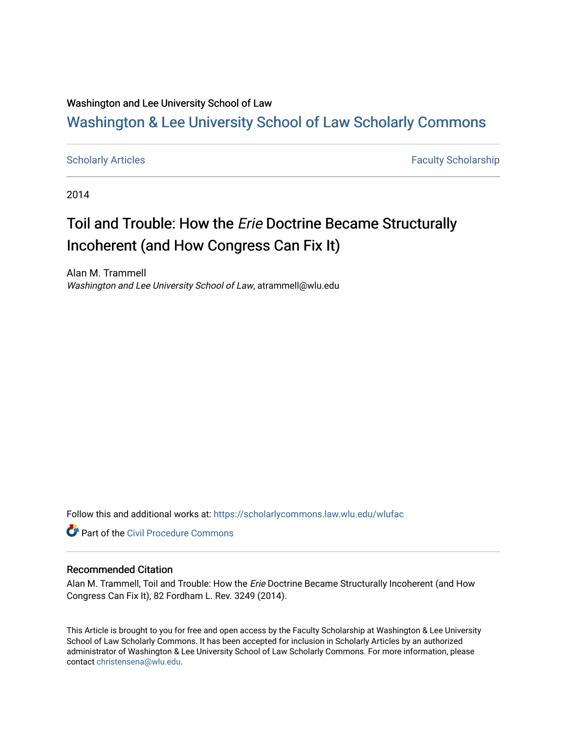Washington and Lee University School of Law

# Washington & Lee University School of Law Scholarly Commons

Scholarly Articles | Faculty Scholarship

2014

## Toil and Trouble: How the *Erie* Doctrine Became Structurally Incoherent (and How Congress Can Fix It)

Alan M. Trammell
*Washington and Lee University School of Law*, atrammell@wlu.edu

Follow this and additional works at: https://scholarlycommons.law.wlu.edu/wlufac

Part of the Civil Procedure Commons

### Recommended Citation

Alan M. Trammell, Toil and Trouble: How the *Erie* Doctrine Became Structurally Incoherent (and How Congress Can Fix It), 82 Fordham L. Rev. 3249 (2014).

This Article is brought to you for free and open access by the Faculty Scholarship at Washington & Lee University School of Law Scholarly Commons. It has been accepted for inclusion in Scholarly Articles by an authorized administrator of Washington & Lee University School of Law Scholarly Commons. For more information, please contact christensena@wlu.edu.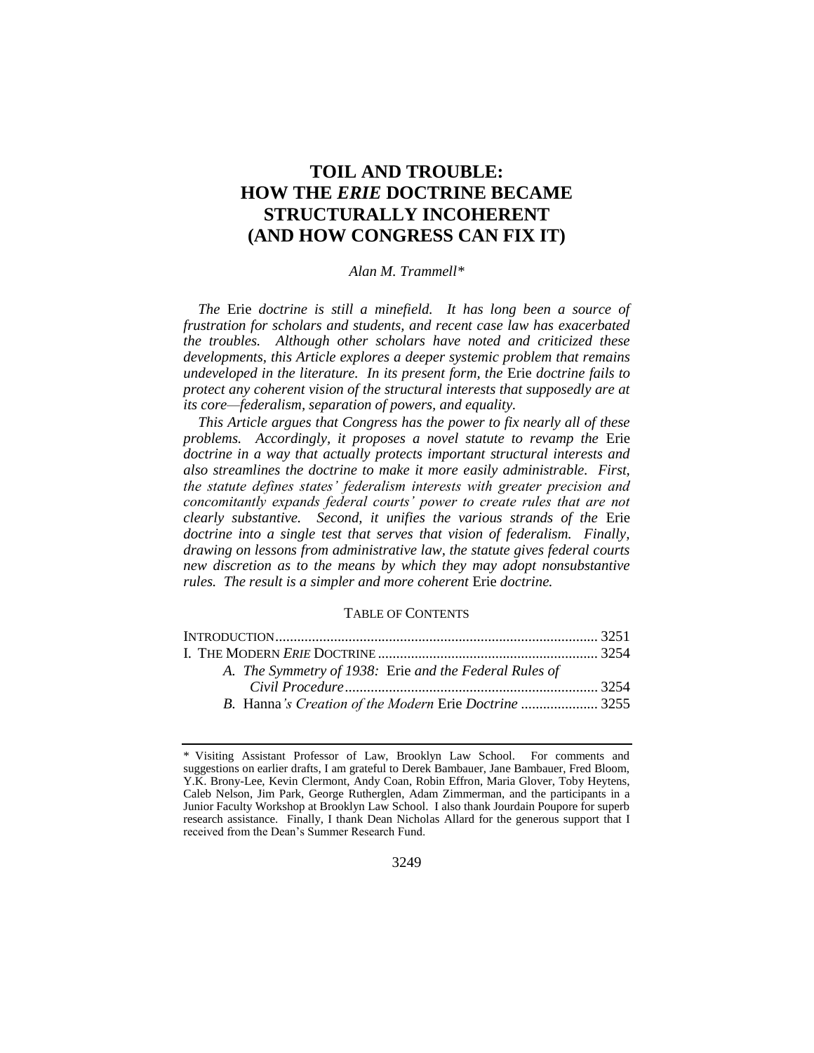# TOIL AND TROUBLE: HOW THE *ERIE* DOCTRINE BECAME STRUCTURALLY INCOHERENT (AND HOW CONGRESS CAN FIX IT)

*Alan M. Trammell\**

*The* Erie *doctrine is still a minefield. It has long been a source of frustration for scholars and students, and recent case law has exacerbated the troubles. Although other scholars have noted and criticized these developments, this Article explores a deeper systemic problem that remains undeveloped in the literature. In its present form, the* Erie *doctrine fails to protect any coherent vision of the structural interests that supposedly are at its core—federalism, separation of powers, and equality.*

*This Article argues that Congress has the power to fix nearly all of these problems. Accordingly, it proposes a novel statute to revamp the* Erie *doctrine in a way that actually protects important structural interests and also streamlines the doctrine to make it more easily administrable. First, the statute defines states' federalism interests with greater precision and concomitantly expands federal courts' power to create rules that are not clearly substantive. Second, it unifies the various strands of the* Erie *doctrine into a single test that serves that vision of federalism. Finally, drawing on lessons from administrative law, the statute gives federal courts new discretion as to the means by which they may adopt nonsubstantive rules. The result is a simpler and more coherent* Erie *doctrine.*

TABLE OF CONTENTS

| | |
|---|---|
| INTRODUCTION | 3251 |
| I. THE MODERN *ERIE* DOCTRINE | 3254 |
| A. *The Symmetry of 1938:* Erie *and the Federal Rules of Civil Procedure* | 3254 |
| B. Hanna*'s Creation of the Modern* Erie *Doctrine* | 3255 |

\* Visiting Assistant Professor of Law, Brooklyn Law School. For comments and suggestions on earlier drafts, I am grateful to Derek Bambauer, Jane Bambauer, Fred Bloom, Y.K. Brony-Lee, Kevin Clermont, Andy Coan, Robin Effron, Maria Glover, Toby Heytens, Caleb Nelson, Jim Park, George Rutherglen, Adam Zimmerman, and the participants in a Junior Faculty Workshop at Brooklyn Law School. I also thank Jourdain Poupore for superb research assistance. Finally, I thank Dean Nicholas Allard for the generous support that I received from the Dean's Summer Research Fund.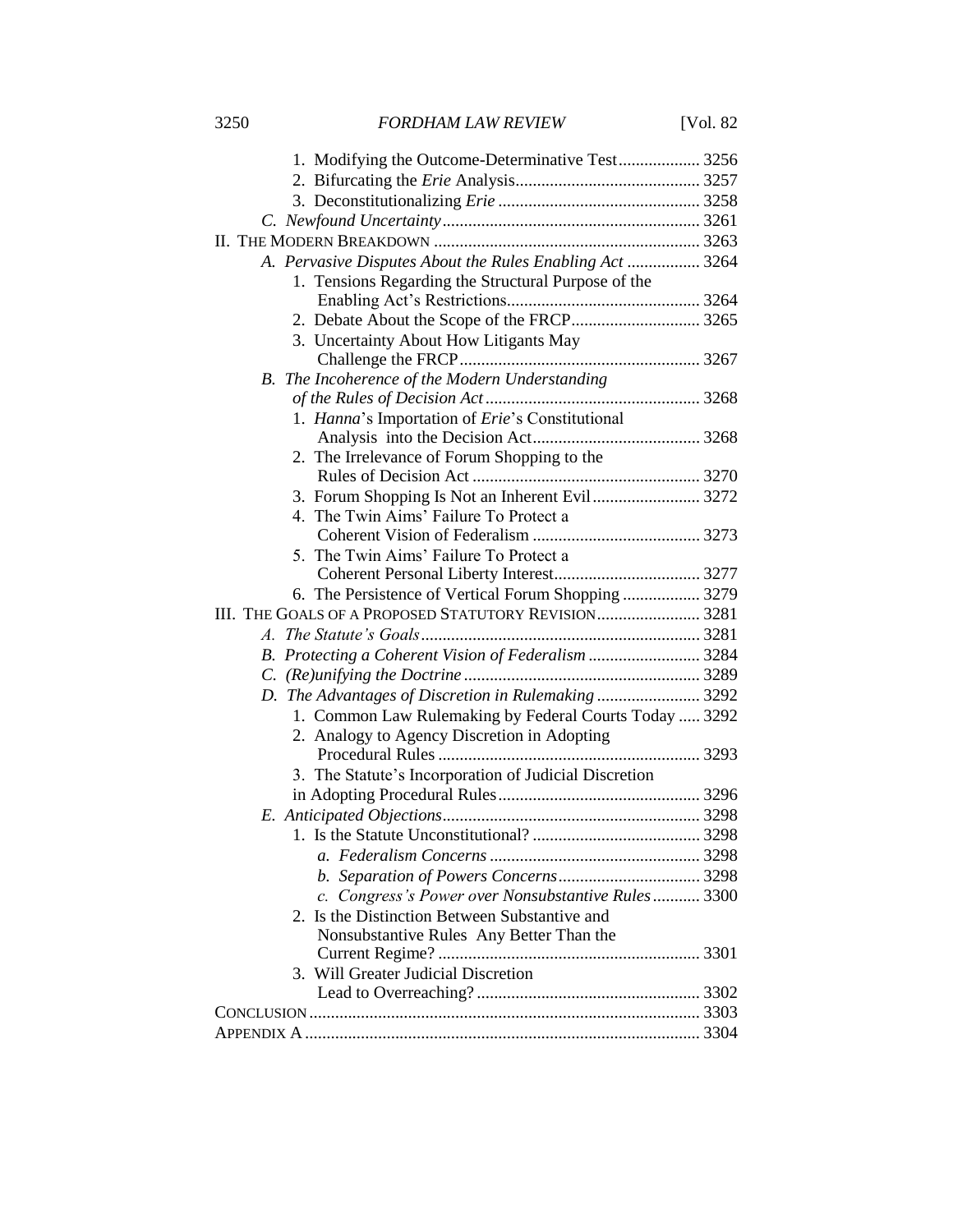1. Modifying the Outcome-Determinative Test ................... 3256
2. Bifurcating the *Erie* Analysis ........................................... 3257
3. Deconstitutionalizing *Erie* ............................................... 3258

*C. Newfound Uncertainty* ............................................................ 3261

II. THE MODERN BREAKDOWN .............................................................. 3263

*A. Pervasive Disputes About the Rules Enabling Act* ................. 3264

1. Tensions Regarding the Structural Purpose of the Enabling Act's Restrictions ............................................. 3264
2. Debate About the Scope of the FRCP .............................. 3265
3. Uncertainty About How Litigants May Challenge the FRCP ........................................................ 3267

*B. The Incoherence of the Modern Understanding of the Rules of Decision Act* .................................................. 3268

1. *Hanna*'s Importation of *Erie*'s Constitutional Analysis into the Decision Act ....................................... 3268
2. The Irrelevance of Forum Shopping to the Rules of Decision Act ..................................................... 3270
3. Forum Shopping Is Not an Inherent Evil ......................... 3272
4. The Twin Aims' Failure To Protect a Coherent Vision of Federalism ....................................... 3273
5. The Twin Aims' Failure To Protect a Coherent Personal Liberty Interest .................................. 3277
6. The Persistence of Vertical Forum Shopping .................. 3279

III. THE GOALS OF A PROPOSED STATUTORY REVISION ........................ 3281

*A. The Statute's Goals* ................................................................. 3281

*B. Protecting a Coherent Vision of Federalism* .......................... 3284

*C. (Re)unifying the Doctrine* ....................................................... 3289

*D. The Advantages of Discretion in Rulemaking* ........................ 3292

1. Common Law Rulemaking by Federal Courts Today ..... 3292
2. Analogy to Agency Discretion in Adopting Procedural Rules ............................................................. 3293
3. The Statute's Incorporation of Judicial Discretion in Adopting Procedural Rules ............................................... 3296

*E. Anticipated Objections* ............................................................ 3298

1. Is the Statute Unconstitutional? ....................................... 3298
   - *a. Federalism Concerns* ................................................. 3298
   - *b. Separation of Powers Concerns* ................................. 3298
   - *c. Congress's Power over Nonsubstantive Rules* ........... 3300
2. Is the Distinction Between Substantive and Nonsubstantive Rules Any Better Than the Current Regime? ............................................................. 3301
3. Will Greater Judicial Discretion Lead to Overreaching? .................................................... 3302

CONCLUSION ........................................................................................... 3303

APPENDIX A ............................................................................................ 3304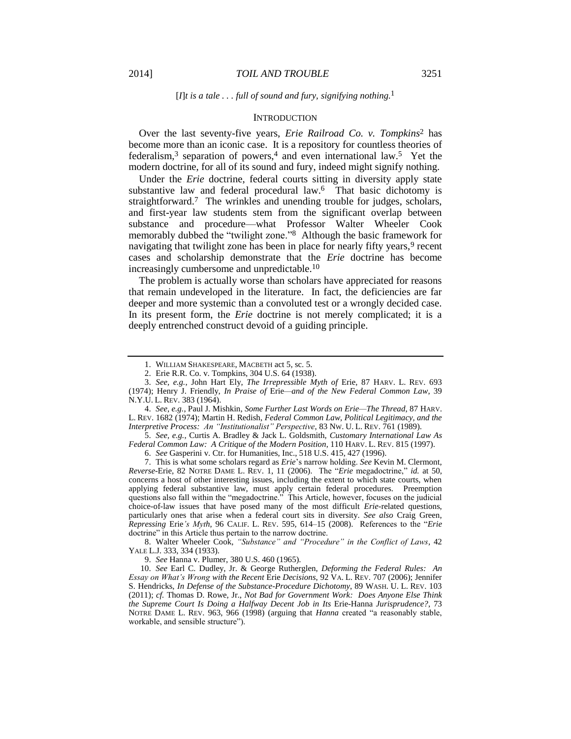[*I*]*t is a tale . . . full of sound and fury, signifying nothing.*[1]

## INTRODUCTION

Over the last seventy-five years, *Erie Railroad Co. v. Tompkins*[2] has become more than an iconic case. It is a repository for countless theories of federalism,[3] separation of powers,[4] and even international law.[5] Yet the modern doctrine, for all of its sound and fury, indeed might signify nothing.

Under the *Erie* doctrine, federal courts sitting in diversity apply state substantive law and federal procedural law.[6] That basic dichotomy is straightforward.[7] The wrinkles and unending trouble for judges, scholars, and first-year law students stem from the significant overlap between substance and procedure—what Professor Walter Wheeler Cook memorably dubbed the "twilight zone."[8] Although the basic framework for navigating that twilight zone has been in place for nearly fifty years,[9] recent cases and scholarship demonstrate that the *Erie* doctrine has become increasingly cumbersome and unpredictable.[10]

The problem is actually worse than scholars have appreciated for reasons that remain undeveloped in the literature. In fact, the deficiencies are far deeper and more systemic than a convoluted test or a wrongly decided case. In its present form, the *Erie* doctrine is not merely complicated; it is a deeply entrenched construct devoid of a guiding principle.

---

1. WILLIAM SHAKESPEARE, MACBETH act 5, sc. 5.

2. Erie R.R. Co. v. Tompkins, 304 U.S. 64 (1938).

3. *See, e.g.*, John Hart Ely, *The Irrepressible Myth of* Erie, 87 HARV. L. REV. 693 (1974); Henry J. Friendly, *In Praise of* Erie*—and of the New Federal Common Law*, 39 N.Y.U. L. REV. 383 (1964).

4. *See, e.g.*, Paul J. Mishkin, *Some Further Last Words on Erie—The Thread*, 87 HARV. L. REV. 1682 (1974); Martin H. Redish, *Federal Common Law, Political Legitimacy, and the Interpretive Process: An "Institutionalist" Perspective*, 83 NW. U. L. REV. 761 (1989).

5. *See, e.g.*, Curtis A. Bradley & Jack L. Goldsmith, *Customary International Law As Federal Common Law: A Critique of the Modern Position*, 110 HARV. L. REV. 815 (1997).

6. *See* Gasperini v. Ctr. for Humanities, Inc., 518 U.S. 415, 427 (1996).

7. This is what some scholars regard as *Erie*'s narrow holding. *See* Kevin M. Clermont, *Reverse-*Erie, 82 NOTRE DAME L. REV. 1, 11 (2006). The "*Erie* megadoctrine," *id.* at 50, concerns a host of other interesting issues, including the extent to which state courts, when applying federal substantive law, must apply certain federal procedures. Preemption questions also fall within the "megadoctrine." This Article, however, focuses on the judicial choice-of-law issues that have posed many of the most difficult *Erie*-related questions, particularly ones that arise when a federal court sits in diversity. *See also* Craig Green, *Repressing* Erie*'s Myth*, 96 CALIF. L. REV. 595, 614–15 (2008). References to the "*Erie* doctrine" in this Article thus pertain to the narrow doctrine.

8. Walter Wheeler Cook, *"Substance" and "Procedure" in the Conflict of Laws*, 42 YALE L.J. 333, 334 (1933).

9. *See* Hanna v. Plumer, 380 U.S. 460 (1965).

10. *See* Earl C. Dudley, Jr. & George Rutherglen, *Deforming the Federal Rules: An Essay on What's Wrong with the Recent* Erie *Decisions*, 92 VA. L. REV. 707 (2006); Jennifer S. Hendricks, *In Defense of the Substance-Procedure Dichotomy*, 89 WASH. U. L. REV. 103 (2011); *cf.* Thomas D. Rowe, Jr., *Not Bad for Government Work: Does Anyone Else Think the Supreme Court Is Doing a Halfway Decent Job in Its* Erie-Hanna *Jurisprudence?*, 73 NOTRE DAME L. REV. 963, 966 (1998) (arguing that *Hanna* created "a reasonably stable, workable, and sensible structure").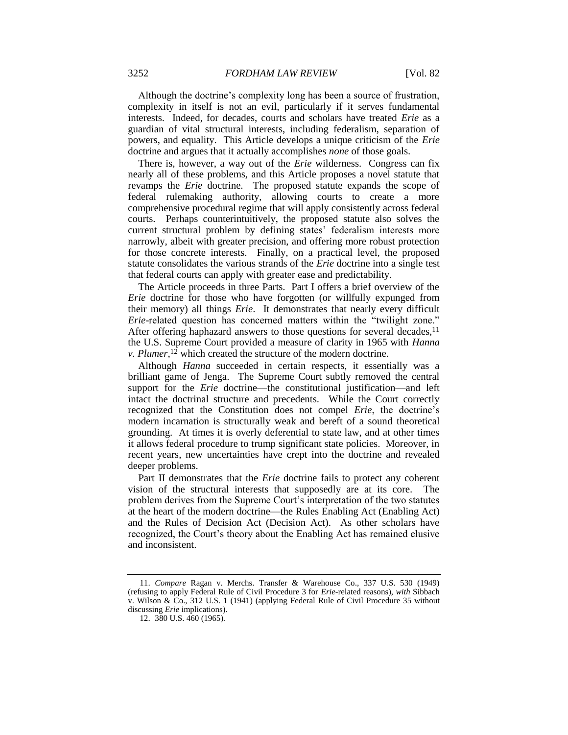Although the doctrine's complexity long has been a source of frustration, complexity in itself is not an evil, particularly if it serves fundamental interests. Indeed, for decades, courts and scholars have treated *Erie* as a guardian of vital structural interests, including federalism, separation of powers, and equality. This Article develops a unique criticism of the *Erie* doctrine and argues that it actually accomplishes *none* of those goals.

There is, however, a way out of the *Erie* wilderness. Congress can fix nearly all of these problems, and this Article proposes a novel statute that revamps the *Erie* doctrine. The proposed statute expands the scope of federal rulemaking authority, allowing courts to create a more comprehensive procedural regime that will apply consistently across federal courts. Perhaps counterintuitively, the proposed statute also solves the current structural problem by defining states' federalism interests more narrowly, albeit with greater precision, and offering more robust protection for those concrete interests. Finally, on a practical level, the proposed statute consolidates the various strands of the *Erie* doctrine into a single test that federal courts can apply with greater ease and predictability.

The Article proceeds in three Parts. Part I offers a brief overview of the *Erie* doctrine for those who have forgotten (or willfully expunged from their memory) all things *Erie*. It demonstrates that nearly every difficult *Erie*-related question has concerned matters within the "twilight zone." After offering haphazard answers to those questions for several decades,[11] the U.S. Supreme Court provided a measure of clarity in 1965 with *Hanna v. Plumer*,[12] which created the structure of the modern doctrine.

Although *Hanna* succeeded in certain respects, it essentially was a brilliant game of Jenga. The Supreme Court subtly removed the central support for the *Erie* doctrine—the constitutional justification—and left intact the doctrinal structure and precedents. While the Court correctly recognized that the Constitution does not compel *Erie*, the doctrine's modern incarnation is structurally weak and bereft of a sound theoretical grounding. At times it is overly deferential to state law, and at other times it allows federal procedure to trump significant state policies. Moreover, in recent years, new uncertainties have crept into the doctrine and revealed deeper problems.

Part II demonstrates that the *Erie* doctrine fails to protect any coherent vision of the structural interests that supposedly are at its core. The problem derives from the Supreme Court's interpretation of the two statutes at the heart of the modern doctrine—the Rules Enabling Act (Enabling Act) and the Rules of Decision Act (Decision Act). As other scholars have recognized, the Court's theory about the Enabling Act has remained elusive and inconsistent.

---

11. *Compare* Ragan v. Merchs. Transfer & Warehouse Co., 337 U.S. 530 (1949) (refusing to apply Federal Rule of Civil Procedure 3 for *Erie*-related reasons), *with* Sibbach v. Wilson & Co., 312 U.S. 1 (1941) (applying Federal Rule of Civil Procedure 35 without discussing *Erie* implications).

12. 380 U.S. 460 (1965).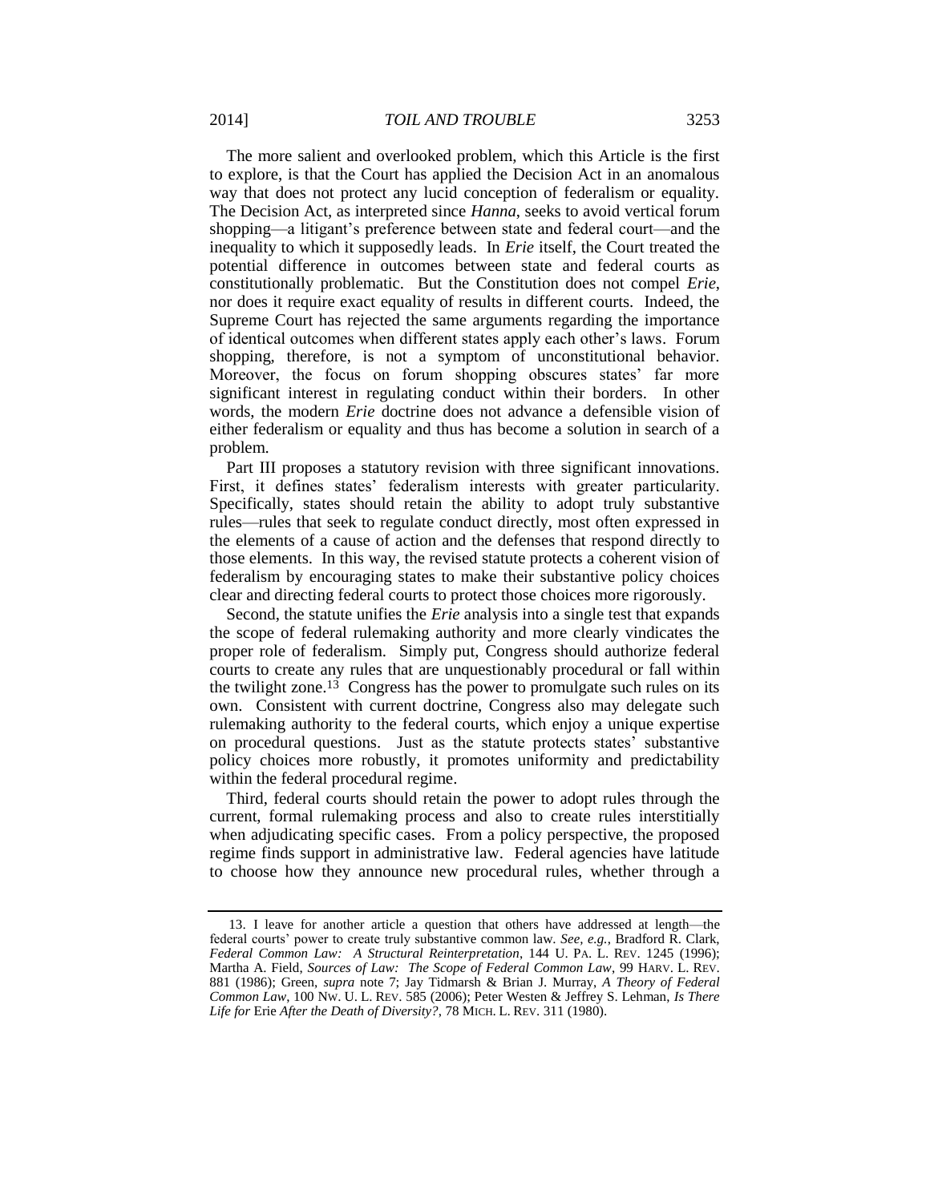The more salient and overlooked problem, which this Article is the first to explore, is that the Court has applied the Decision Act in an anomalous way that does not protect any lucid conception of federalism or equality. The Decision Act, as interpreted since *Hanna*, seeks to avoid vertical forum shopping—a litigant's preference between state and federal court—and the inequality to which it supposedly leads. In *Erie* itself, the Court treated the potential difference in outcomes between state and federal courts as constitutionally problematic. But the Constitution does not compel *Erie*, nor does it require exact equality of results in different courts. Indeed, the Supreme Court has rejected the same arguments regarding the importance of identical outcomes when different states apply each other's laws. Forum shopping, therefore, is not a symptom of unconstitutional behavior. Moreover, the focus on forum shopping obscures states' far more significant interest in regulating conduct within their borders. In other words, the modern *Erie* doctrine does not advance a defensible vision of either federalism or equality and thus has become a solution in search of a problem.

Part III proposes a statutory revision with three significant innovations. First, it defines states' federalism interests with greater particularity. Specifically, states should retain the ability to adopt truly substantive rules—rules that seek to regulate conduct directly, most often expressed in the elements of a cause of action and the defenses that respond directly to those elements. In this way, the revised statute protects a coherent vision of federalism by encouraging states to make their substantive policy choices clear and directing federal courts to protect those choices more rigorously.

Second, the statute unifies the *Erie* analysis into a single test that expands the scope of federal rulemaking authority and more clearly vindicates the proper role of federalism. Simply put, Congress should authorize federal courts to create any rules that are unquestionably procedural or fall within the twilight zone.[13] Congress has the power to promulgate such rules on its own. Consistent with current doctrine, Congress also may delegate such rulemaking authority to the federal courts, which enjoy a unique expertise on procedural questions. Just as the statute protects states' substantive policy choices more robustly, it promotes uniformity and predictability within the federal procedural regime.

Third, federal courts should retain the power to adopt rules through the current, formal rulemaking process and also to create rules interstitially when adjudicating specific cases. From a policy perspective, the proposed regime finds support in administrative law. Federal agencies have latitude to choose how they announce new procedural rules, whether through a

---

13. I leave for another article a question that others have addressed at length—the federal courts' power to create truly substantive common law. *See, e.g.*, Bradford R. Clark, *Federal Common Law: A Structural Reinterpretation*, 144 U. PA. L. REV. 1245 (1996); Martha A. Field, *Sources of Law: The Scope of Federal Common Law*, 99 HARV. L. REV. 881 (1986); Green, *supra* note 7; Jay Tidmarsh & Brian J. Murray, *A Theory of Federal Common Law*, 100 NW. U. L. REV. 585 (2006); Peter Westen & Jeffrey S. Lehman, *Is There Life for* Erie *After the Death of Diversity?*, 78 MICH. L. REV. 311 (1980).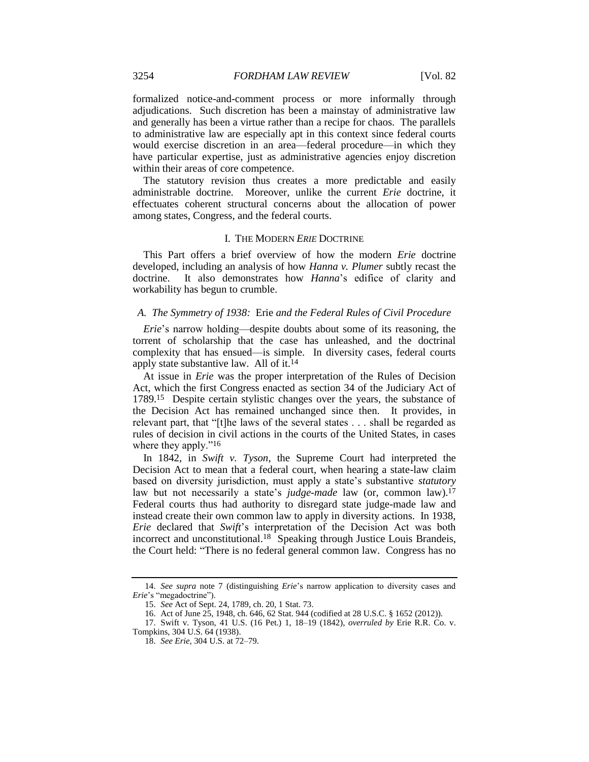formalized notice-and-comment process or more informally through adjudications. Such discretion has been a mainstay of administrative law and generally has been a virtue rather than a recipe for chaos. The parallels to administrative law are especially apt in this context since federal courts would exercise discretion in an area—federal procedure—in which they have particular expertise, just as administrative agencies enjoy discretion within their areas of core competence.

The statutory revision thus creates a more predictable and easily administrable doctrine. Moreover, unlike the current *Erie* doctrine, it effectuates coherent structural concerns about the allocation of power among states, Congress, and the federal courts.

## I. THE MODERN *ERIE* DOCTRINE

This Part offers a brief overview of how the modern *Erie* doctrine developed, including an analysis of how *Hanna v. Plumer* subtly recast the doctrine. It also demonstrates how *Hanna*'s edifice of clarity and workability has begun to crumble.

### *A. The Symmetry of 1938:* Erie *and the Federal Rules of Civil Procedure*

*Erie*'s narrow holding—despite doubts about some of its reasoning, the torrent of scholarship that the case has unleashed, and the doctrinal complexity that has ensued—is simple. In diversity cases, federal courts apply state substantive law. All of it.[14]

At issue in *Erie* was the proper interpretation of the Rules of Decision Act, which the first Congress enacted as section 34 of the Judiciary Act of 1789.[15] Despite certain stylistic changes over the years, the substance of the Decision Act has remained unchanged since then. It provides, in relevant part, that "[t]he laws of the several states . . . shall be regarded as rules of decision in civil actions in the courts of the United States, in cases where they apply."[16]

In 1842, in *Swift v. Tyson*, the Supreme Court had interpreted the Decision Act to mean that a federal court, when hearing a state-law claim based on diversity jurisdiction, must apply a state's substantive *statutory* law but not necessarily a state's *judge-made* law (or, common law).[17] Federal courts thus had authority to disregard state judge-made law and instead create their own common law to apply in diversity actions. In 1938, *Erie* declared that *Swift*'s interpretation of the Decision Act was both incorrect and unconstitutional.[18] Speaking through Justice Louis Brandeis, the Court held: "There is no federal general common law. Congress has no

---

14. *See supra* note 7 (distinguishing *Erie*'s narrow application to diversity cases and *Erie*'s "megadoctrine").

15. *See* Act of Sept. 24, 1789, ch. 20, 1 Stat. 73.

16. Act of June 25, 1948, ch. 646, 62 Stat. 944 (codified at 28 U.S.C. § 1652 (2012)).

17. Swift v. Tyson, 41 U.S. (16 Pet.) 1, 18–19 (1842), *overruled by* Erie R.R. Co. v. Tompkins, 304 U.S. 64 (1938).

18. *See Erie*, 304 U.S. at 72–79.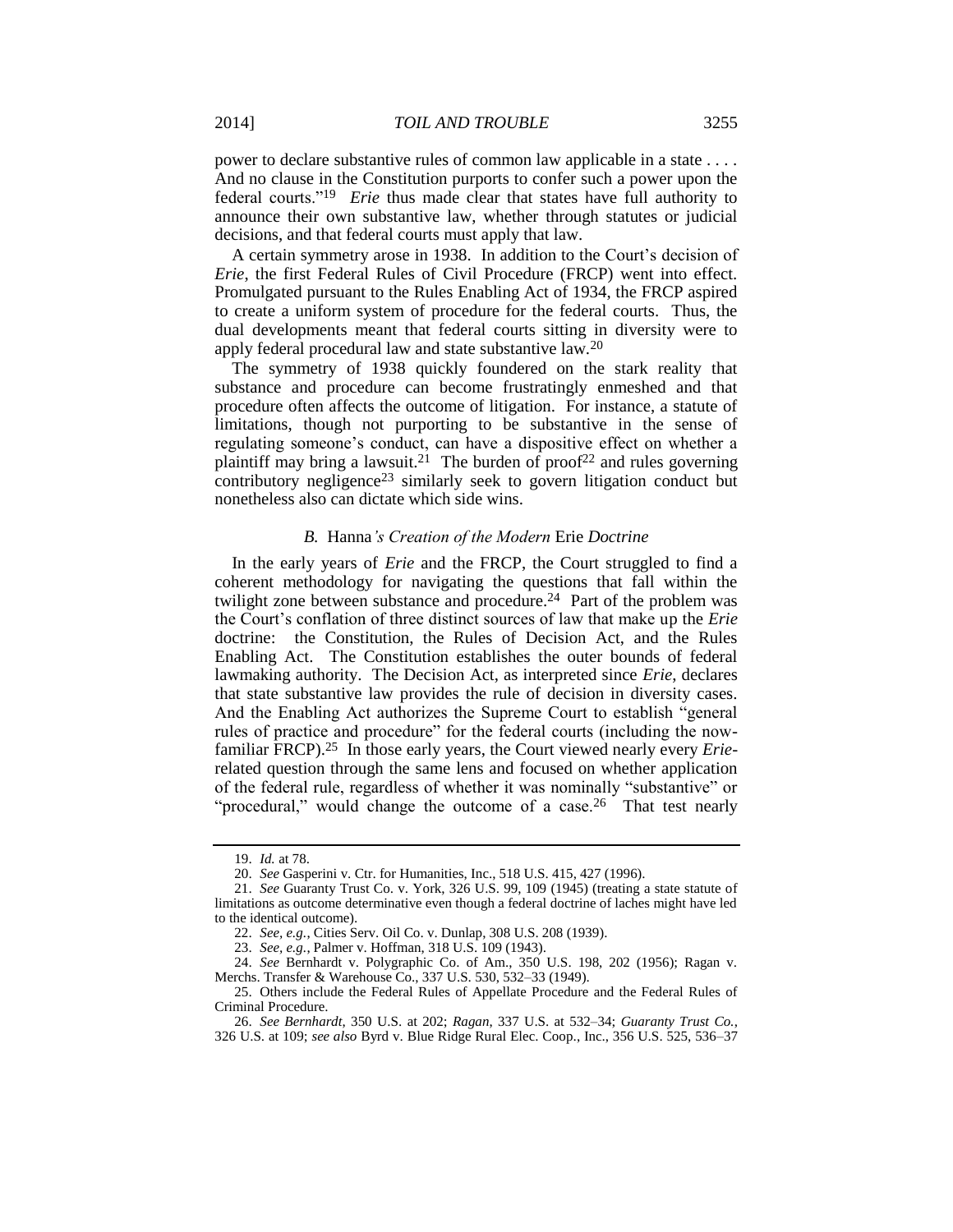power to declare substantive rules of common law applicable in a state . . . . And no clause in the Constitution purports to confer such a power upon the federal courts."[19] *Erie* thus made clear that states have full authority to announce their own substantive law, whether through statutes or judicial decisions, and that federal courts must apply that law.

A certain symmetry arose in 1938. In addition to the Court's decision of *Erie*, the first Federal Rules of Civil Procedure (FRCP) went into effect. Promulgated pursuant to the Rules Enabling Act of 1934, the FRCP aspired to create a uniform system of procedure for the federal courts. Thus, the dual developments meant that federal courts sitting in diversity were to apply federal procedural law and state substantive law.[20]

The symmetry of 1938 quickly foundered on the stark reality that substance and procedure can become frustratingly enmeshed and that procedure often affects the outcome of litigation. For instance, a statute of limitations, though not purporting to be substantive in the sense of regulating someone's conduct, can have a dispositive effect on whether a plaintiff may bring a lawsuit.[21] The burden of proof[22] and rules governing contributory negligence[23] similarly seek to govern litigation conduct but nonetheless also can dictate which side wins.

### *B.* Hanna*'s Creation of the Modern* Erie *Doctrine*

In the early years of *Erie* and the FRCP, the Court struggled to find a coherent methodology for navigating the questions that fall within the twilight zone between substance and procedure.[24] Part of the problem was the Court's conflation of three distinct sources of law that make up the *Erie* doctrine: the Constitution, the Rules of Decision Act, and the Rules Enabling Act. The Constitution establishes the outer bounds of federal lawmaking authority. The Decision Act, as interpreted since *Erie*, declares that state substantive law provides the rule of decision in diversity cases. And the Enabling Act authorizes the Supreme Court to establish "general rules of practice and procedure" for the federal courts (including the now-familiar FRCP).[25] In those early years, the Court viewed nearly every *Erie*-related question through the same lens and focused on whether application of the federal rule, regardless of whether it was nominally "substantive" or "procedural," would change the outcome of a case.[26] That test nearly

---

19. *Id.* at 78.

20. *See* Gasperini v. Ctr. for Humanities, Inc., 518 U.S. 415, 427 (1996).

21. *See* Guaranty Trust Co. v. York, 326 U.S. 99, 109 (1945) (treating a state statute of limitations as outcome determinative even though a federal doctrine of laches might have led to the identical outcome).

22. *See, e.g.*, Cities Serv. Oil Co. v. Dunlap, 308 U.S. 208 (1939).

23. *See, e.g.*, Palmer v. Hoffman, 318 U.S. 109 (1943).

24. *See* Bernhardt v. Polygraphic Co. of Am., 350 U.S. 198, 202 (1956); Ragan v. Merchs. Transfer & Warehouse Co., 337 U.S. 530, 532–33 (1949).

25. Others include the Federal Rules of Appellate Procedure and the Federal Rules of Criminal Procedure.

26. *See Bernhardt*, 350 U.S. at 202; *Ragan*, 337 U.S. at 532–34; *Guaranty Trust Co.*, 326 U.S. at 109; *see also* Byrd v. Blue Ridge Rural Elec. Coop., Inc., 356 U.S. 525, 536–37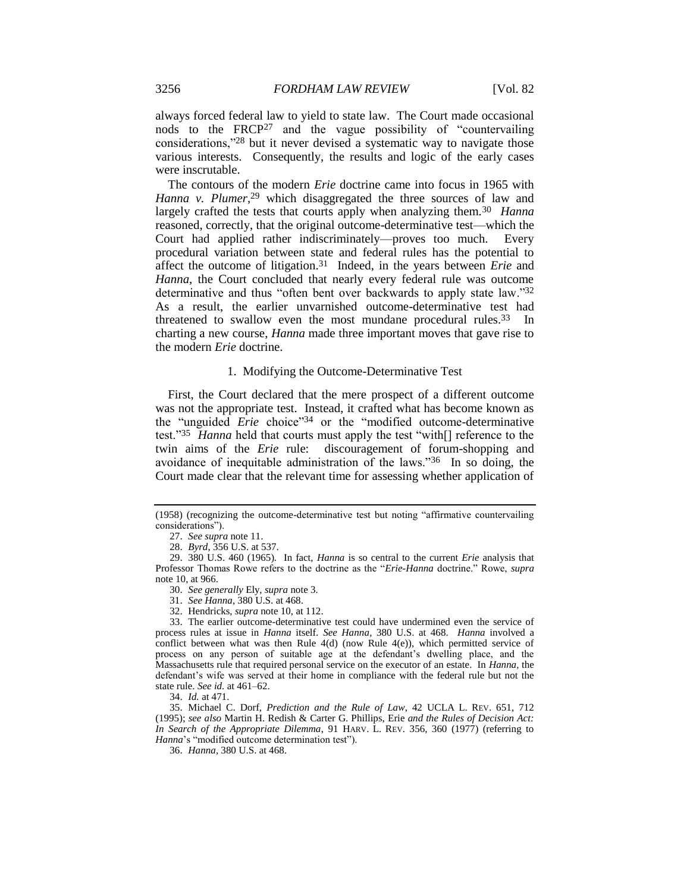always forced federal law to yield to state law. The Court made occasional nods to the FRCP[27] and the vague possibility of "countervailing considerations,"[28] but it never devised a systematic way to navigate those various interests. Consequently, the results and logic of the early cases were inscrutable.

The contours of the modern *Erie* doctrine came into focus in 1965 with *Hanna v. Plumer*,[29] which disaggregated the three sources of law and largely crafted the tests that courts apply when analyzing them.[30] *Hanna* reasoned, correctly, that the original outcome-determinative test—which the Court had applied rather indiscriminately—proves too much. Every procedural variation between state and federal rules has the potential to affect the outcome of litigation.[31] Indeed, in the years between *Erie* and *Hanna*, the Court concluded that nearly every federal rule was outcome determinative and thus "often bent over backwards to apply state law."[32] As a result, the earlier unvarnished outcome-determinative test had threatened to swallow even the most mundane procedural rules.[33] In charting a new course, *Hanna* made three important moves that gave rise to the modern *Erie* doctrine.

### 1. Modifying the Outcome-Determinative Test

First, the Court declared that the mere prospect of a different outcome was not the appropriate test. Instead, it crafted what has become known as the "unguided *Erie* choice"[34] or the "modified outcome-determinative test."[35] *Hanna* held that courts must apply the test "with[] reference to the twin aims of the *Erie* rule: discouragement of forum-shopping and avoidance of inequitable administration of the laws."[36] In so doing, the Court made clear that the relevant time for assessing whether application of

---

(1958) (recognizing the outcome-determinative test but noting "affirmative countervailing considerations").

27. *See supra* note 11.

28. *Byrd*, 356 U.S. at 537.

29. 380 U.S. 460 (1965). In fact, *Hanna* is so central to the current *Erie* analysis that Professor Thomas Rowe refers to the doctrine as the "*Erie-Hanna* doctrine." Rowe, *supra* note 10, at 966.

30. *See generally* Ely, *supra* note 3.

31. *See Hanna*, 380 U.S. at 468.

32. Hendricks, *supra* note 10, at 112.

33. The earlier outcome-determinative test could have undermined even the service of process rules at issue in *Hanna* itself. *See Hanna*, 380 U.S. at 468. *Hanna* involved a conflict between what was then Rule 4(d) (now Rule 4(e)), which permitted service of process on any person of suitable age at the defendant's dwelling place, and the Massachusetts rule that required personal service on the executor of an estate. In *Hanna*, the defendant's wife was served at their home in compliance with the federal rule but not the state rule. *See id.* at 461–62.

34. *Id.* at 471.

35. Michael C. Dorf, *Prediction and the Rule of Law*, 42 UCLA L. REV. 651, 712 (1995); *see also* Martin H. Redish & Carter G. Phillips, Erie *and the Rules of Decision Act: In Search of the Appropriate Dilemma*, 91 HARV. L. REV. 356, 360 (1977) (referring to *Hanna*'s "modified outcome determination test").

36. *Hanna*, 380 U.S. at 468.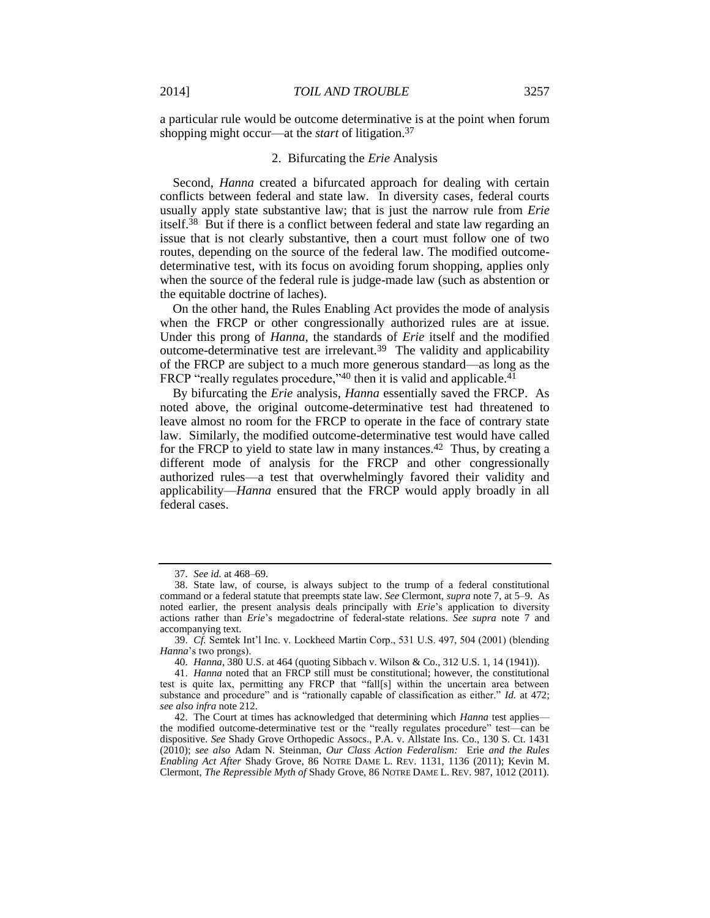a particular rule would be outcome determinative is at the point when forum shopping might occur—at the *start* of litigation.[37]

### 2. Bifurcating the *Erie* Analysis

Second, *Hanna* created a bifurcated approach for dealing with certain conflicts between federal and state law. In diversity cases, federal courts usually apply state substantive law; that is just the narrow rule from *Erie* itself.[38] But if there is a conflict between federal and state law regarding an issue that is not clearly substantive, then a court must follow one of two routes, depending on the source of the federal law. The modified outcome-determinative test, with its focus on avoiding forum shopping, applies only when the source of the federal rule is judge-made law (such as abstention or the equitable doctrine of laches).

On the other hand, the Rules Enabling Act provides the mode of analysis when the FRCP or other congressionally authorized rules are at issue. Under this prong of *Hanna*, the standards of *Erie* itself and the modified outcome-determinative test are irrelevant.[39] The validity and applicability of the FRCP are subject to a much more generous standard—as long as the FRCP "really regulates procedure,"[40] then it is valid and applicable.[41]

By bifurcating the *Erie* analysis, *Hanna* essentially saved the FRCP. As noted above, the original outcome-determinative test had threatened to leave almost no room for the FRCP to operate in the face of contrary state law. Similarly, the modified outcome-determinative test would have called for the FRCP to yield to state law in many instances.[42] Thus, by creating a different mode of analysis for the FRCP and other congressionally authorized rules—a test that overwhelmingly favored their validity and applicability—*Hanna* ensured that the FRCP would apply broadly in all federal cases.

---

37. *See id.* at 468–69.

38. State law, of course, is always subject to the trump of a federal constitutional command or a federal statute that preempts state law. *See* Clermont, *supra* note 7, at 5–9. As noted earlier, the present analysis deals principally with *Erie*'s application to diversity actions rather than *Erie*'s megadoctrine of federal-state relations. *See supra* note 7 and accompanying text.

39. *Cf.* Semtek Int'l Inc. v. Lockheed Martin Corp., 531 U.S. 497, 504 (2001) (blending *Hanna*'s two prongs).

40. *Hanna*, 380 U.S. at 464 (quoting Sibbach v. Wilson & Co., 312 U.S. 1, 14 (1941)).

41. *Hanna* noted that an FRCP still must be constitutional; however, the constitutional test is quite lax, permitting any FRCP that "fall[s] within the uncertain area between substance and procedure" and is "rationally capable of classification as either." *Id.* at 472; *see also infra* note 212.

42. The Court at times has acknowledged that determining which *Hanna* test applies—the modified outcome-determinative test or the "really regulates procedure" test—can be dispositive. *See* Shady Grove Orthopedic Assocs., P.A. v. Allstate Ins. Co., 130 S. Ct. 1431 (2010); *see also* Adam N. Steinman, *Our Class Action Federalism:* Erie *and the Rules Enabling Act After* Shady Grove, 86 NOTRE DAME L. REV. 1131, 1136 (2011); Kevin M. Clermont, *The Repressible Myth of* Shady Grove, 86 NOTRE DAME L. REV. 987, 1012 (2011).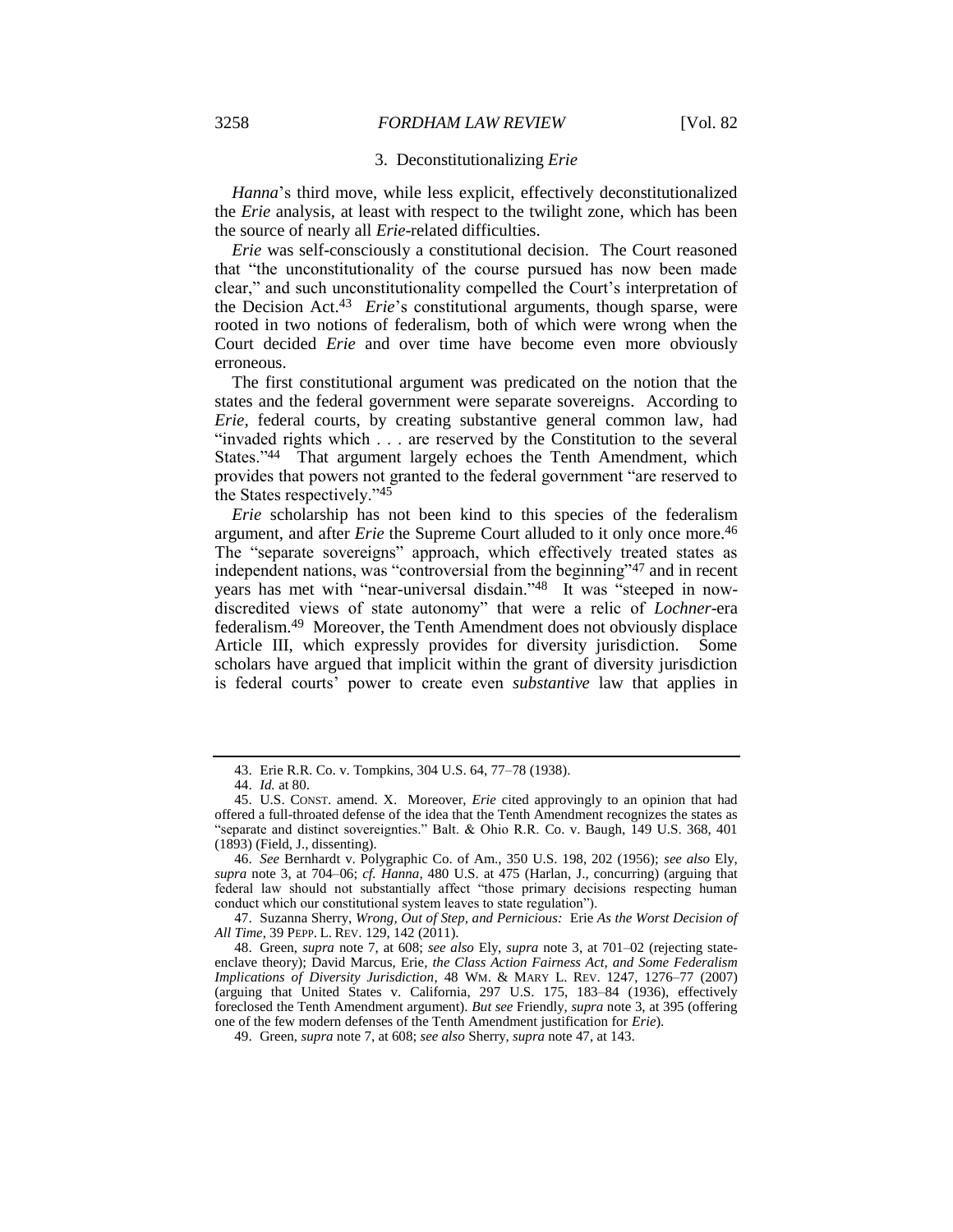### 3. Deconstitutionalizing *Erie*

*Hanna*'s third move, while less explicit, effectively deconstitutionalized the *Erie* analysis, at least with respect to the twilight zone, which has been the source of nearly all *Erie*-related difficulties.

*Erie* was self-consciously a constitutional decision. The Court reasoned that "the unconstitutionality of the course pursued has now been made clear," and such unconstitutionality compelled the Court's interpretation of the Decision Act.[43] *Erie*'s constitutional arguments, though sparse, were rooted in two notions of federalism, both of which were wrong when the Court decided *Erie* and over time have become even more obviously erroneous.

The first constitutional argument was predicated on the notion that the states and the federal government were separate sovereigns. According to *Erie*, federal courts, by creating substantive general common law, had "invaded rights which . . . are reserved by the Constitution to the several States."[44] That argument largely echoes the Tenth Amendment, which provides that powers not granted to the federal government "are reserved to the States respectively."[45]

*Erie* scholarship has not been kind to this species of the federalism argument, and after *Erie* the Supreme Court alluded to it only once more.[46] The "separate sovereigns" approach, which effectively treated states as independent nations, was "controversial from the beginning"[47] and in recent years has met with "near-universal disdain."[48] It was "steeped in now-discredited views of state autonomy" that were a relic of *Lochner*-era federalism.[49] Moreover, the Tenth Amendment does not obviously displace Article III, which expressly provides for diversity jurisdiction. Some scholars have argued that implicit within the grant of diversity jurisdiction is federal courts' power to create even *substantive* law that applies in

---

43. Erie R.R. Co. v. Tompkins, 304 U.S. 64, 77–78 (1938).

44. *Id.* at 80.

45. U.S. CONST. amend. X. Moreover, *Erie* cited approvingly to an opinion that had offered a full-throated defense of the idea that the Tenth Amendment recognizes the states as "separate and distinct sovereignties." Balt. & Ohio R.R. Co. v. Baugh, 149 U.S. 368, 401 (1893) (Field, J., dissenting).

46. *See* Bernhardt v. Polygraphic Co. of Am., 350 U.S. 198, 202 (1956); *see also* Ely, *supra* note 3, at 704–06; *cf. Hanna*, 480 U.S. at 475 (Harlan, J., concurring) (arguing that federal law should not substantially affect "those primary decisions respecting human conduct which our constitutional system leaves to state regulation").

47. Suzanna Sherry, *Wrong, Out of Step, and Pernicious:* Erie *As the Worst Decision of All Time*, 39 PEPP. L. REV. 129, 142 (2011).

48. Green, *supra* note 7, at 608; *see also* Ely, *supra* note 3, at 701–02 (rejecting state-enclave theory); David Marcus, Erie*, the Class Action Fairness Act, and Some Federalism Implications of Diversity Jurisdiction*, 48 WM. & MARY L. REV. 1247, 1276–77 (2007) (arguing that United States v. California, 297 U.S. 175, 183–84 (1936), effectively foreclosed the Tenth Amendment argument). *But see* Friendly, *supra* note 3, at 395 (offering one of the few modern defenses of the Tenth Amendment justification for *Erie*).

49. Green, *supra* note 7, at 608; *see also* Sherry, *supra* note 47, at 143.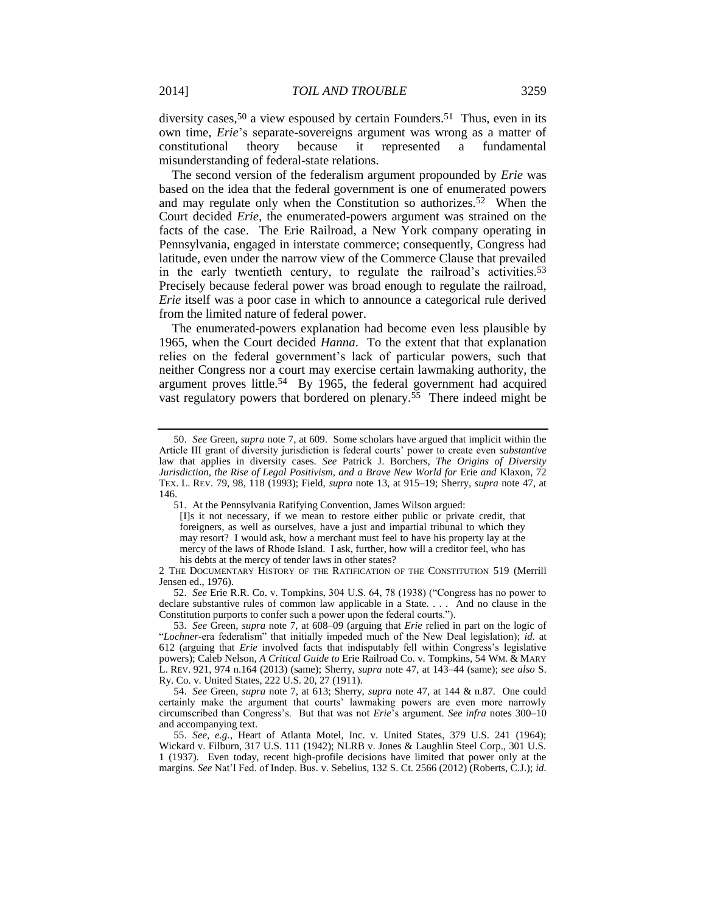diversity cases,[50] a view espoused by certain Founders.[51] Thus, even in its own time, *Erie*'s separate-sovereigns argument was wrong as a matter of constitutional theory because it represented a fundamental misunderstanding of federal-state relations.

The second version of the federalism argument propounded by *Erie* was based on the idea that the federal government is one of enumerated powers and may regulate only when the Constitution so authorizes.[52] When the Court decided *Erie*, the enumerated-powers argument was strained on the facts of the case. The Erie Railroad, a New York company operating in Pennsylvania, engaged in interstate commerce; consequently, Congress had latitude, even under the narrow view of the Commerce Clause that prevailed in the early twentieth century, to regulate the railroad's activities.[53] Precisely because federal power was broad enough to regulate the railroad, *Erie* itself was a poor case in which to announce a categorical rule derived from the limited nature of federal power.

The enumerated-powers explanation had become even less plausible by 1965, when the Court decided *Hanna*. To the extent that that explanation relies on the federal government's lack of particular powers, such that neither Congress nor a court may exercise certain lawmaking authority, the argument proves little.[54] By 1965, the federal government had acquired vast regulatory powers that bordered on plenary.[55] There indeed might be

---

50. *See* Green, *supra* note 7, at 609. Some scholars have argued that implicit within the Article III grant of diversity jurisdiction is federal courts' power to create even *substantive* law that applies in diversity cases. *See* Patrick J. Borchers, *The Origins of Diversity Jurisdiction, the Rise of Legal Positivism, and a Brave New World for* Erie *and* Klaxon, 72 TEX. L. REV. 79, 98, 118 (1993); Field, *supra* note 13, at 915–19; Sherry, *supra* note 47, at 146.

51. At the Pennsylvania Ratifying Convention, James Wilson argued:

> [I]s it not necessary, if we mean to restore either public or private credit, that foreigners, as well as ourselves, have a just and impartial tribunal to which they may resort? I would ask, how a merchant must feel to have his property lay at the mercy of the laws of Rhode Island. I ask, further, how will a creditor feel, who has his debts at the mercy of tender laws in other states?

2 THE DOCUMENTARY HISTORY OF THE RATIFICATION OF THE CONSTITUTION 519 (Merrill Jensen ed., 1976).

52. *See* Erie R.R. Co. v. Tompkins, 304 U.S. 64, 78 (1938) ("Congress has no power to declare substantive rules of common law applicable in a State. . . . And no clause in the Constitution purports to confer such a power upon the federal courts.").

53. *See* Green, *supra* note 7, at 608–09 (arguing that *Erie* relied in part on the logic of "*Lochner*-era federalism" that initially impeded much of the New Deal legislation); *id.* at 612 (arguing that *Erie* involved facts that indisputably fell within Congress's legislative powers); Caleb Nelson, *A Critical Guide to* Erie Railroad Co. v. Tompkins, 54 WM. & MARY L. REV. 921, 974 n.164 (2013) (same); Sherry, *supra* note 47, at 143–44 (same); *see also* S. Ry. Co. v. United States, 222 U.S. 20, 27 (1911).

54. *See* Green, *supra* note 7, at 613; Sherry, *supra* note 47, at 144 & n.87. One could certainly make the argument that courts' lawmaking powers are even more narrowly circumscribed than Congress's. But that was not *Erie*'s argument. *See infra* notes 300–10 and accompanying text.

55. *See, e.g.*, Heart of Atlanta Motel, Inc. v. United States, 379 U.S. 241 (1964); Wickard v. Filburn, 317 U.S. 111 (1942); NLRB v. Jones & Laughlin Steel Corp., 301 U.S. 1 (1937). Even today, recent high-profile decisions have limited that power only at the margins. *See* Nat'l Fed. of Indep. Bus. v. Sebelius, 132 S. Ct. 2566 (2012) (Roberts, C.J.); *id.*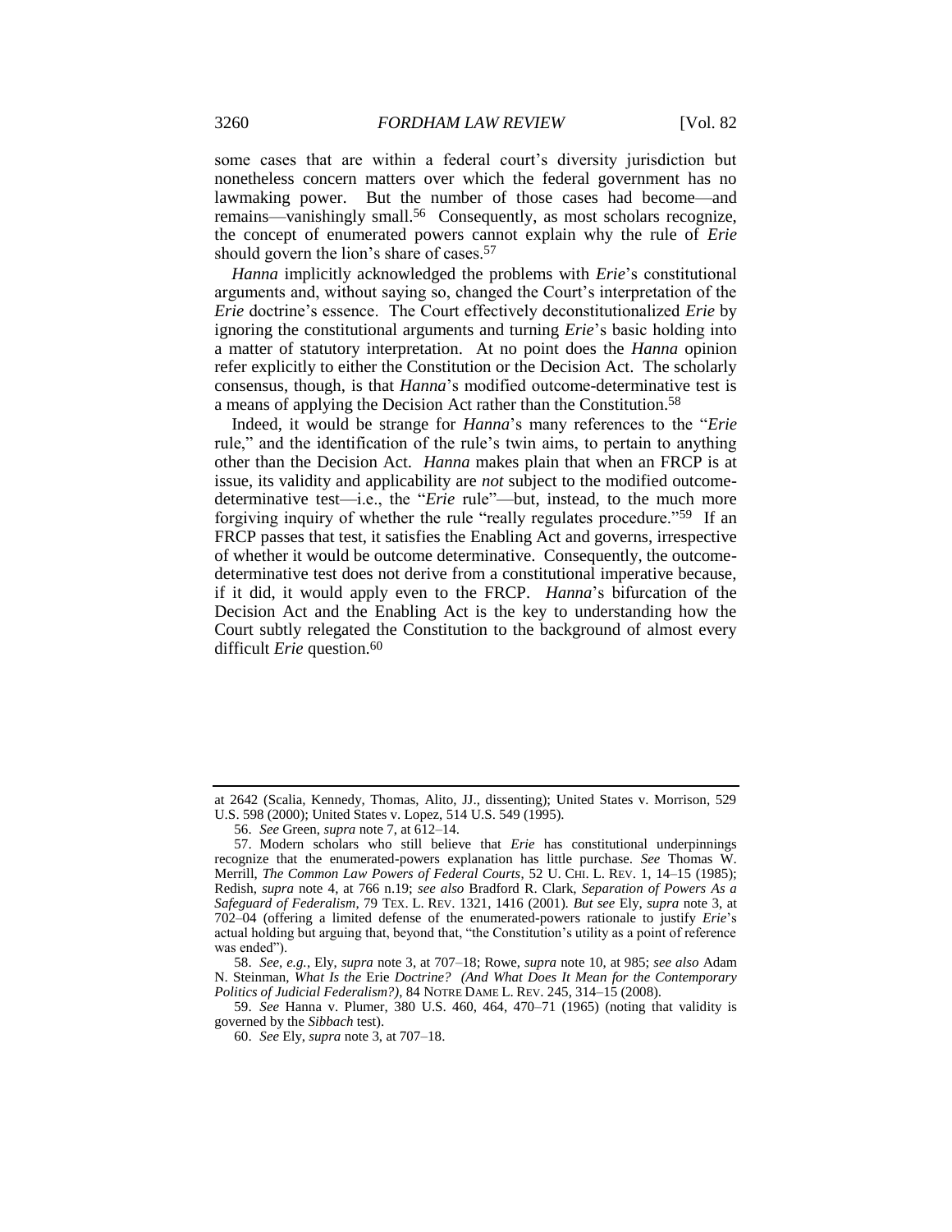some cases that are within a federal court's diversity jurisdiction but nonetheless concern matters over which the federal government has no lawmaking power. But the number of those cases had become—and remains—vanishingly small.[56] Consequently, as most scholars recognize, the concept of enumerated powers cannot explain why the rule of *Erie* should govern the lion's share of cases.[57]

*Hanna* implicitly acknowledged the problems with *Erie*'s constitutional arguments and, without saying so, changed the Court's interpretation of the *Erie* doctrine's essence. The Court effectively deconstitutionalized *Erie* by ignoring the constitutional arguments and turning *Erie*'s basic holding into a matter of statutory interpretation. At no point does the *Hanna* opinion refer explicitly to either the Constitution or the Decision Act. The scholarly consensus, though, is that *Hanna*'s modified outcome-determinative test is a means of applying the Decision Act rather than the Constitution.[58]

Indeed, it would be strange for *Hanna*'s many references to the "*Erie* rule," and the identification of the rule's twin aims, to pertain to anything other than the Decision Act. *Hanna* makes plain that when an FRCP is at issue, its validity and applicability are *not* subject to the modified outcome-determinative test—i.e., the "*Erie* rule"—but, instead, to the much more forgiving inquiry of whether the rule "really regulates procedure."[59] If an FRCP passes that test, it satisfies the Enabling Act and governs, irrespective of whether it would be outcome determinative. Consequently, the outcome-determinative test does not derive from a constitutional imperative because, if it did, it would apply even to the FRCP. *Hanna*'s bifurcation of the Decision Act and the Enabling Act is the key to understanding how the Court subtly relegated the Constitution to the background of almost every difficult *Erie* question.[60]

---

at 2642 (Scalia, Kennedy, Thomas, Alito, JJ., dissenting); United States v. Morrison, 529 U.S. 598 (2000); United States v. Lopez, 514 U.S. 549 (1995).

56. *See* Green, *supra* note 7, at 612–14.

57. Modern scholars who still believe that *Erie* has constitutional underpinnings recognize that the enumerated-powers explanation has little purchase. *See* Thomas W. Merrill, *The Common Law Powers of Federal Courts*, 52 U. CHI. L. REV. 1, 14–15 (1985); Redish, *supra* note 4, at 766 n.19; *see also* Bradford R. Clark, *Separation of Powers As a Safeguard of Federalism*, 79 TEX. L. REV. 1321, 1416 (2001). *But see* Ely, *supra* note 3, at 702–04 (offering a limited defense of the enumerated-powers rationale to justify *Erie*'s actual holding but arguing that, beyond that, "the Constitution's utility as a point of reference was ended").

58. *See, e.g.*, Ely, *supra* note 3, at 707–18; Rowe, *supra* note 10, at 985; *see also* Adam N. Steinman, *What Is the* Erie *Doctrine? (And What Does It Mean for the Contemporary Politics of Judicial Federalism?)*, 84 NOTRE DAME L. REV. 245, 314–15 (2008).

59. *See* Hanna v. Plumer, 380 U.S. 460, 464, 470–71 (1965) (noting that validity is governed by the *Sibbach* test).

60. *See* Ely, *supra* note 3, at 707–18.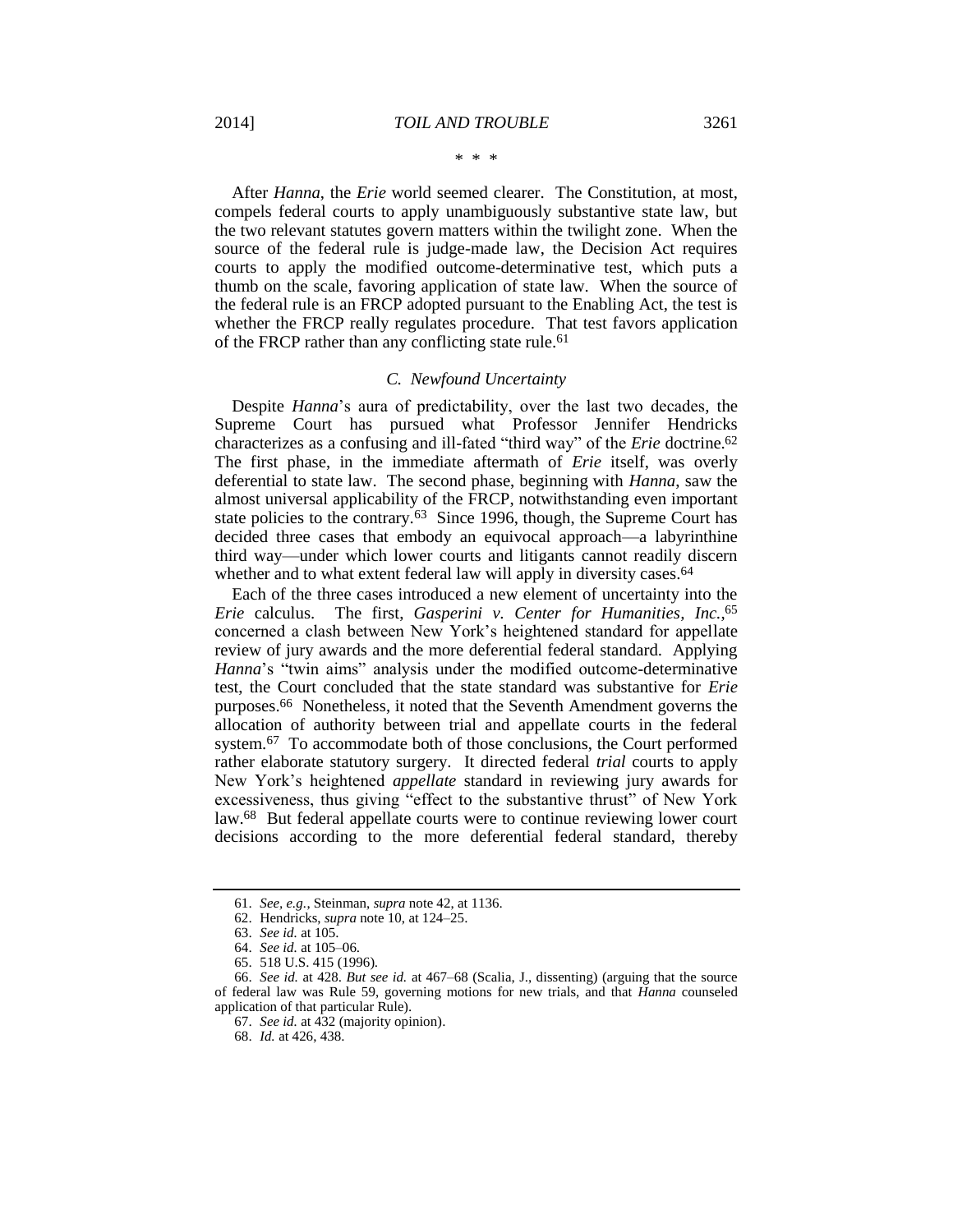\* \* \*

After *Hanna*, the *Erie* world seemed clearer. The Constitution, at most, compels federal courts to apply unambiguously substantive state law, but the two relevant statutes govern matters within the twilight zone. When the source of the federal rule is judge-made law, the Decision Act requires courts to apply the modified outcome-determinative test, which puts a thumb on the scale, favoring application of state law. When the source of the federal rule is an FRCP adopted pursuant to the Enabling Act, the test is whether the FRCP really regulates procedure. That test favors application of the FRCP rather than any conflicting state rule.[61]

### *C. Newfound Uncertainty*

Despite *Hanna*'s aura of predictability, over the last two decades, the Supreme Court has pursued what Professor Jennifer Hendricks characterizes as a confusing and ill-fated "third way" of the *Erie* doctrine.[62] The first phase, in the immediate aftermath of *Erie* itself, was overly deferential to state law. The second phase, beginning with *Hanna*, saw the almost universal applicability of the FRCP, notwithstanding even important state policies to the contrary.[63] Since 1996, though, the Supreme Court has decided three cases that embody an equivocal approach—a labyrinthine third way—under which lower courts and litigants cannot readily discern whether and to what extent federal law will apply in diversity cases.[64]

Each of the three cases introduced a new element of uncertainty into the *Erie* calculus. The first, *Gasperini v. Center for Humanities, Inc.*,[65] concerned a clash between New York's heightened standard for appellate review of jury awards and the more deferential federal standard. Applying *Hanna*'s "twin aims" analysis under the modified outcome-determinative test, the Court concluded that the state standard was substantive for *Erie* purposes.[66] Nonetheless, it noted that the Seventh Amendment governs the allocation of authority between trial and appellate courts in the federal system.[67] To accommodate both of those conclusions, the Court performed rather elaborate statutory surgery. It directed federal *trial* courts to apply New York's heightened *appellate* standard in reviewing jury awards for excessiveness, thus giving "effect to the substantive thrust" of New York law.[68] But federal appellate courts were to continue reviewing lower court decisions according to the more deferential federal standard, thereby

---

61. *See, e.g.*, Steinman, *supra* note 42, at 1136.

62. Hendricks, *supra* note 10, at 124–25.

63. *See id.* at 105.

64. *See id.* at 105–06.

65. 518 U.S. 415 (1996).

66. *See id.* at 428. *But see id.* at 467–68 (Scalia, J., dissenting) (arguing that the source of federal law was Rule 59, governing motions for new trials, and that *Hanna* counseled application of that particular Rule).

67. *See id.* at 432 (majority opinion).

68. *Id.* at 426, 438.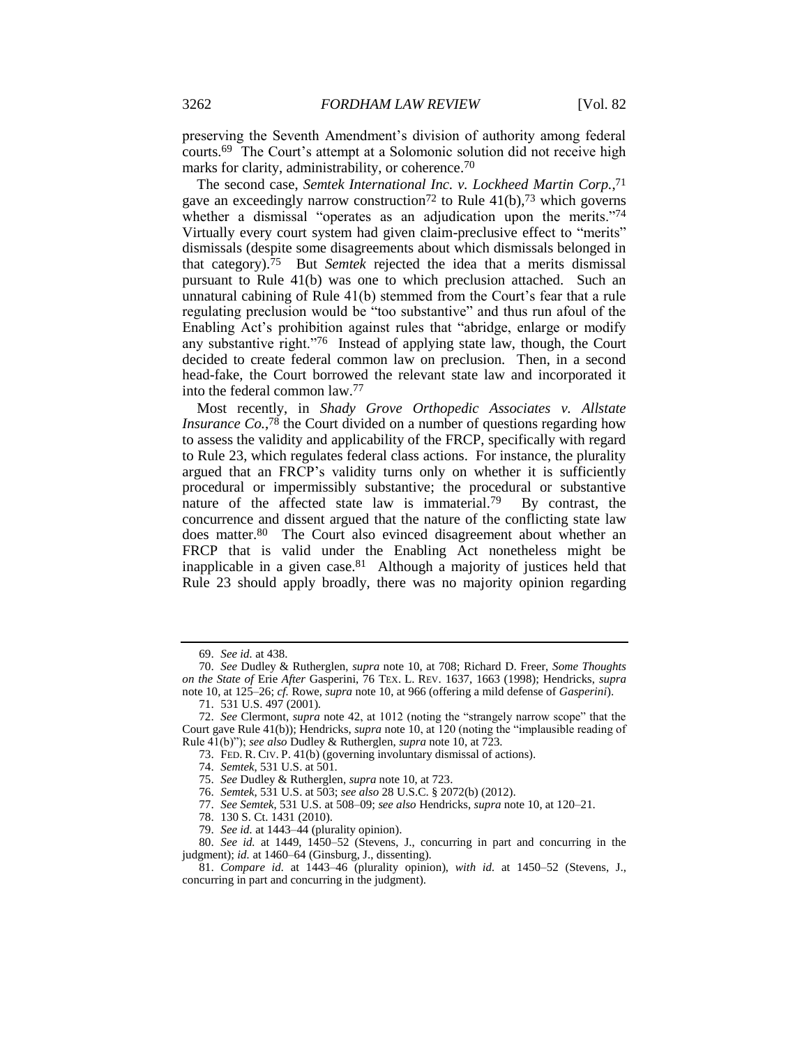preserving the Seventh Amendment's division of authority among federal courts.[69] The Court's attempt at a Solomonic solution did not receive high marks for clarity, administrability, or coherence.[70]

The second case, *Semtek International Inc. v. Lockheed Martin Corp.*,[71] gave an exceedingly narrow construction[72] to Rule 41(b),[73] which governs whether a dismissal "operates as an adjudication upon the merits."[74] Virtually every court system had given claim-preclusive effect to "merits" dismissals (despite some disagreements about which dismissals belonged in that category).[75] But *Semtek* rejected the idea that a merits dismissal pursuant to Rule 41(b) was one to which preclusion attached. Such an unnatural cabining of Rule 41(b) stemmed from the Court's fear that a rule regulating preclusion would be "too substantive" and thus run afoul of the Enabling Act's prohibition against rules that "abridge, enlarge or modify any substantive right."[76] Instead of applying state law, though, the Court decided to create federal common law on preclusion. Then, in a second head-fake, the Court borrowed the relevant state law and incorporated it into the federal common law.[77]

Most recently, in *Shady Grove Orthopedic Associates v. Allstate Insurance Co.*,[78] the Court divided on a number of questions regarding how to assess the validity and applicability of the FRCP, specifically with regard to Rule 23, which regulates federal class actions. For instance, the plurality argued that an FRCP's validity turns only on whether it is sufficiently procedural or impermissibly substantive; the procedural or substantive nature of the affected state law is immaterial.[79] By contrast, the concurrence and dissent argued that the nature of the conflicting state law does matter.[80] The Court also evinced disagreement about whether an FRCP that is valid under the Enabling Act nonetheless might be inapplicable in a given case.[81] Although a majority of justices held that Rule 23 should apply broadly, there was no majority opinion regarding

---

69. *See id.* at 438.

70. *See* Dudley & Rutherglen, *supra* note 10, at 708; Richard D. Freer, *Some Thoughts on the State of* Erie *After* Gasperini, 76 TEX. L. REV. 1637, 1663 (1998); Hendricks, *supra* note 10, at 125–26; *cf.* Rowe, *supra* note 10, at 966 (offering a mild defense of *Gasperini*).

71. 531 U.S. 497 (2001).

72. *See* Clermont, *supra* note 42, at 1012 (noting the "strangely narrow scope" that the Court gave Rule 41(b)); Hendricks, *supra* note 10, at 120 (noting the "implausible reading of Rule 41(b)"); *see also* Dudley & Rutherglen, *supra* note 10, at 723.

73. FED. R. CIV. P. 41(b) (governing involuntary dismissal of actions).

74. *Semtek*, 531 U.S. at 501.

75. *See* Dudley & Rutherglen, *supra* note 10, at 723.

76. *Semtek*, 531 U.S. at 503; *see also* 28 U.S.C. § 2072(b) (2012).

77. *See Semtek*, 531 U.S. at 508–09; *see also* Hendricks, *supra* note 10, at 120–21.

78. 130 S. Ct. 1431 (2010).

79. *See id.* at 1443–44 (plurality opinion).

80. *See id.* at 1449, 1450–52 (Stevens, J., concurring in part and concurring in the judgment); *id.* at 1460–64 (Ginsburg, J., dissenting).

81. *Compare id.* at 1443–46 (plurality opinion), *with id.* at 1450–52 (Stevens, J., concurring in part and concurring in the judgment).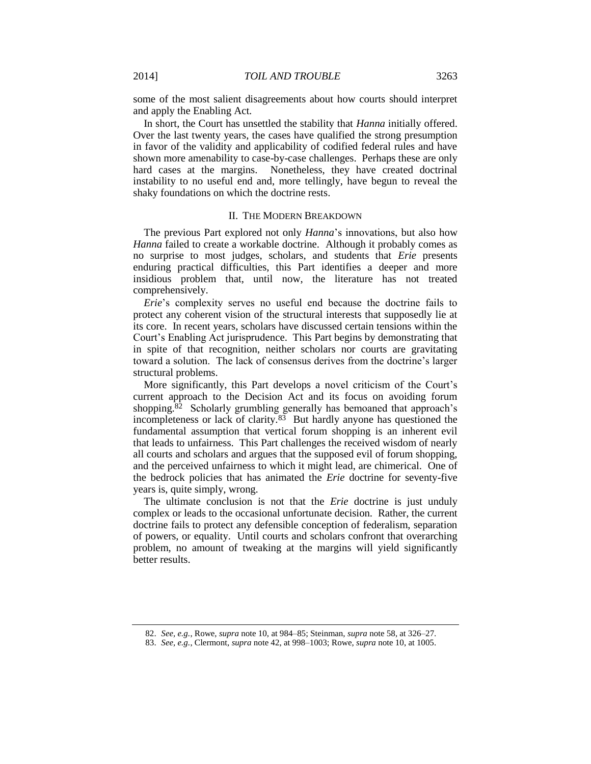some of the most salient disagreements about how courts should interpret and apply the Enabling Act.

In short, the Court has unsettled the stability that *Hanna* initially offered. Over the last twenty years, the cases have qualified the strong presumption in favor of the validity and applicability of codified federal rules and have shown more amenability to case-by-case challenges. Perhaps these are only hard cases at the margins. Nonetheless, they have created doctrinal instability to no useful end and, more tellingly, have begun to reveal the shaky foundations on which the doctrine rests.

## II. THE MODERN BREAKDOWN

The previous Part explored not only *Hanna*'s innovations, but also how *Hanna* failed to create a workable doctrine. Although it probably comes as no surprise to most judges, scholars, and students that *Erie* presents enduring practical difficulties, this Part identifies a deeper and more insidious problem that, until now, the literature has not treated comprehensively.

*Erie*'s complexity serves no useful end because the doctrine fails to protect any coherent vision of the structural interests that supposedly lie at its core. In recent years, scholars have discussed certain tensions within the Court's Enabling Act jurisprudence. This Part begins by demonstrating that in spite of that recognition, neither scholars nor courts are gravitating toward a solution. The lack of consensus derives from the doctrine's larger structural problems.

More significantly, this Part develops a novel criticism of the Court's current approach to the Decision Act and its focus on avoiding forum shopping.[82] Scholarly grumbling generally has bemoaned that approach's incompleteness or lack of clarity.[83] But hardly anyone has questioned the fundamental assumption that vertical forum shopping is an inherent evil that leads to unfairness. This Part challenges the received wisdom of nearly all courts and scholars and argues that the supposed evil of forum shopping, and the perceived unfairness to which it might lead, are chimerical. One of the bedrock policies that has animated the *Erie* doctrine for seventy-five years is, quite simply, wrong.

The ultimate conclusion is not that the *Erie* doctrine is just unduly complex or leads to the occasional unfortunate decision. Rather, the current doctrine fails to protect any defensible conception of federalism, separation of powers, or equality. Until courts and scholars confront that overarching problem, no amount of tweaking at the margins will yield significantly better results.

---

82. *See, e.g.*, Rowe, *supra* note 10, at 984–85; Steinman, *supra* note 58, at 326–27.

83. *See, e.g.*, Clermont, *supra* note 42, at 998–1003; Rowe, *supra* note 10, at 1005.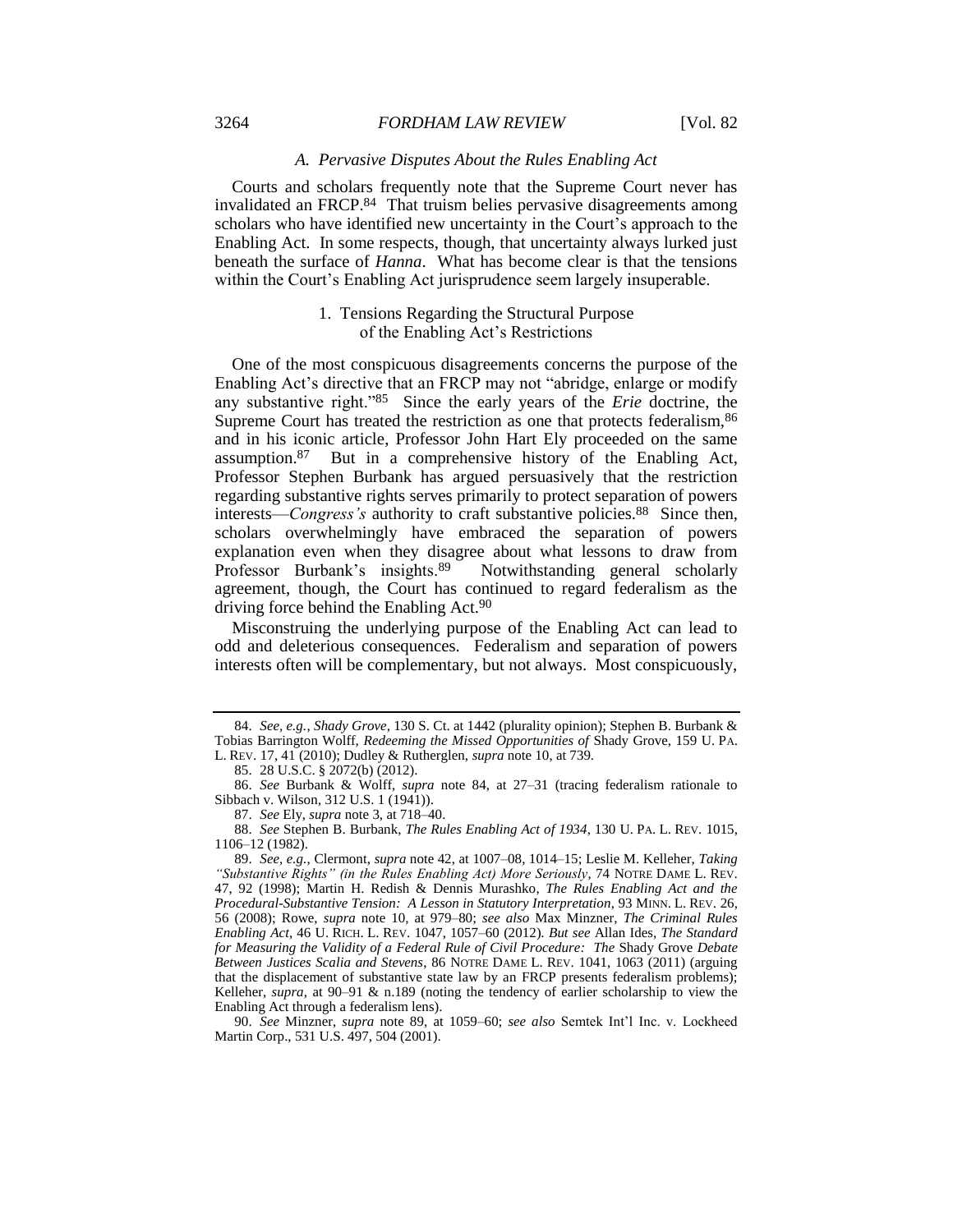### *A. Pervasive Disputes About the Rules Enabling Act*

Courts and scholars frequently note that the Supreme Court never has invalidated an FRCP.[84] That truism belies pervasive disagreements among scholars who have identified new uncertainty in the Court's approach to the Enabling Act. In some respects, though, that uncertainty always lurked just beneath the surface of *Hanna*. What has become clear is that the tensions within the Court's Enabling Act jurisprudence seem largely insuperable.

#### 1. Tensions Regarding the Structural Purpose of the Enabling Act's Restrictions

One of the most conspicuous disagreements concerns the purpose of the Enabling Act's directive that an FRCP may not "abridge, enlarge or modify any substantive right."[85] Since the early years of the *Erie* doctrine, the Supreme Court has treated the restriction as one that protects federalism,[86] and in his iconic article, Professor John Hart Ely proceeded on the same assumption.[87] But in a comprehensive history of the Enabling Act, Professor Stephen Burbank has argued persuasively that the restriction regarding substantive rights serves primarily to protect separation of powers interests—*Congress's* authority to craft substantive policies.[88] Since then, scholars overwhelmingly have embraced the separation of powers explanation even when they disagree about what lessons to draw from Professor Burbank's insights.[89] Notwithstanding general scholarly agreement, though, the Court has continued to regard federalism as the driving force behind the Enabling Act.[90]

Misconstruing the underlying purpose of the Enabling Act can lead to odd and deleterious consequences. Federalism and separation of powers interests often will be complementary, but not always. Most conspicuously,

---

84. *See, e.g.*, *Shady Grove*, 130 S. Ct. at 1442 (plurality opinion); Stephen B. Burbank & Tobias Barrington Wolff, *Redeeming the Missed Opportunities of* Shady Grove, 159 U. PA. L. REV. 17, 41 (2010); Dudley & Rutherglen, *supra* note 10, at 739.

85. 28 U.S.C. § 2072(b) (2012).

86. *See* Burbank & Wolff, *supra* note 84, at 27–31 (tracing federalism rationale to Sibbach v. Wilson, 312 U.S. 1 (1941)).

87. *See* Ely, *supra* note 3, at 718–40.

88. *See* Stephen B. Burbank, *The Rules Enabling Act of 1934*, 130 U. PA. L. REV. 1015, 1106–12 (1982).

89. *See, e.g.*, Clermont, *supra* note 42, at 1007–08, 1014–15; Leslie M. Kelleher, *Taking "Substantive Rights" (in the Rules Enabling Act) More Seriously*, 74 NOTRE DAME L. REV. 47, 92 (1998); Martin H. Redish & Dennis Murashko, *The Rules Enabling Act and the Procedural-Substantive Tension: A Lesson in Statutory Interpretation*, 93 MINN. L. REV. 26, 56 (2008); Rowe, *supra* note 10, at 979–80; *see also* Max Minzner, *The Criminal Rules Enabling Act*, 46 U. RICH. L. REV. 1047, 1057–60 (2012). *But see* Allan Ides, *The Standard for Measuring the Validity of a Federal Rule of Civil Procedure: The* Shady Grove *Debate Between Justices Scalia and Stevens*, 86 NOTRE DAME L. REV. 1041, 1063 (2011) (arguing that the displacement of substantive state law by an FRCP presents federalism problems); Kelleher, *supra*, at 90–91 & n.189 (noting the tendency of earlier scholarship to view the Enabling Act through a federalism lens).

90. *See* Minzner, *supra* note 89, at 1059–60; *see also* Semtek Int'l Inc. v. Lockheed Martin Corp., 531 U.S. 497, 504 (2001).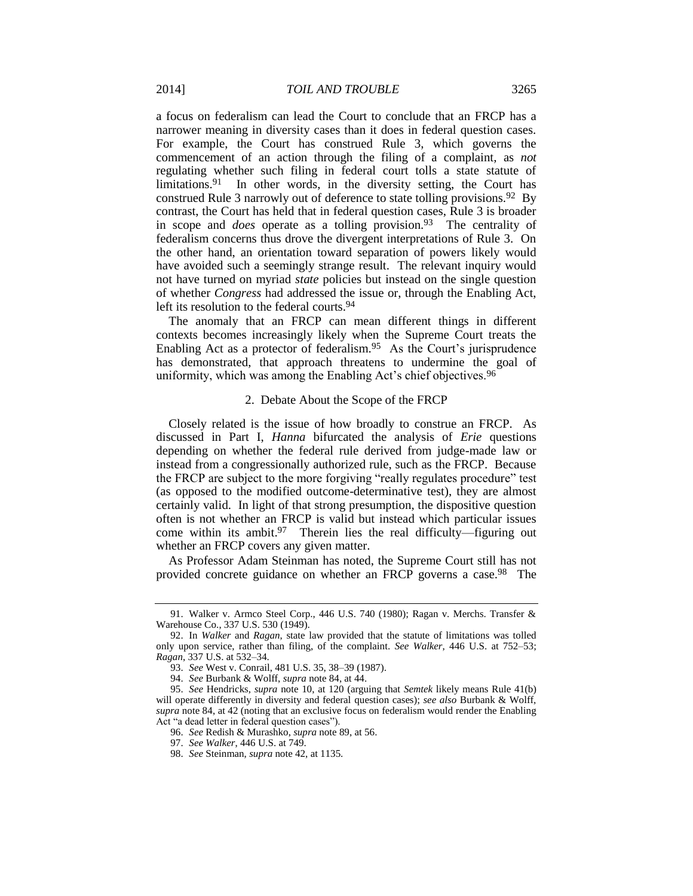a focus on federalism can lead the Court to conclude that an FRCP has a narrower meaning in diversity cases than it does in federal question cases. For example, the Court has construed Rule 3, which governs the commencement of an action through the filing of a complaint, as *not* regulating whether such filing in federal court tolls a state statute of limitations.[91] In other words, in the diversity setting, the Court has construed Rule 3 narrowly out of deference to state tolling provisions.[92] By contrast, the Court has held that in federal question cases, Rule 3 is broader in scope and *does* operate as a tolling provision.[93] The centrality of federalism concerns thus drove the divergent interpretations of Rule 3. On the other hand, an orientation toward separation of powers likely would have avoided such a seemingly strange result. The relevant inquiry would not have turned on myriad *state* policies but instead on the single question of whether *Congress* had addressed the issue or, through the Enabling Act, left its resolution to the federal courts.[94]

The anomaly that an FRCP can mean different things in different contexts becomes increasingly likely when the Supreme Court treats the Enabling Act as a protector of federalism.[95] As the Court's jurisprudence has demonstrated, that approach threatens to undermine the goal of uniformity, which was among the Enabling Act's chief objectives.[96]

### 2. Debate About the Scope of the FRCP

Closely related is the issue of how broadly to construe an FRCP. As discussed in Part I, *Hanna* bifurcated the analysis of *Erie* questions depending on whether the federal rule derived from judge-made law or instead from a congressionally authorized rule, such as the FRCP. Because the FRCP are subject to the more forgiving "really regulates procedure" test (as opposed to the modified outcome-determinative test), they are almost certainly valid. In light of that strong presumption, the dispositive question often is not whether an FRCP is valid but instead which particular issues come within its ambit.[97] Therein lies the real difficulty—figuring out whether an FRCP covers any given matter.

As Professor Adam Steinman has noted, the Supreme Court still has not provided concrete guidance on whether an FRCP governs a case.[98] The

---

91. Walker v. Armco Steel Corp., 446 U.S. 740 (1980); Ragan v. Merchs. Transfer & Warehouse Co., 337 U.S. 530 (1949).

92. In *Walker* and *Ragan*, state law provided that the statute of limitations was tolled only upon service, rather than filing, of the complaint. *See Walker*, 446 U.S. at 752–53; *Ragan*, 337 U.S. at 532–34.

93. *See* West v. Conrail, 481 U.S. 35, 38–39 (1987).

94. *See* Burbank & Wolff, *supra* note 84, at 44.

95. *See* Hendricks, *supra* note 10, at 120 (arguing that *Semtek* likely means Rule 41(b) will operate differently in diversity and federal question cases); *see also* Burbank & Wolff, *supra* note 84, at 42 (noting that an exclusive focus on federalism would render the Enabling Act "a dead letter in federal question cases").

96. *See* Redish & Murashko, *supra* note 89, at 56.

97. *See Walker*, 446 U.S. at 749.

98. *See* Steinman, *supra* note 42, at 1135.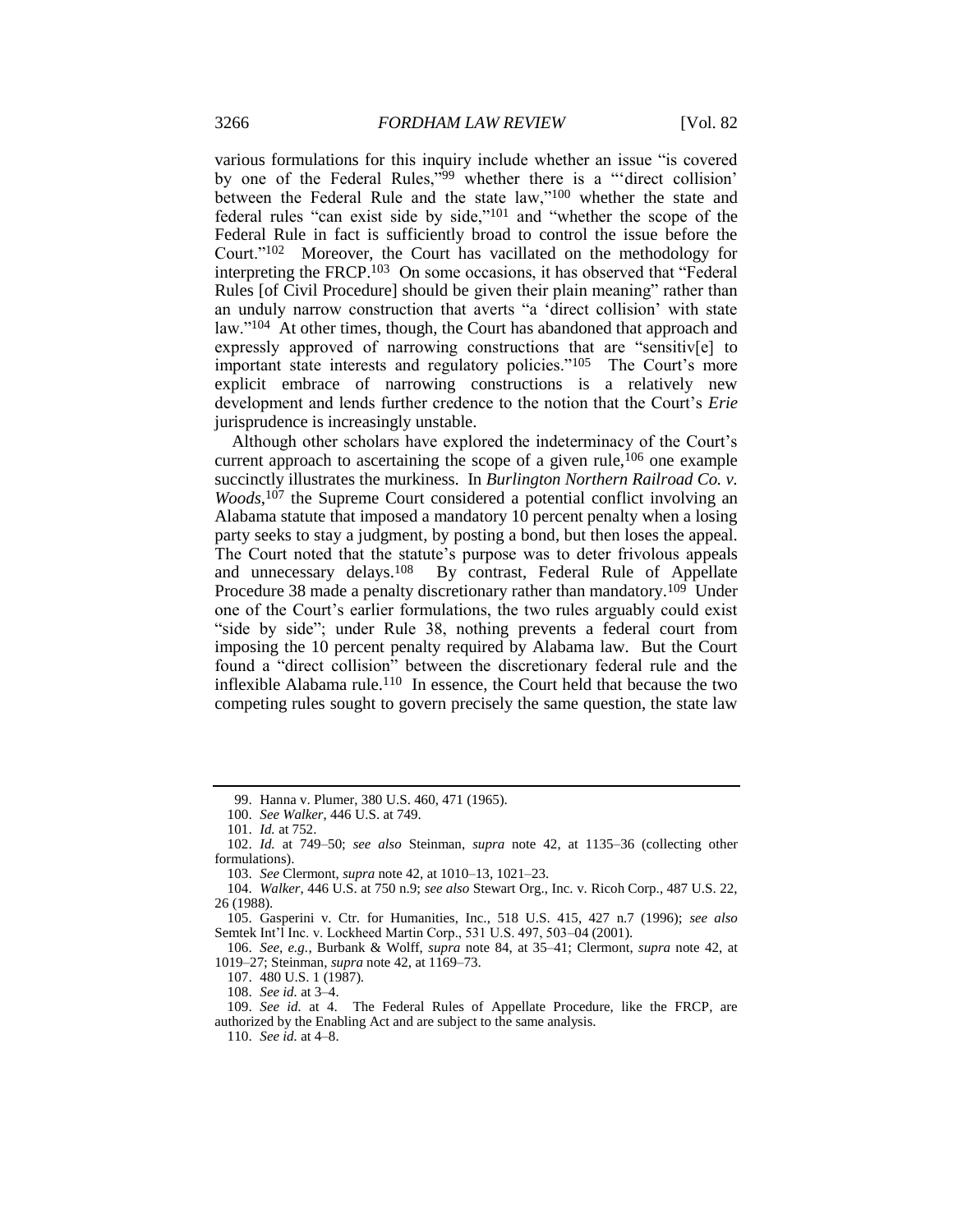various formulations for this inquiry include whether an issue "is covered by one of the Federal Rules,"[99] whether there is a "'direct collision' between the Federal Rule and the state law,"[100] whether the state and federal rules "can exist side by side,"[101] and "whether the scope of the Federal Rule in fact is sufficiently broad to control the issue before the Court."[102] Moreover, the Court has vacillated on the methodology for interpreting the FRCP.[103] On some occasions, it has observed that "Federal Rules [of Civil Procedure] should be given their plain meaning" rather than an unduly narrow construction that averts "a 'direct collision' with state law."[104] At other times, though, the Court has abandoned that approach and expressly approved of narrowing constructions that are "sensitiv[e] to important state interests and regulatory policies."[105] The Court's more explicit embrace of narrowing constructions is a relatively new development and lends further credence to the notion that the Court's *Erie* jurisprudence is increasingly unstable.

Although other scholars have explored the indeterminacy of the Court's current approach to ascertaining the scope of a given rule,[106] one example succinctly illustrates the murkiness. In *Burlington Northern Railroad Co. v. Woods*,[107] the Supreme Court considered a potential conflict involving an Alabama statute that imposed a mandatory 10 percent penalty when a losing party seeks to stay a judgment, by posting a bond, but then loses the appeal. The Court noted that the statute's purpose was to deter frivolous appeals and unnecessary delays.[108] By contrast, Federal Rule of Appellate Procedure 38 made a penalty discretionary rather than mandatory.[109] Under one of the Court's earlier formulations, the two rules arguably could exist "side by side"; under Rule 38, nothing prevents a federal court from imposing the 10 percent penalty required by Alabama law. But the Court found a "direct collision" between the discretionary federal rule and the inflexible Alabama rule.[110] In essence, the Court held that because the two competing rules sought to govern precisely the same question, the state law

---

99. Hanna v. Plumer, 380 U.S. 460, 471 (1965).

100. *See Walker*, 446 U.S. at 749.

101. *Id.* at 752.

102. *Id.* at 749–50; *see also* Steinman, *supra* note 42, at 1135–36 (collecting other formulations).

103. *See* Clermont, *supra* note 42, at 1010–13, 1021–23.

104. *Walker*, 446 U.S. at 750 n.9; *see also* Stewart Org., Inc. v. Ricoh Corp., 487 U.S. 22, 26 (1988).

105. Gasperini v. Ctr. for Humanities, Inc., 518 U.S. 415, 427 n.7 (1996); *see also* Semtek Int'l Inc. v. Lockheed Martin Corp., 531 U.S. 497, 503–04 (2001).

106. *See, e.g.*, Burbank & Wolff, *supra* note 84, at 35–41; Clermont, *supra* note 42, at 1019–27; Steinman, *supra* note 42, at 1169–73.

107. 480 U.S. 1 (1987).

108. *See id.* at 3–4.

109. *See id.* at 4. The Federal Rules of Appellate Procedure, like the FRCP, are authorized by the Enabling Act and are subject to the same analysis.

110. *See id.* at 4–8.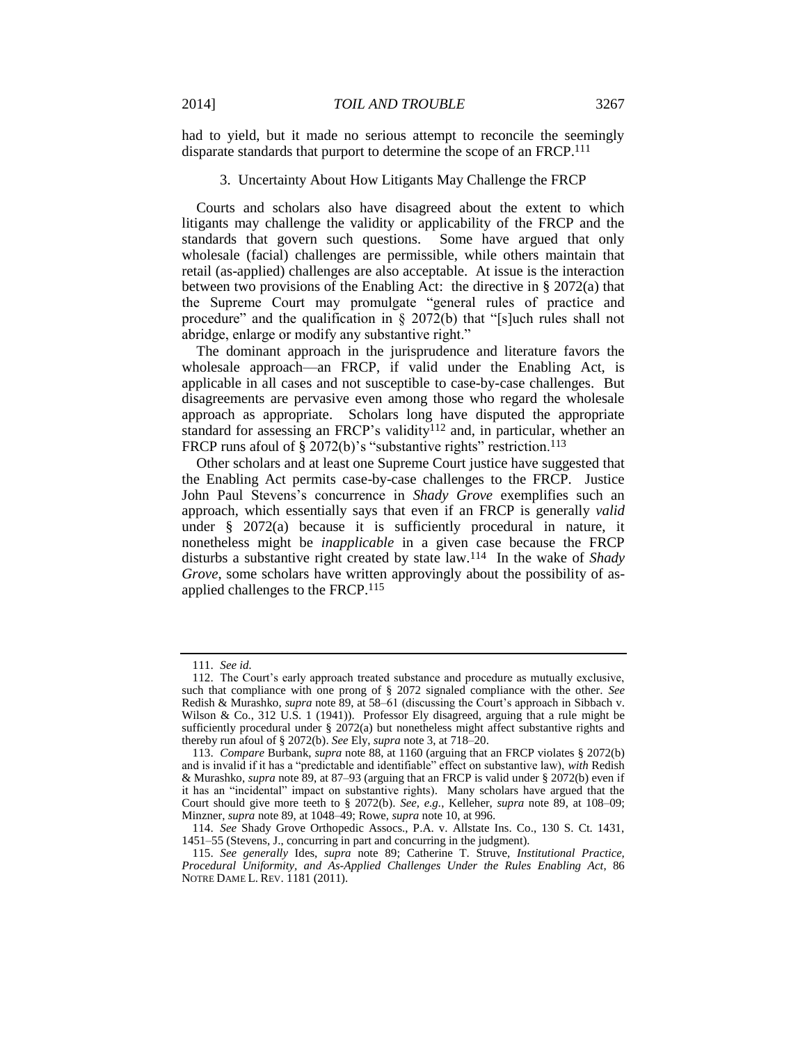had to yield, but it made no serious attempt to reconcile the seemingly disparate standards that purport to determine the scope of an FRCP.[111]

### 3. Uncertainty About How Litigants May Challenge the FRCP

Courts and scholars also have disagreed about the extent to which litigants may challenge the validity or applicability of the FRCP and the standards that govern such questions. Some have argued that only wholesale (facial) challenges are permissible, while others maintain that retail (as-applied) challenges are also acceptable. At issue is the interaction between two provisions of the Enabling Act: the directive in § 2072(a) that the Supreme Court may promulgate "general rules of practice and procedure" and the qualification in § 2072(b) that "[s]uch rules shall not abridge, enlarge or modify any substantive right."

The dominant approach in the jurisprudence and literature favors the wholesale approach—an FRCP, if valid under the Enabling Act, is applicable in all cases and not susceptible to case-by-case challenges. But disagreements are pervasive even among those who regard the wholesale approach as appropriate. Scholars long have disputed the appropriate standard for assessing an FRCP's validity[112] and, in particular, whether an FRCP runs afoul of § 2072(b)'s "substantive rights" restriction.[113]

Other scholars and at least one Supreme Court justice have suggested that the Enabling Act permits case-by-case challenges to the FRCP. Justice John Paul Stevens's concurrence in *Shady Grove* exemplifies such an approach, which essentially says that even if an FRCP is generally *valid* under § 2072(a) because it is sufficiently procedural in nature, it nonetheless might be *inapplicable* in a given case because the FRCP disturbs a substantive right created by state law.[114] In the wake of *Shady Grove*, some scholars have written approvingly about the possibility of as-applied challenges to the FRCP.[115]

---

111. *See id.*

112. The Court's early approach treated substance and procedure as mutually exclusive, such that compliance with one prong of § 2072 signaled compliance with the other. *See* Redish & Murashko, *supra* note 89, at 58–61 (discussing the Court's approach in Sibbach v. Wilson & Co., 312 U.S. 1 (1941)). Professor Ely disagreed, arguing that a rule might be sufficiently procedural under § 2072(a) but nonetheless might affect substantive rights and thereby run afoul of § 2072(b). *See* Ely, *supra* note 3, at 718–20.

113. *Compare* Burbank, *supra* note 88, at 1160 (arguing that an FRCP violates § 2072(b) and is invalid if it has a "predictable and identifiable" effect on substantive law), *with* Redish & Murashko, *supra* note 89, at 87–93 (arguing that an FRCP is valid under § 2072(b) even if it has an "incidental" impact on substantive rights). Many scholars have argued that the Court should give more teeth to § 2072(b). *See, e.g.*, Kelleher, *supra* note 89, at 108–09; Minzner, *supra* note 89, at 1048–49; Rowe, *supra* note 10, at 996.

114. *See* Shady Grove Orthopedic Assocs., P.A. v. Allstate Ins. Co., 130 S. Ct. 1431, 1451–55 (Stevens, J., concurring in part and concurring in the judgment).

115. *See generally* Ides, *supra* note 89; Catherine T. Struve, *Institutional Practice, Procedural Uniformity, and As-Applied Challenges Under the Rules Enabling Act*, 86 NOTRE DAME L. REV. 1181 (2011).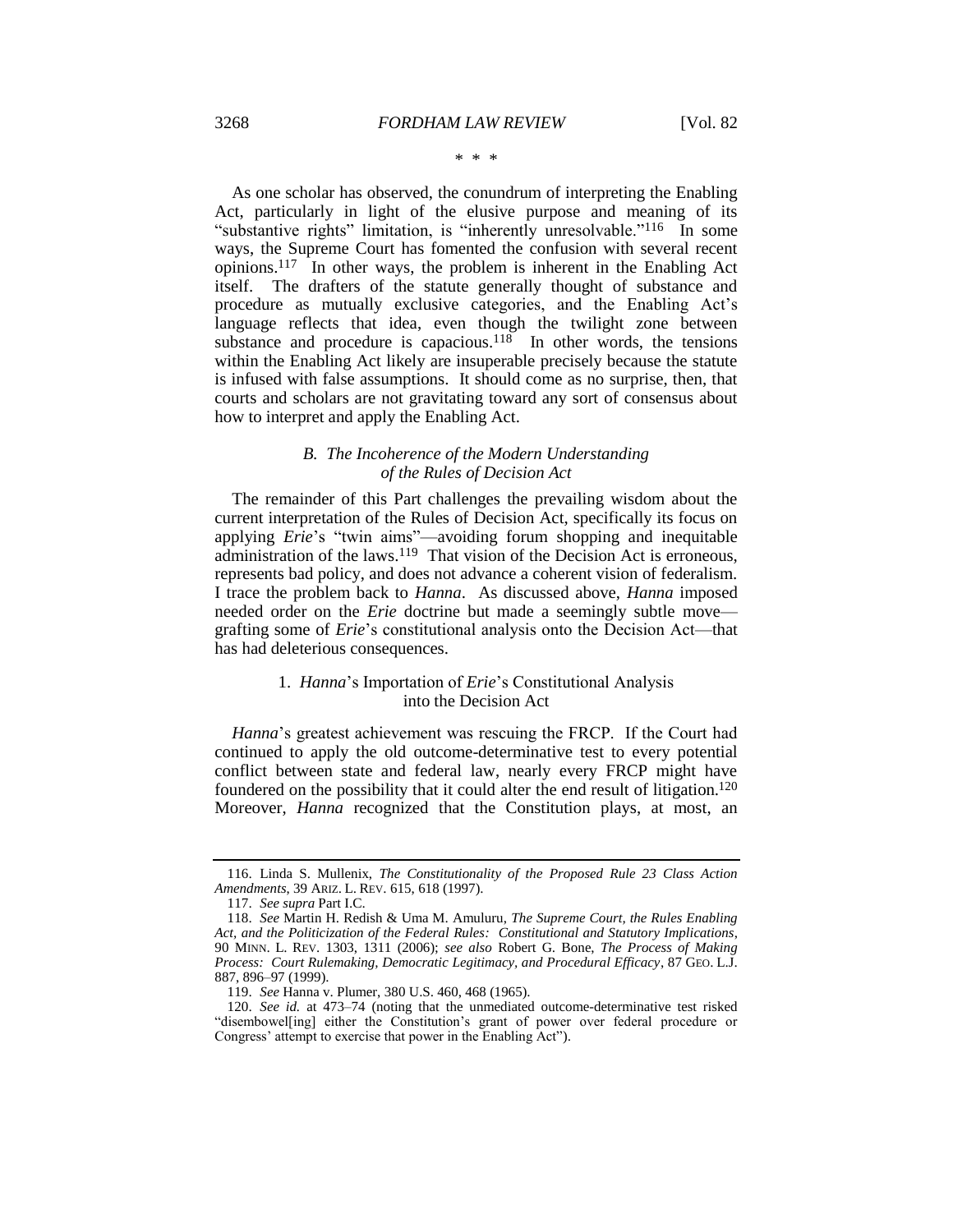\* \* \*

As one scholar has observed, the conundrum of interpreting the Enabling Act, particularly in light of the elusive purpose and meaning of its "substantive rights" limitation, is "inherently unresolvable."[116] In some ways, the Supreme Court has fomented the confusion with several recent opinions.[117] In other ways, the problem is inherent in the Enabling Act itself. The drafters of the statute generally thought of substance and procedure as mutually exclusive categories, and the Enabling Act's language reflects that idea, even though the twilight zone between substance and procedure is capacious.[118] In other words, the tensions within the Enabling Act likely are insuperable precisely because the statute is infused with false assumptions. It should come as no surprise, then, that courts and scholars are not gravitating toward any sort of consensus about how to interpret and apply the Enabling Act.

### *B. The Incoherence of the Modern Understanding of the Rules of Decision Act*

The remainder of this Part challenges the prevailing wisdom about the current interpretation of the Rules of Decision Act, specifically its focus on applying *Erie*'s "twin aims"—avoiding forum shopping and inequitable administration of the laws.[119] That vision of the Decision Act is erroneous, represents bad policy, and does not advance a coherent vision of federalism. I trace the problem back to *Hanna*. As discussed above, *Hanna* imposed needed order on the *Erie* doctrine but made a seemingly subtle move—grafting some of *Erie*'s constitutional analysis onto the Decision Act—that has had deleterious consequences.

#### 1. *Hanna*'s Importation of *Erie*'s Constitutional Analysis into the Decision Act

*Hanna*'s greatest achievement was rescuing the FRCP. If the Court had continued to apply the old outcome-determinative test to every potential conflict between state and federal law, nearly every FRCP might have foundered on the possibility that it could alter the end result of litigation.[120] Moreover, *Hanna* recognized that the Constitution plays, at most, an

---

116. Linda S. Mullenix, *The Constitutionality of the Proposed Rule 23 Class Action Amendments*, 39 ARIZ. L. REV. 615, 618 (1997).

117. *See supra* Part I.C.

118. *See* Martin H. Redish & Uma M. Amuluru, *The Supreme Court, the Rules Enabling Act, and the Politicization of the Federal Rules: Constitutional and Statutory Implications*, 90 MINN. L. REV. 1303, 1311 (2006); *see also* Robert G. Bone, *The Process of Making Process: Court Rulemaking, Democratic Legitimacy, and Procedural Efficacy*, 87 GEO. L.J. 887, 896–97 (1999).

119. *See* Hanna v. Plumer, 380 U.S. 460, 468 (1965).

120. *See id.* at 473–74 (noting that the unmediated outcome-determinative test risked "disembowel[ing] either the Constitution's grant of power over federal procedure or Congress' attempt to exercise that power in the Enabling Act").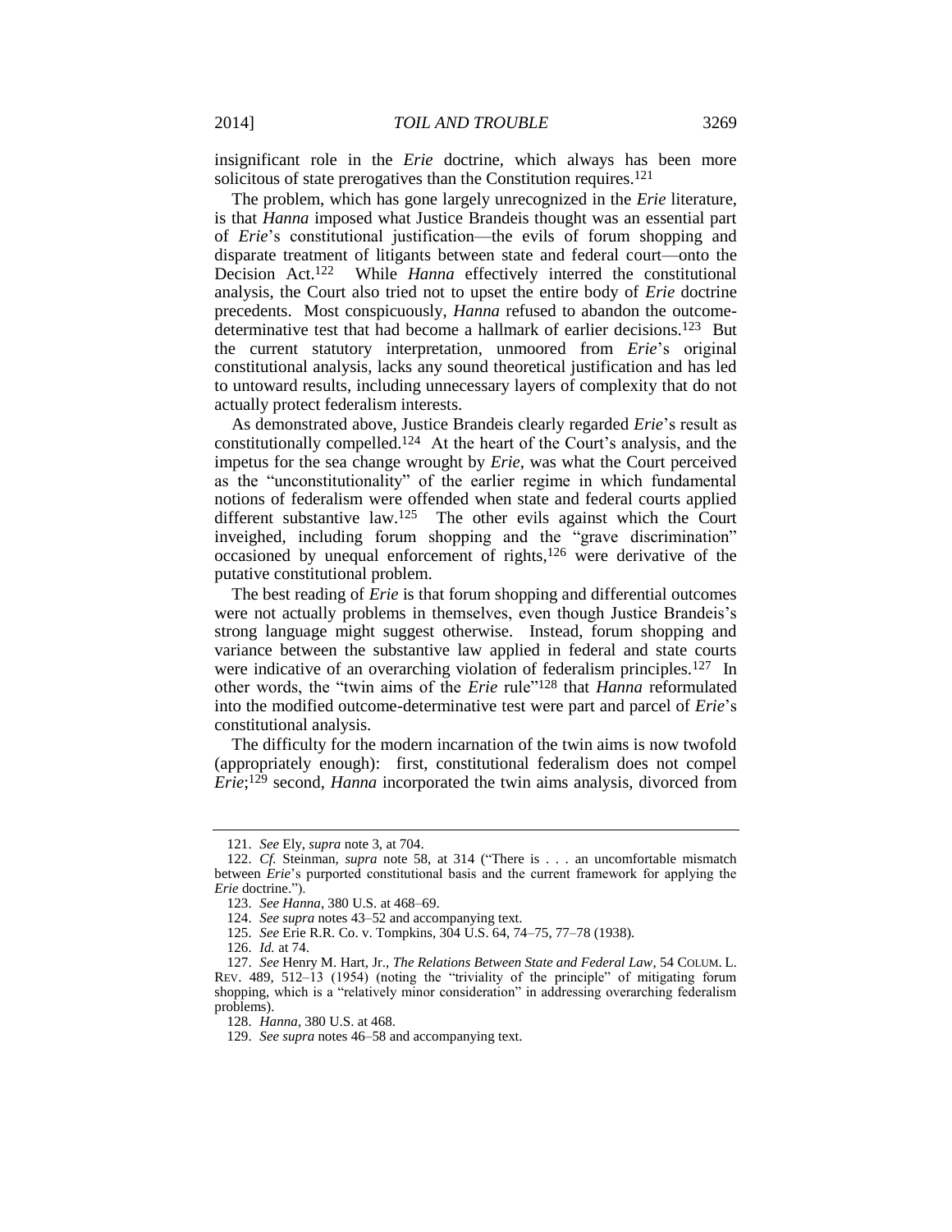insignificant role in the *Erie* doctrine, which always has been more solicitous of state prerogatives than the Constitution requires.[121]

The problem, which has gone largely unrecognized in the *Erie* literature, is that *Hanna* imposed what Justice Brandeis thought was an essential part of *Erie*'s constitutional justification—the evils of forum shopping and disparate treatment of litigants between state and federal court—onto the Decision Act.[122] While *Hanna* effectively interred the constitutional analysis, the Court also tried not to upset the entire body of *Erie* doctrine precedents. Most conspicuously, *Hanna* refused to abandon the outcome-determinative test that had become a hallmark of earlier decisions.[123] But the current statutory interpretation, unmoored from *Erie*'s original constitutional analysis, lacks any sound theoretical justification and has led to untoward results, including unnecessary layers of complexity that do not actually protect federalism interests.

As demonstrated above, Justice Brandeis clearly regarded *Erie*'s result as constitutionally compelled.[124] At the heart of the Court's analysis, and the impetus for the sea change wrought by *Erie*, was what the Court perceived as the "unconstitutionality" of the earlier regime in which fundamental notions of federalism were offended when state and federal courts applied different substantive law.[125] The other evils against which the Court inveighed, including forum shopping and the "grave discrimination" occasioned by unequal enforcement of rights,[126] were derivative of the putative constitutional problem.

The best reading of *Erie* is that forum shopping and differential outcomes were not actually problems in themselves, even though Justice Brandeis's strong language might suggest otherwise. Instead, forum shopping and variance between the substantive law applied in federal and state courts were indicative of an overarching violation of federalism principles.[127] In other words, the "twin aims of the *Erie* rule"[128] that *Hanna* reformulated into the modified outcome-determinative test were part and parcel of *Erie*'s constitutional analysis.

The difficulty for the modern incarnation of the twin aims is now twofold (appropriately enough): first, constitutional federalism does not compel *Erie*;[129] second, *Hanna* incorporated the twin aims analysis, divorced from

---

121. *See* Ely, *supra* note 3, at 704.

122. *Cf.* Steinman, *supra* note 58, at 314 ("There is . . . an uncomfortable mismatch between *Erie*'s purported constitutional basis and the current framework for applying the *Erie* doctrine.").

123. *See Hanna*, 380 U.S. at 468–69.

124. *See supra* notes 43–52 and accompanying text.

125. *See* Erie R.R. Co. v. Tompkins, 304 U.S. 64, 74–75, 77–78 (1938).

126. *Id.* at 74.

127. *See* Henry M. Hart, Jr., *The Relations Between State and Federal Law*, 54 COLUM. L. REV. 489, 512–13 (1954) (noting the "triviality of the principle" of mitigating forum shopping, which is a "relatively minor consideration" in addressing overarching federalism problems).

128. *Hanna*, 380 U.S. at 468.

129. *See supra* notes 46–58 and accompanying text.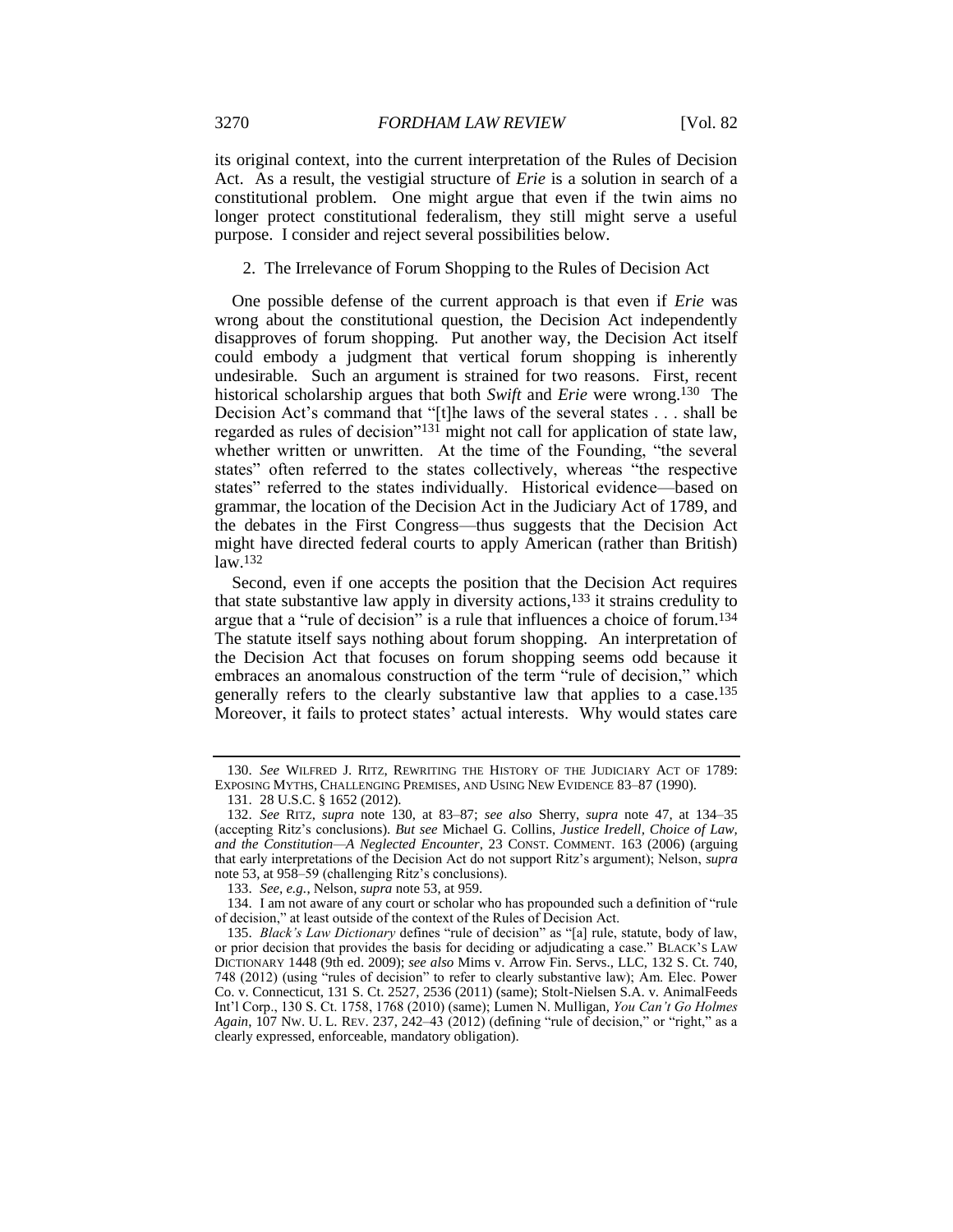its original context, into the current interpretation of the Rules of Decision Act. As a result, the vestigial structure of *Erie* is a solution in search of a constitutional problem. One might argue that even if the twin aims no longer protect constitutional federalism, they still might serve a useful purpose. I consider and reject several possibilities below.

### 2. The Irrelevance of Forum Shopping to the Rules of Decision Act

One possible defense of the current approach is that even if *Erie* was wrong about the constitutional question, the Decision Act independently disapproves of forum shopping. Put another way, the Decision Act itself could embody a judgment that vertical forum shopping is inherently undesirable. Such an argument is strained for two reasons. First, recent historical scholarship argues that both *Swift* and *Erie* were wrong.[130] The Decision Act's command that "[t]he laws of the several states . . . shall be regarded as rules of decision"[131] might not call for application of state law, whether written or unwritten. At the time of the Founding, "the several states" often referred to the states collectively, whereas "the respective states" referred to the states individually. Historical evidence—based on grammar, the location of the Decision Act in the Judiciary Act of 1789, and the debates in the First Congress—thus suggests that the Decision Act might have directed federal courts to apply American (rather than British) law.[132]

Second, even if one accepts the position that the Decision Act requires that state substantive law apply in diversity actions,[133] it strains credulity to argue that a "rule of decision" is a rule that influences a choice of forum.[134] The statute itself says nothing about forum shopping. An interpretation of the Decision Act that focuses on forum shopping seems odd because it embraces an anomalous construction of the term "rule of decision," which generally refers to the clearly substantive law that applies to a case.[135] Moreover, it fails to protect states' actual interests. Why would states care

---

130. *See* WILFRED J. RITZ, REWRITING THE HISTORY OF THE JUDICIARY ACT OF 1789: EXPOSING MYTHS, CHALLENGING PREMISES, AND USING NEW EVIDENCE 83–87 (1990).

131. 28 U.S.C. § 1652 (2012).

132. *See* RITZ, *supra* note 130, at 83–87; *see also* Sherry, *supra* note 47, at 134–35 (accepting Ritz's conclusions). *But see* Michael G. Collins, *Justice Iredell, Choice of Law, and the Constitution—A Neglected Encounter*, 23 CONST. COMMENT. 163 (2006) (arguing that early interpretations of the Decision Act do not support Ritz's argument); Nelson, *supra* note 53, at 958–59 (challenging Ritz's conclusions).

133. *See, e.g.*, Nelson, *supra* note 53, at 959.

134. I am not aware of any court or scholar who has propounded such a definition of "rule of decision," at least outside of the context of the Rules of Decision Act.

135. *Black's Law Dictionary* defines "rule of decision" as "[a] rule, statute, body of law, or prior decision that provides the basis for deciding or adjudicating a case." BLACK'S LAW DICTIONARY 1448 (9th ed. 2009); *see also* Mims v. Arrow Fin. Servs., LLC, 132 S. Ct. 740, 748 (2012) (using "rules of decision" to refer to clearly substantive law); Am. Elec. Power Co. v. Connecticut, 131 S. Ct. 2527, 2536 (2011) (same); Stolt-Nielsen S.A. v. AnimalFeeds Int'l Corp., 130 S. Ct. 1758, 1768 (2010) (same); Lumen N. Mulligan, *You Can't Go Holmes Again*, 107 NW. U. L. REV. 237, 242–43 (2012) (defining "rule of decision," or "right," as a clearly expressed, enforceable, mandatory obligation).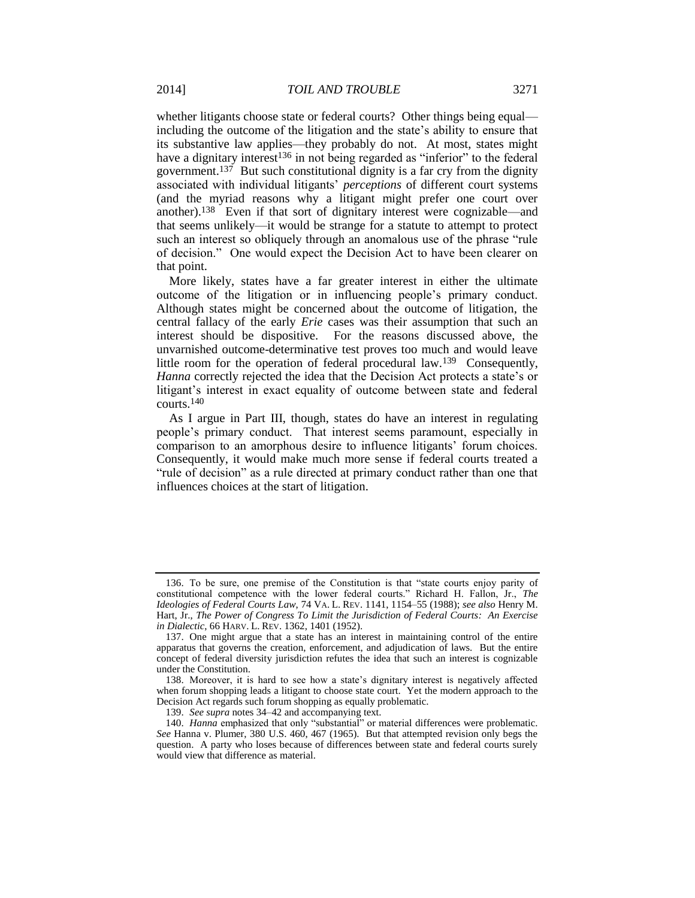whether litigants choose state or federal courts? Other things being equal—including the outcome of the litigation and the state's ability to ensure that its substantive law applies—they probably do not. At most, states might have a dignitary interest[136] in not being regarded as "inferior" to the federal government.[137] But such constitutional dignity is a far cry from the dignity associated with individual litigants' *perceptions* of different court systems (and the myriad reasons why a litigant might prefer one court over another).[138] Even if that sort of dignitary interest were cognizable—and that seems unlikely—it would be strange for a statute to attempt to protect such an interest so obliquely through an anomalous use of the phrase "rule of decision." One would expect the Decision Act to have been clearer on that point.

More likely, states have a far greater interest in either the ultimate outcome of the litigation or in influencing people's primary conduct. Although states might be concerned about the outcome of litigation, the central fallacy of the early *Erie* cases was their assumption that such an interest should be dispositive. For the reasons discussed above, the unvarnished outcome-determinative test proves too much and would leave little room for the operation of federal procedural law.[139] Consequently, *Hanna* correctly rejected the idea that the Decision Act protects a state's or litigant's interest in exact equality of outcome between state and federal courts.[140]

As I argue in Part III, though, states do have an interest in regulating people's primary conduct. That interest seems paramount, especially in comparison to an amorphous desire to influence litigants' forum choices. Consequently, it would make much more sense if federal courts treated a "rule of decision" as a rule directed at primary conduct rather than one that influences choices at the start of litigation.

---

136. To be sure, one premise of the Constitution is that "state courts enjoy parity of constitutional competence with the lower federal courts." Richard H. Fallon, Jr., *The Ideologies of Federal Courts Law*, 74 VA. L. REV. 1141, 1154–55 (1988); *see also* Henry M. Hart, Jr., *The Power of Congress To Limit the Jurisdiction of Federal Courts: An Exercise in Dialectic*, 66 HARV. L. REV. 1362, 1401 (1952).

137. One might argue that a state has an interest in maintaining control of the entire apparatus that governs the creation, enforcement, and adjudication of laws. But the entire concept of federal diversity jurisdiction refutes the idea that such an interest is cognizable under the Constitution.

138. Moreover, it is hard to see how a state's dignitary interest is negatively affected when forum shopping leads a litigant to choose state court. Yet the modern approach to the Decision Act regards such forum shopping as equally problematic.

139. *See supra* notes 34–42 and accompanying text.

140. *Hanna* emphasized that only "substantial" or material differences were problematic. *See* Hanna v. Plumer, 380 U.S. 460, 467 (1965). But that attempted revision only begs the question. A party who loses because of differences between state and federal courts surely would view that difference as material.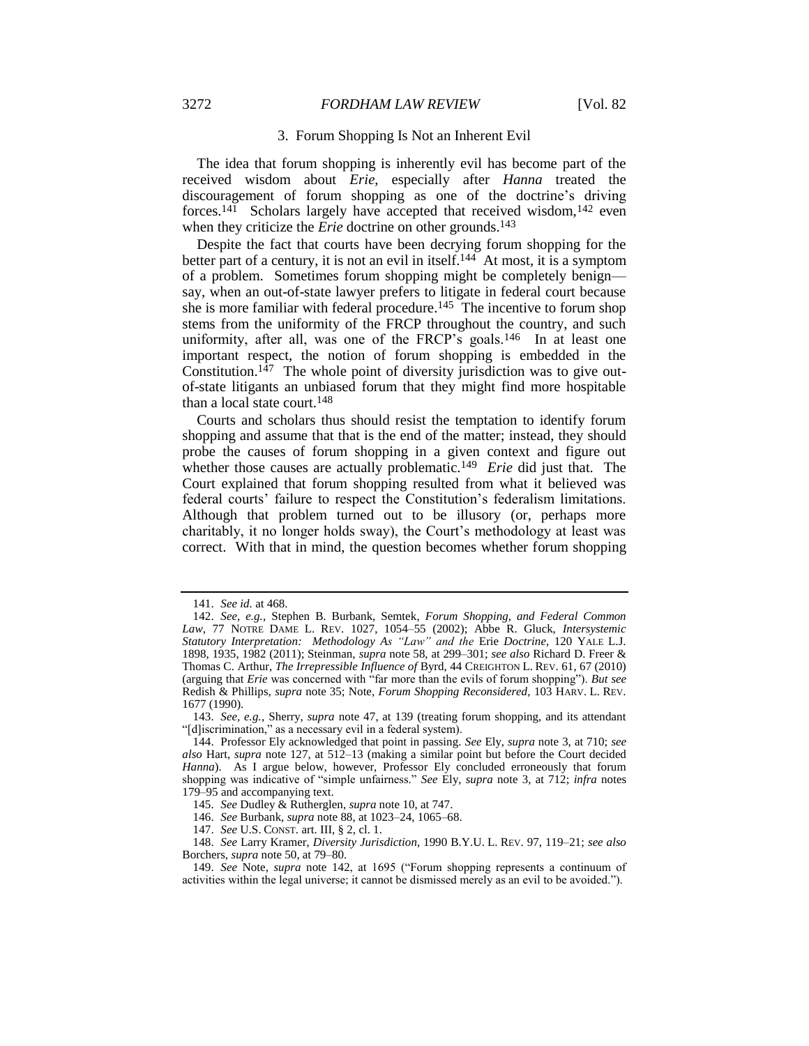### 3. Forum Shopping Is Not an Inherent Evil

The idea that forum shopping is inherently evil has become part of the received wisdom about *Erie*, especially after *Hanna* treated the discouragement of forum shopping as one of the doctrine's driving forces.[141] Scholars largely have accepted that received wisdom,[142] even when they criticize the *Erie* doctrine on other grounds.[143]

Despite the fact that courts have been decrying forum shopping for the better part of a century, it is not an evil in itself.[144] At most, it is a symptom of a problem. Sometimes forum shopping might be completely benign—say, when an out-of-state lawyer prefers to litigate in federal court because she is more familiar with federal procedure.[145] The incentive to forum shop stems from the uniformity of the FRCP throughout the country, and such uniformity, after all, was one of the FRCP's goals.[146] In at least one important respect, the notion of forum shopping is embedded in the Constitution.[147] The whole point of diversity jurisdiction was to give out-of-state litigants an unbiased forum that they might find more hospitable than a local state court.[148]

Courts and scholars thus should resist the temptation to identify forum shopping and assume that that is the end of the matter; instead, they should probe the causes of forum shopping in a given context and figure out whether those causes are actually problematic.[149] *Erie* did just that. The Court explained that forum shopping resulted from what it believed was federal courts' failure to respect the Constitution's federalism limitations. Although that problem turned out to be illusory (or, perhaps more charitably, it no longer holds sway), the Court's methodology at least was correct. With that in mind, the question becomes whether forum shopping

---

141. *See id.* at 468.

142. *See, e.g.*, Stephen B. Burbank, Semtek*, Forum Shopping, and Federal Common Law*, 77 NOTRE DAME L. REV. 1027, 1054–55 (2002); Abbe R. Gluck, *Intersystemic Statutory Interpretation: Methodology As "Law" and the* Erie *Doctrine*, 120 YALE L.J. 1898, 1935, 1982 (2011); Steinman, *supra* note 58, at 299–301; *see also* Richard D. Freer & Thomas C. Arthur, *The Irrepressible Influence of* Byrd, 44 CREIGHTON L. REV. 61, 67 (2010) (arguing that *Erie* was concerned with "far more than the evils of forum shopping"). *But see* Redish & Phillips, *supra* note 35; Note, *Forum Shopping Reconsidered*, 103 HARV. L. REV. 1677 (1990).

143. *See, e.g.*, Sherry, *supra* note 47, at 139 (treating forum shopping, and its attendant "[d]iscrimination," as a necessary evil in a federal system).

144. Professor Ely acknowledged that point in passing. *See* Ely, *supra* note 3, at 710; *see also* Hart, *supra* note 127, at 512–13 (making a similar point but before the Court decided *Hanna*). As I argue below, however, Professor Ely concluded erroneously that forum shopping was indicative of "simple unfairness." *See* Ely, *supra* note 3, at 712; *infra* notes 179–95 and accompanying text.

145. *See* Dudley & Rutherglen, *supra* note 10, at 747.

146. *See* Burbank, *supra* note 88, at 1023–24, 1065–68.

147. *See* U.S. CONST. art. III, § 2, cl. 1.

148. *See* Larry Kramer, *Diversity Jurisdiction*, 1990 B.Y.U. L. REV. 97, 119–21; *see also* Borchers, *supra* note 50, at 79–80.

149. *See* Note, *supra* note 142, at 1695 ("Forum shopping represents a continuum of activities within the legal universe; it cannot be dismissed merely as an evil to be avoided.").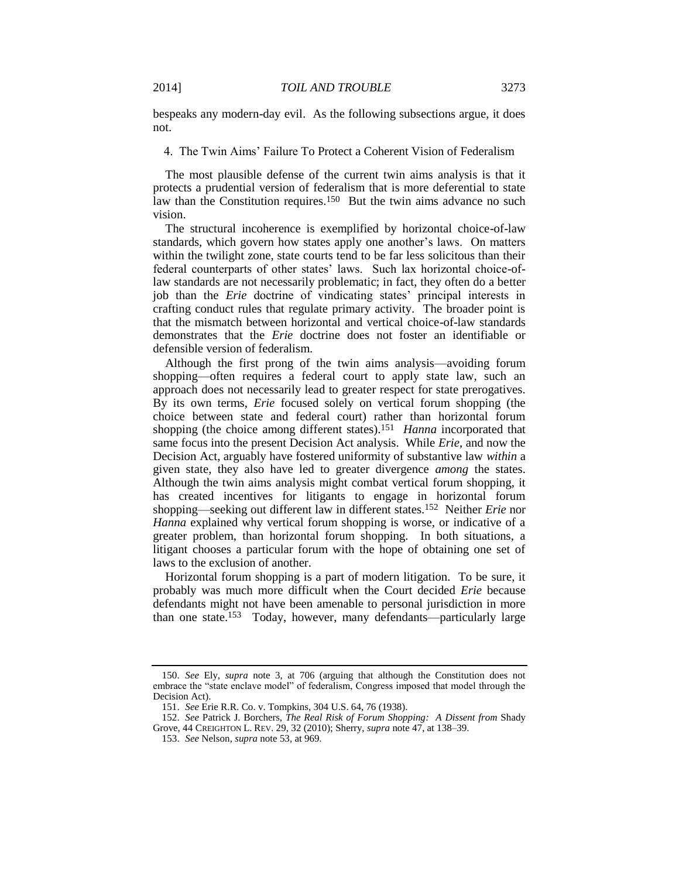bespeaks any modern-day evil. As the following subsections argue, it does not.

### 4. The Twin Aims' Failure To Protect a Coherent Vision of Federalism

The most plausible defense of the current twin aims analysis is that it protects a prudential version of federalism that is more deferential to state law than the Constitution requires.[150] But the twin aims advance no such vision.

The structural incoherence is exemplified by horizontal choice-of-law standards, which govern how states apply one another's laws. On matters within the twilight zone, state courts tend to be far less solicitous than their federal counterparts of other states' laws. Such lax horizontal choice-of-law standards are not necessarily problematic; in fact, they often do a better job than the *Erie* doctrine of vindicating states' principal interests in crafting conduct rules that regulate primary activity. The broader point is that the mismatch between horizontal and vertical choice-of-law standards demonstrates that the *Erie* doctrine does not foster an identifiable or defensible version of federalism.

Although the first prong of the twin aims analysis—avoiding forum shopping—often requires a federal court to apply state law, such an approach does not necessarily lead to greater respect for state prerogatives. By its own terms, *Erie* focused solely on vertical forum shopping (the choice between state and federal court) rather than horizontal forum shopping (the choice among different states).[151] *Hanna* incorporated that same focus into the present Decision Act analysis. While *Erie*, and now the Decision Act, arguably have fostered uniformity of substantive law *within* a given state, they also have led to greater divergence *among* the states. Although the twin aims analysis might combat vertical forum shopping, it has created incentives for litigants to engage in horizontal forum shopping—seeking out different law in different states.[152] Neither *Erie* nor *Hanna* explained why vertical forum shopping is worse, or indicative of a greater problem, than horizontal forum shopping. In both situations, a litigant chooses a particular forum with the hope of obtaining one set of laws to the exclusion of another.

Horizontal forum shopping is a part of modern litigation. To be sure, it probably was much more difficult when the Court decided *Erie* because defendants might not have been amenable to personal jurisdiction in more than one state.[153] Today, however, many defendants—particularly large

---

150. *See* Ely, *supra* note 3, at 706 (arguing that although the Constitution does not embrace the "state enclave model" of federalism, Congress imposed that model through the Decision Act).

151. *See* Erie R.R. Co. v. Tompkins, 304 U.S. 64, 76 (1938).

152. *See* Patrick J. Borchers, *The Real Risk of Forum Shopping: A Dissent from* Shady Grove, 44 CREIGHTON L. REV. 29, 32 (2010); Sherry, *supra* note 47, at 138–39.

153. *See* Nelson, *supra* note 53, at 969.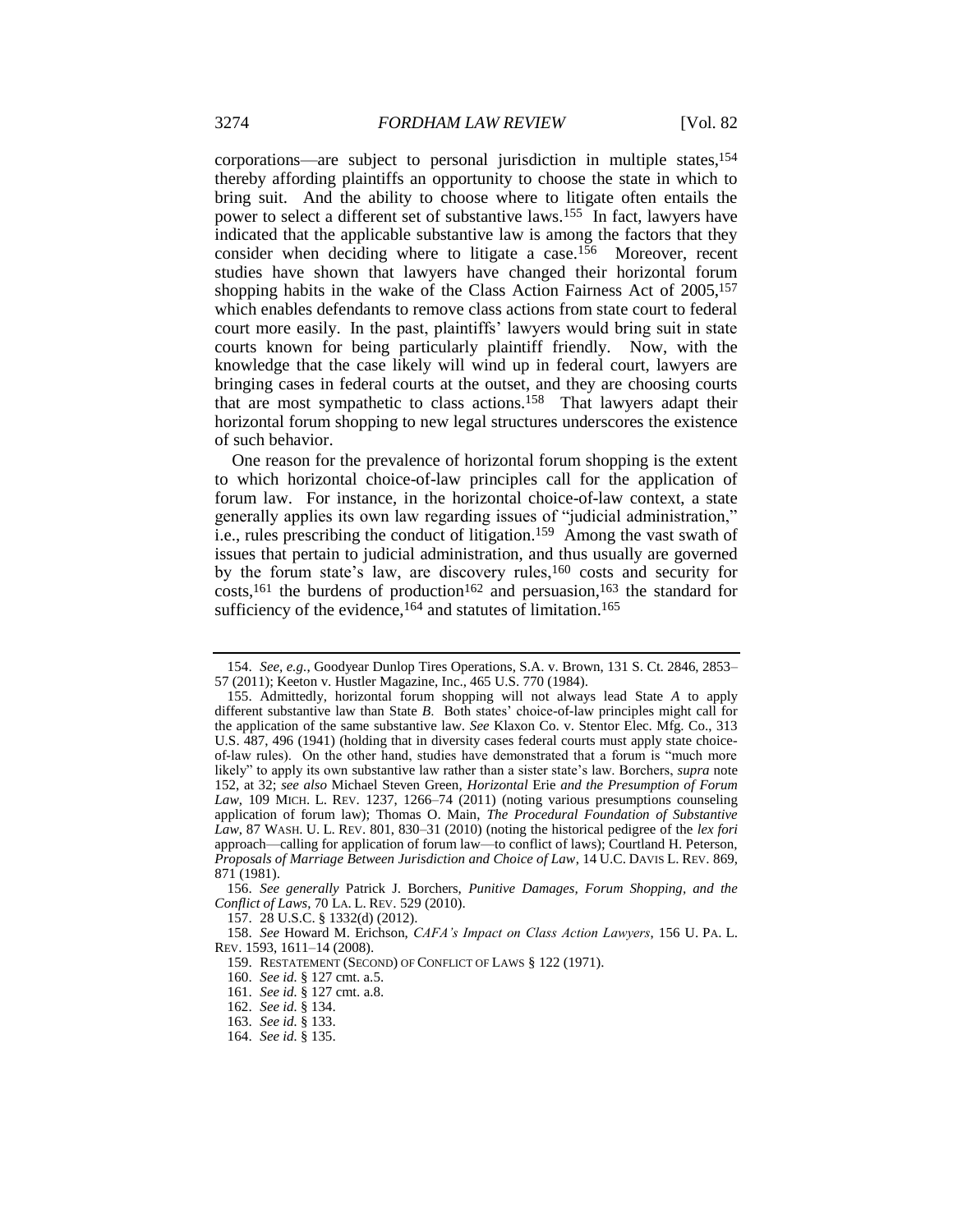corporations—are subject to personal jurisdiction in multiple states,[154] thereby affording plaintiffs an opportunity to choose the state in which to bring suit. And the ability to choose where to litigate often entails the power to select a different set of substantive laws.[155] In fact, lawyers have indicated that the applicable substantive law is among the factors that they consider when deciding where to litigate a case.[156] Moreover, recent studies have shown that lawyers have changed their horizontal forum shopping habits in the wake of the Class Action Fairness Act of 2005,[157] which enables defendants to remove class actions from state court to federal court more easily. In the past, plaintiffs' lawyers would bring suit in state courts known for being particularly plaintiff friendly. Now, with the knowledge that the case likely will wind up in federal court, lawyers are bringing cases in federal courts at the outset, and they are choosing courts that are most sympathetic to class actions.[158] That lawyers adapt their horizontal forum shopping to new legal structures underscores the existence of such behavior.

One reason for the prevalence of horizontal forum shopping is the extent to which horizontal choice-of-law principles call for the application of forum law. For instance, in the horizontal choice-of-law context, a state generally applies its own law regarding issues of "judicial administration," i.e., rules prescribing the conduct of litigation.[159] Among the vast swath of issues that pertain to judicial administration, and thus usually are governed by the forum state's law, are discovery rules,[160] costs and security for costs,[161] the burdens of production[162] and persuasion,[163] the standard for sufficiency of the evidence,[164] and statutes of limitation.[165]

---

154. *See, e.g.*, Goodyear Dunlop Tires Operations, S.A. v. Brown, 131 S. Ct. 2846, 2853–57 (2011); Keeton v. Hustler Magazine, Inc., 465 U.S. 770 (1984).

155. Admittedly, horizontal forum shopping will not always lead State *A* to apply different substantive law than State *B*. Both states' choice-of-law principles might call for the application of the same substantive law. *See* Klaxon Co. v. Stentor Elec. Mfg. Co., 313 U.S. 487, 496 (1941) (holding that in diversity cases federal courts must apply state choice-of-law rules). On the other hand, studies have demonstrated that a forum is "much more likely" to apply its own substantive law rather than a sister state's law. Borchers, *supra* note 152, at 32; *see also* Michael Steven Green, *Horizontal* Erie *and the Presumption of Forum Law*, 109 MICH. L. REV. 1237, 1266–74 (2011) (noting various presumptions counseling application of forum law); Thomas O. Main, *The Procedural Foundation of Substantive Law*, 87 WASH. U. L. REV. 801, 830–31 (2010) (noting the historical pedigree of the *lex fori* approach—calling for application of forum law—to conflict of laws); Courtland H. Peterson, *Proposals of Marriage Between Jurisdiction and Choice of Law*, 14 U.C. DAVIS L. REV. 869, 871 (1981).

156. *See generally* Patrick J. Borchers, *Punitive Damages, Forum Shopping, and the Conflict of Laws*, 70 LA. L. REV. 529 (2010).

157. 28 U.S.C. § 1332(d) (2012).

158. *See* Howard M. Erichson, *CAFA's Impact on Class Action Lawyers*, 156 U. PA. L. REV. 1593, 1611–14 (2008).

159. RESTATEMENT (SECOND) OF CONFLICT OF LAWS § 122 (1971).

160. *See id.* § 127 cmt. a.5.

161. *See id.* § 127 cmt. a.8.

162. *See id.* § 134.

163. *See id.* § 133.

164. *See id.* § 135.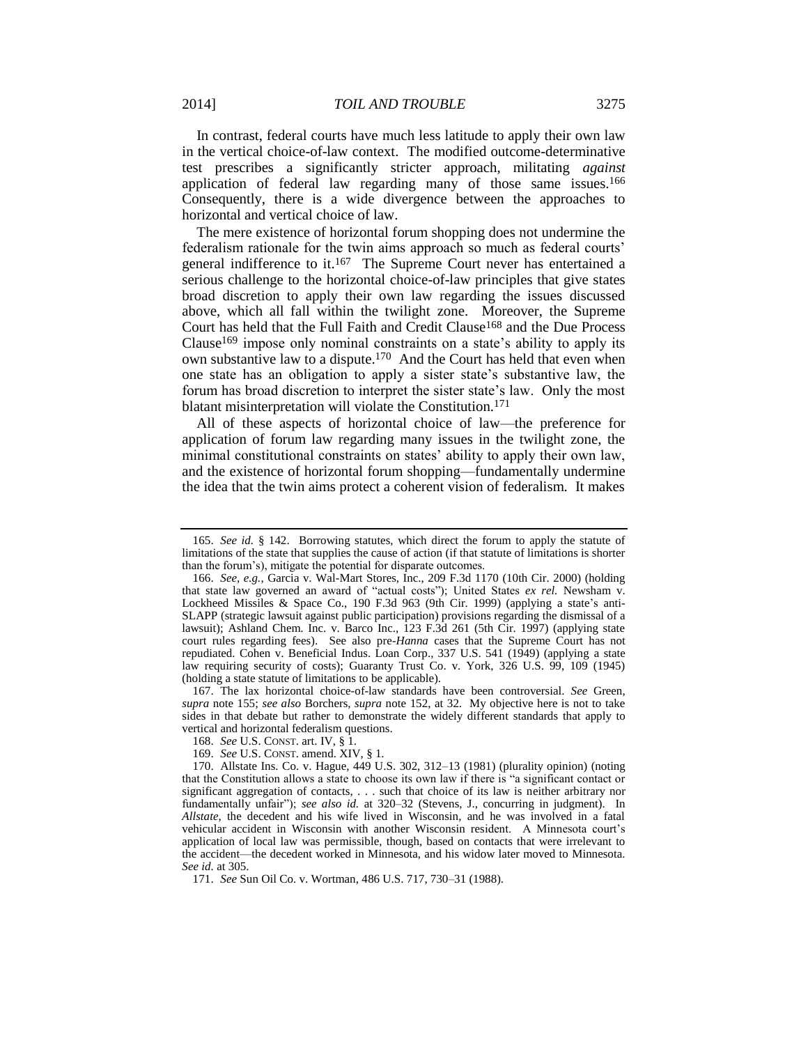In contrast, federal courts have much less latitude to apply their own law in the vertical choice-of-law context. The modified outcome-determinative test prescribes a significantly stricter approach, militating *against* application of federal law regarding many of those same issues.[166] Consequently, there is a wide divergence between the approaches to horizontal and vertical choice of law.

The mere existence of horizontal forum shopping does not undermine the federalism rationale for the twin aims approach so much as federal courts' general indifference to it.[167] The Supreme Court never has entertained a serious challenge to the horizontal choice-of-law principles that give states broad discretion to apply their own law regarding the issues discussed above, which all fall within the twilight zone. Moreover, the Supreme Court has held that the Full Faith and Credit Clause[168] and the Due Process Clause[169] impose only nominal constraints on a state's ability to apply its own substantive law to a dispute.[170] And the Court has held that even when one state has an obligation to apply a sister state's substantive law, the forum has broad discretion to interpret the sister state's law. Only the most blatant misinterpretation will violate the Constitution.[171]

All of these aspects of horizontal choice of law—the preference for application of forum law regarding many issues in the twilight zone, the minimal constitutional constraints on states' ability to apply their own law, and the existence of horizontal forum shopping—fundamentally undermine the idea that the twin aims protect a coherent vision of federalism. It makes

---

165. *See id.* § 142. Borrowing statutes, which direct the forum to apply the statute of limitations of the state that supplies the cause of action (if that statute of limitations is shorter than the forum's), mitigate the potential for disparate outcomes.

166. *See, e.g.*, Garcia v. Wal-Mart Stores, Inc., 209 F.3d 1170 (10th Cir. 2000) (holding that state law governed an award of "actual costs"); United States *ex rel.* Newsham v. Lockheed Missiles & Space Co., 190 F.3d 963 (9th Cir. 1999) (applying a state's anti-SLAPP (strategic lawsuit against public participation) provisions regarding the dismissal of a lawsuit); Ashland Chem. Inc. v. Barco Inc., 123 F.3d 261 (5th Cir. 1997) (applying state court rules regarding fees). See also pre-*Hanna* cases that the Supreme Court has not repudiated. Cohen v. Beneficial Indus. Loan Corp., 337 U.S. 541 (1949) (applying a state law requiring security of costs); Guaranty Trust Co. v. York, 326 U.S. 99, 109 (1945) (holding a state statute of limitations to be applicable).

167. The lax horizontal choice-of-law standards have been controversial. *See* Green, *supra* note 155; *see also* Borchers, *supra* note 152, at 32. My objective here is not to take sides in that debate but rather to demonstrate the widely different standards that apply to vertical and horizontal federalism questions.

168. *See* U.S. CONST. art. IV, § 1.

169. *See* U.S. CONST. amend. XIV, § 1.

170. Allstate Ins. Co. v. Hague, 449 U.S. 302, 312–13 (1981) (plurality opinion) (noting that the Constitution allows a state to choose its own law if there is "a significant contact or significant aggregation of contacts, . . . such that choice of its law is neither arbitrary nor fundamentally unfair"); *see also id.* at 320–32 (Stevens, J., concurring in judgment). In *Allstate*, the decedent and his wife lived in Wisconsin, and he was involved in a fatal vehicular accident in Wisconsin with another Wisconsin resident. A Minnesota court's application of local law was permissible, though, based on contacts that were irrelevant to the accident—the decedent worked in Minnesota, and his widow later moved to Minnesota. *See id.* at 305.

171. *See* Sun Oil Co. v. Wortman, 486 U.S. 717, 730–31 (1988).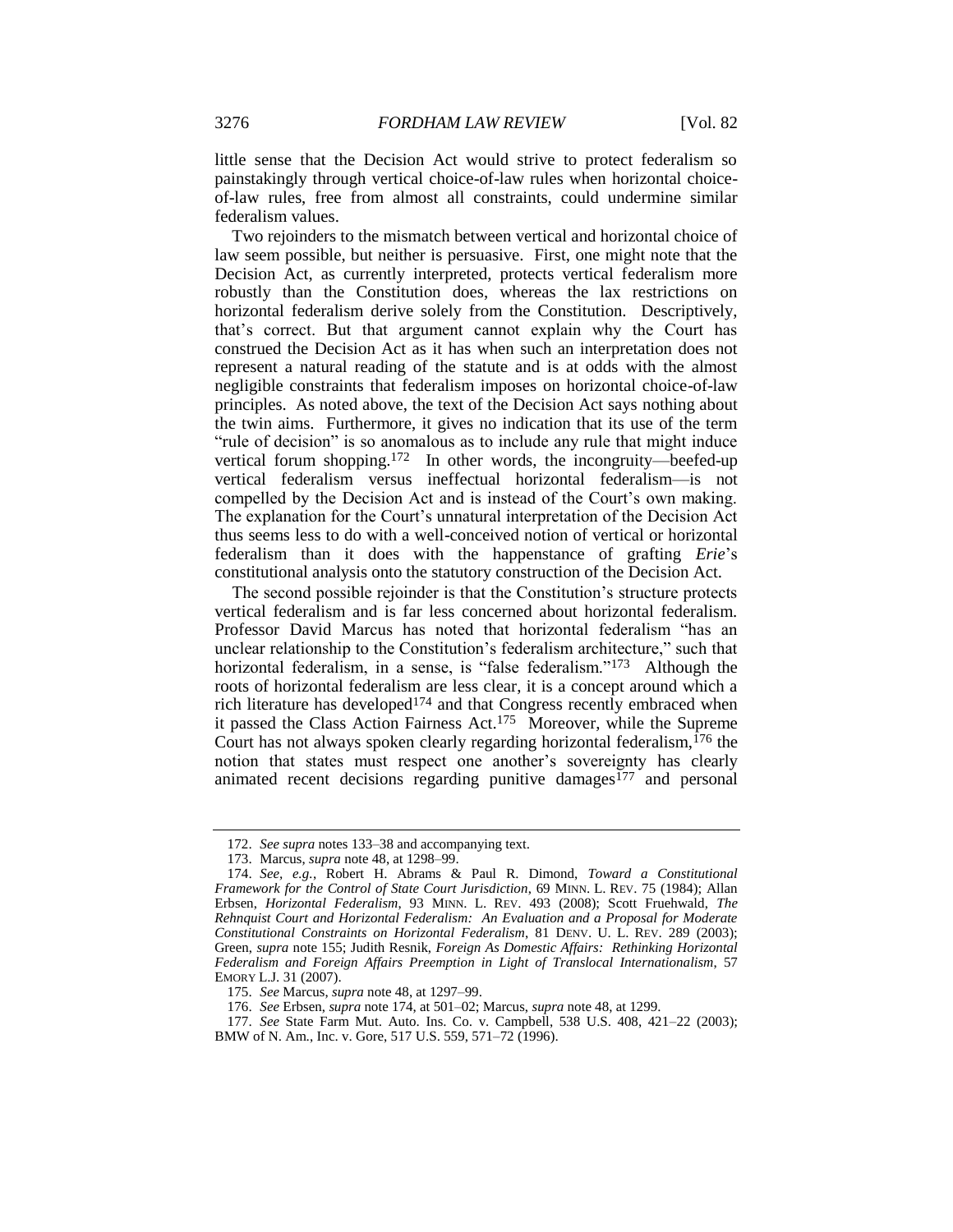little sense that the Decision Act would strive to protect federalism so painstakingly through vertical choice-of-law rules when horizontal choice-of-law rules, free from almost all constraints, could undermine similar federalism values.

Two rejoinders to the mismatch between vertical and horizontal choice of law seem possible, but neither is persuasive. First, one might note that the Decision Act, as currently interpreted, protects vertical federalism more robustly than the Constitution does, whereas the lax restrictions on horizontal federalism derive solely from the Constitution. Descriptively, that's correct. But that argument cannot explain why the Court has construed the Decision Act as it has when such an interpretation does not represent a natural reading of the statute and is at odds with the almost negligible constraints that federalism imposes on horizontal choice-of-law principles. As noted above, the text of the Decision Act says nothing about the twin aims. Furthermore, it gives no indication that its use of the term "rule of decision" is so anomalous as to include any rule that might induce vertical forum shopping.[172] In other words, the incongruity—beefed-up vertical federalism versus ineffectual horizontal federalism—is not compelled by the Decision Act and is instead of the Court's own making. The explanation for the Court's unnatural interpretation of the Decision Act thus seems less to do with a well-conceived notion of vertical or horizontal federalism than it does with the happenstance of grafting *Erie*'s constitutional analysis onto the statutory construction of the Decision Act.

The second possible rejoinder is that the Constitution's structure protects vertical federalism and is far less concerned about horizontal federalism. Professor David Marcus has noted that horizontal federalism "has an unclear relationship to the Constitution's federalism architecture," such that horizontal federalism, in a sense, is "false federalism."[173] Although the roots of horizontal federalism are less clear, it is a concept around which a rich literature has developed[174] and that Congress recently embraced when it passed the Class Action Fairness Act.[175] Moreover, while the Supreme Court has not always spoken clearly regarding horizontal federalism,[176] the notion that states must respect one another's sovereignty has clearly animated recent decisions regarding punitive damages[177] and personal

---

172. *See supra* notes 133–38 and accompanying text.

173. Marcus, *supra* note 48, at 1298–99.

174. *See, e.g.*, Robert H. Abrams & Paul R. Dimond, *Toward a Constitutional Framework for the Control of State Court Jurisdiction*, 69 MINN. L. REV. 75 (1984); Allan Erbsen, *Horizontal Federalism*, 93 MINN. L. REV. 493 (2008); Scott Fruehwald, *The Rehnquist Court and Horizontal Federalism: An Evaluation and a Proposal for Moderate Constitutional Constraints on Horizontal Federalism*, 81 DENV. U. L. REV. 289 (2003); Green, *supra* note 155; Judith Resnik, *Foreign As Domestic Affairs: Rethinking Horizontal Federalism and Foreign Affairs Preemption in Light of Translocal Internationalism*, 57 EMORY L.J. 31 (2007).

175. *See* Marcus, *supra* note 48, at 1297–99.

176. *See* Erbsen, *supra* note 174, at 501–02; Marcus, *supra* note 48, at 1299.

177. *See* State Farm Mut. Auto. Ins. Co. v. Campbell, 538 U.S. 408, 421–22 (2003); BMW of N. Am., Inc. v. Gore, 517 U.S. 559, 571–72 (1996).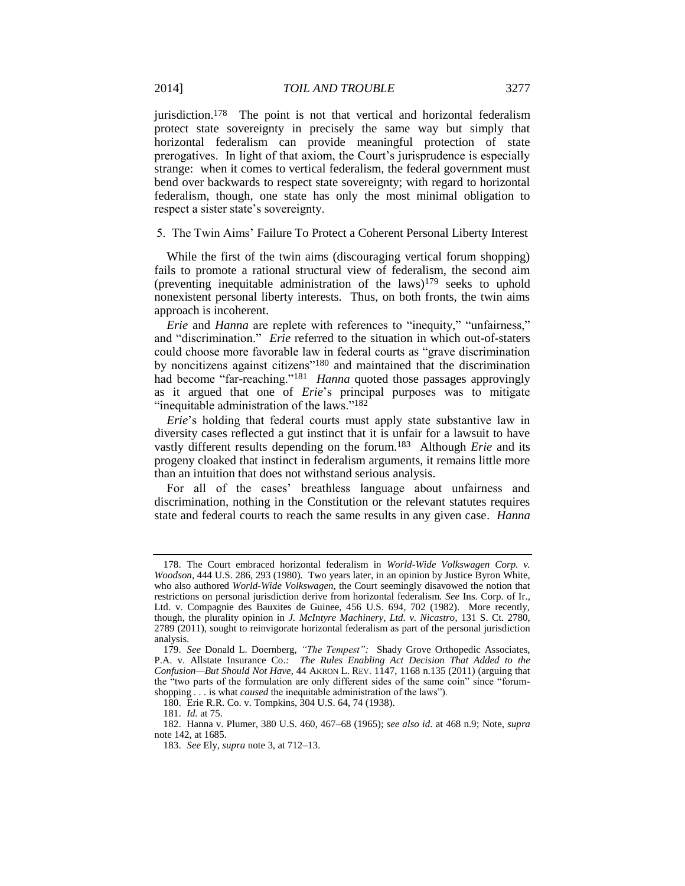jurisdiction.[178] The point is not that vertical and horizontal federalism protect state sovereignty in precisely the same way but simply that horizontal federalism can provide meaningful protection of state prerogatives. In light of that axiom, the Court's jurisprudence is especially strange: when it comes to vertical federalism, the federal government must bend over backwards to respect state sovereignty; with regard to horizontal federalism, though, one state has only the most minimal obligation to respect a sister state's sovereignty.

### 5. The Twin Aims' Failure To Protect a Coherent Personal Liberty Interest

While the first of the twin aims (discouraging vertical forum shopping) fails to promote a rational structural view of federalism, the second aim (preventing inequitable administration of the laws)[179] seeks to uphold nonexistent personal liberty interests. Thus, on both fronts, the twin aims approach is incoherent.

*Erie* and *Hanna* are replete with references to "inequity," "unfairness," and "discrimination." *Erie* referred to the situation in which out-of-staters could choose more favorable law in federal courts as "grave discrimination by noncitizens against citizens"[180] and maintained that the discrimination had become "far-reaching."[181] *Hanna* quoted those passages approvingly as it argued that one of *Erie*'s principal purposes was to mitigate "inequitable administration of the laws."[182]

*Erie*'s holding that federal courts must apply state substantive law in diversity cases reflected a gut instinct that it is unfair for a lawsuit to have vastly different results depending on the forum.[183] Although *Erie* and its progeny cloaked that instinct in federalism arguments, it remains little more than an intuition that does not withstand serious analysis.

For all of the cases' breathless language about unfairness and discrimination, nothing in the Constitution or the relevant statutes requires state and federal courts to reach the same results in any given case. *Hanna*

---

178. The Court embraced horizontal federalism in *World-Wide Volkswagen Corp. v. Woodson*, 444 U.S. 286, 293 (1980). Two years later, in an opinion by Justice Byron White, who also authored *World-Wide Volkswagen*, the Court seemingly disavowed the notion that restrictions on personal jurisdiction derive from horizontal federalism. *See* Ins. Corp. of Ir., Ltd. v. Compagnie des Bauxites de Guinee, 456 U.S. 694, 702 (1982). More recently, though, the plurality opinion in *J. McIntyre Machinery, Ltd. v. Nicastro*, 131 S. Ct. 2780, 2789 (2011), sought to reinvigorate horizontal federalism as part of the personal jurisdiction analysis.

179. *See* Donald L. Doernberg, *"The Tempest":* Shady Grove Orthopedic Associates, P.A. v. Allstate Insurance Co.*: The Rules Enabling Act Decision That Added to the Confusion—But Should Not Have*, 44 AKRON L. REV. 1147, 1168 n.135 (2011) (arguing that the "two parts of the formulation are only different sides of the same coin" since "forum-shopping . . . is what *caused* the inequitable administration of the laws").

180. Erie R.R. Co. v. Tompkins, 304 U.S. 64, 74 (1938).

181. *Id.* at 75.

182. Hanna v. Plumer, 380 U.S. 460, 467–68 (1965); *see also id.* at 468 n.9; Note, *supra* note 142, at 1685.

183. *See* Ely, *supra* note 3, at 712–13.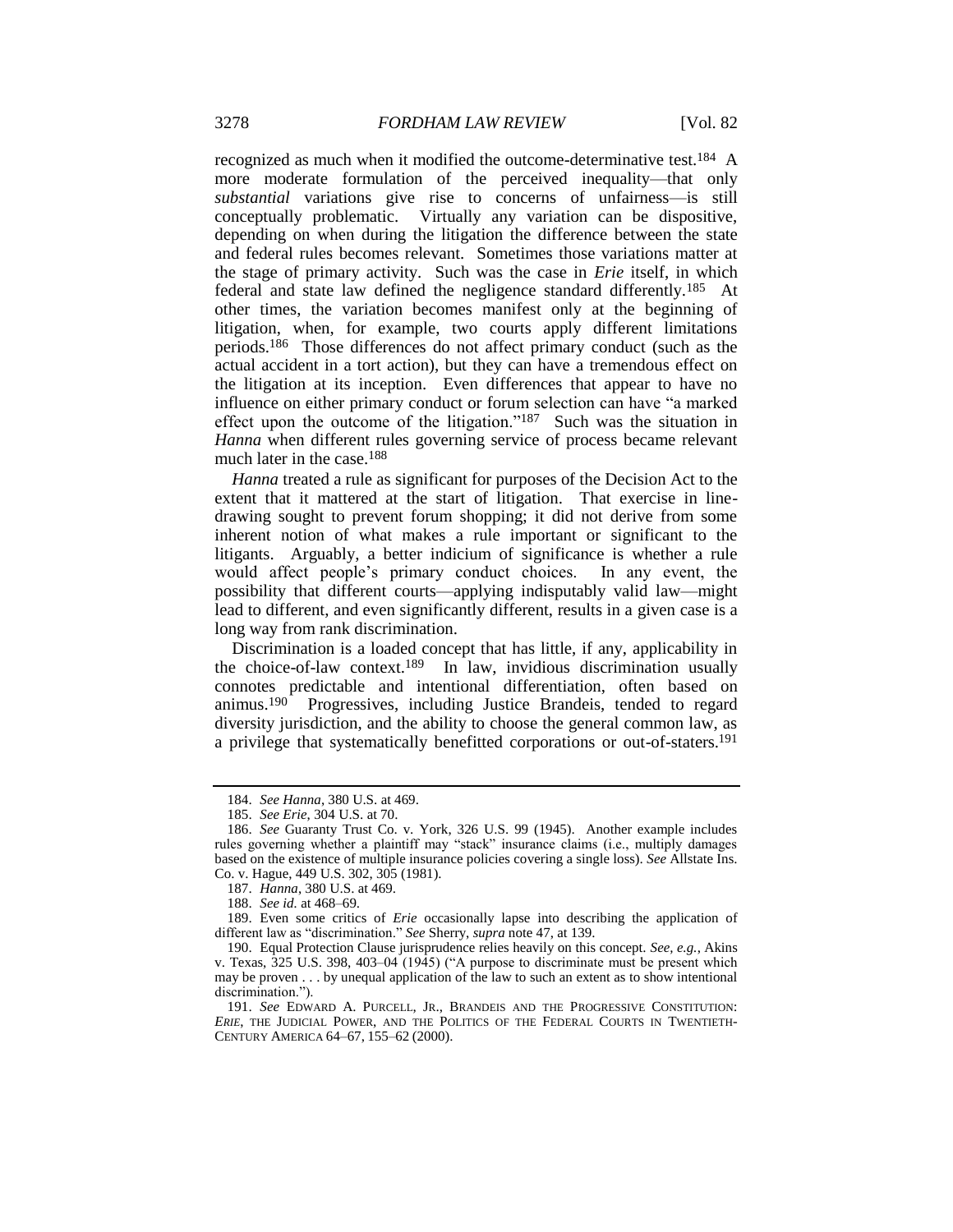recognized as much when it modified the outcome-determinative test.[184] A more moderate formulation of the perceived inequality—that only *substantial* variations give rise to concerns of unfairness—is still conceptually problematic. Virtually any variation can be dispositive, depending on when during the litigation the difference between the state and federal rules becomes relevant. Sometimes those variations matter at the stage of primary activity. Such was the case in *Erie* itself, in which federal and state law defined the negligence standard differently.[185] At other times, the variation becomes manifest only at the beginning of litigation, when, for example, two courts apply different limitations periods.[186] Those differences do not affect primary conduct (such as the actual accident in a tort action), but they can have a tremendous effect on the litigation at its inception. Even differences that appear to have no influence on either primary conduct or forum selection can have "a marked effect upon the outcome of the litigation."[187] Such was the situation in *Hanna* when different rules governing service of process became relevant much later in the case.[188]

*Hanna* treated a rule as significant for purposes of the Decision Act to the extent that it mattered at the start of litigation. That exercise in line-drawing sought to prevent forum shopping; it did not derive from some inherent notion of what makes a rule important or significant to the litigants. Arguably, a better indicium of significance is whether a rule would affect people's primary conduct choices. In any event, the possibility that different courts—applying indisputably valid law—might lead to different, and even significantly different, results in a given case is a long way from rank discrimination.

Discrimination is a loaded concept that has little, if any, applicability in the choice-of-law context.[189] In law, invidious discrimination usually connotes predictable and intentional differentiation, often based on animus.[190] Progressives, including Justice Brandeis, tended to regard diversity jurisdiction, and the ability to choose the general common law, as a privilege that systematically benefitted corporations or out-of-staters.[191]

---

184. *See Hanna*, 380 U.S. at 469.

185. *See Erie*, 304 U.S. at 70.

186. *See* Guaranty Trust Co. v. York, 326 U.S. 99 (1945). Another example includes rules governing whether a plaintiff may "stack" insurance claims (i.e., multiply damages based on the existence of multiple insurance policies covering a single loss). *See* Allstate Ins. Co. v. Hague, 449 U.S. 302, 305 (1981).

187. *Hanna*, 380 U.S. at 469.

188. *See id.* at 468–69.

189. Even some critics of *Erie* occasionally lapse into describing the application of different law as "discrimination." *See* Sherry, *supra* note 47, at 139.

190. Equal Protection Clause jurisprudence relies heavily on this concept. *See, e.g.*, Akins v. Texas, 325 U.S. 398, 403–04 (1945) ("A purpose to discriminate must be present which may be proven . . . by unequal application of the law to such an extent as to show intentional discrimination.").

191. *See* EDWARD A. PURCELL, JR., BRANDEIS AND THE PROGRESSIVE CONSTITUTION: *ERIE*, THE JUDICIAL POWER, AND THE POLITICS OF THE FEDERAL COURTS IN TWENTIETH-CENTURY AMERICA 64–67, 155–62 (2000).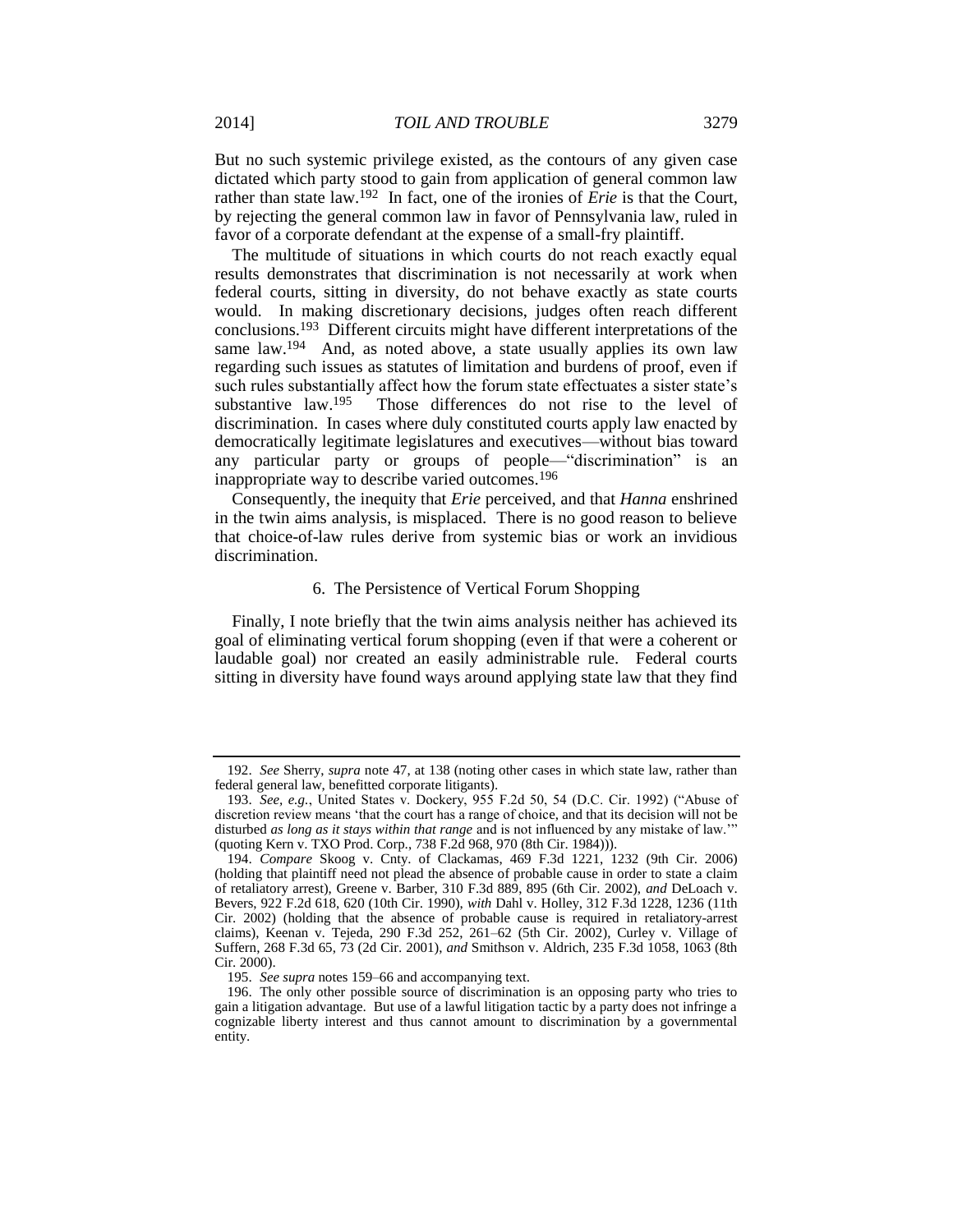But no such systemic privilege existed, as the contours of any given case dictated which party stood to gain from application of general common law rather than state law.[192] In fact, one of the ironies of *Erie* is that the Court, by rejecting the general common law in favor of Pennsylvania law, ruled in favor of a corporate defendant at the expense of a small-fry plaintiff.

The multitude of situations in which courts do not reach exactly equal results demonstrates that discrimination is not necessarily at work when federal courts, sitting in diversity, do not behave exactly as state courts would. In making discretionary decisions, judges often reach different conclusions.[193] Different circuits might have different interpretations of the same law.[194] And, as noted above, a state usually applies its own law regarding such issues as statutes of limitation and burdens of proof, even if such rules substantially affect how the forum state effectuates a sister state's substantive law.[195] Those differences do not rise to the level of discrimination. In cases where duly constituted courts apply law enacted by democratically legitimate legislatures and executives—without bias toward any particular party or groups of people—"discrimination" is an inappropriate way to describe varied outcomes.[196]

Consequently, the inequity that *Erie* perceived, and that *Hanna* enshrined in the twin aims analysis, is misplaced. There is no good reason to believe that choice-of-law rules derive from systemic bias or work an invidious discrimination.

### 6. The Persistence of Vertical Forum Shopping

Finally, I note briefly that the twin aims analysis neither has achieved its goal of eliminating vertical forum shopping (even if that were a coherent or laudable goal) nor created an easily administrable rule. Federal courts sitting in diversity have found ways around applying state law that they find

---

192. *See* Sherry, *supra* note 47, at 138 (noting other cases in which state law, rather than federal general law, benefitted corporate litigants).

193. *See, e.g.*, United States v. Dockery, 955 F.2d 50, 54 (D.C. Cir. 1992) ("Abuse of discretion review means 'that the court has a range of choice, and that its decision will not be disturbed *as long as it stays within that range* and is not influenced by any mistake of law.'" (quoting Kern v. TXO Prod. Corp., 738 F.2d 968, 970 (8th Cir. 1984))).

194. *Compare* Skoog v. Cnty. of Clackamas, 469 F.3d 1221, 1232 (9th Cir. 2006) (holding that plaintiff need not plead the absence of probable cause in order to state a claim of retaliatory arrest), Greene v. Barber, 310 F.3d 889, 895 (6th Cir. 2002), *and* DeLoach v. Bevers, 922 F.2d 618, 620 (10th Cir. 1990), *with* Dahl v. Holley, 312 F.3d 1228, 1236 (11th Cir. 2002) (holding that the absence of probable cause is required in retaliatory-arrest claims), Keenan v. Tejeda, 290 F.3d 252, 261–62 (5th Cir. 2002), Curley v. Village of Suffern, 268 F.3d 65, 73 (2d Cir. 2001), *and* Smithson v. Aldrich, 235 F.3d 1058, 1063 (8th Cir. 2000).

195. *See supra* notes 159–66 and accompanying text.

196. The only other possible source of discrimination is an opposing party who tries to gain a litigation advantage. But use of a lawful litigation tactic by a party does not infringe a cognizable liberty interest and thus cannot amount to discrimination by a governmental entity.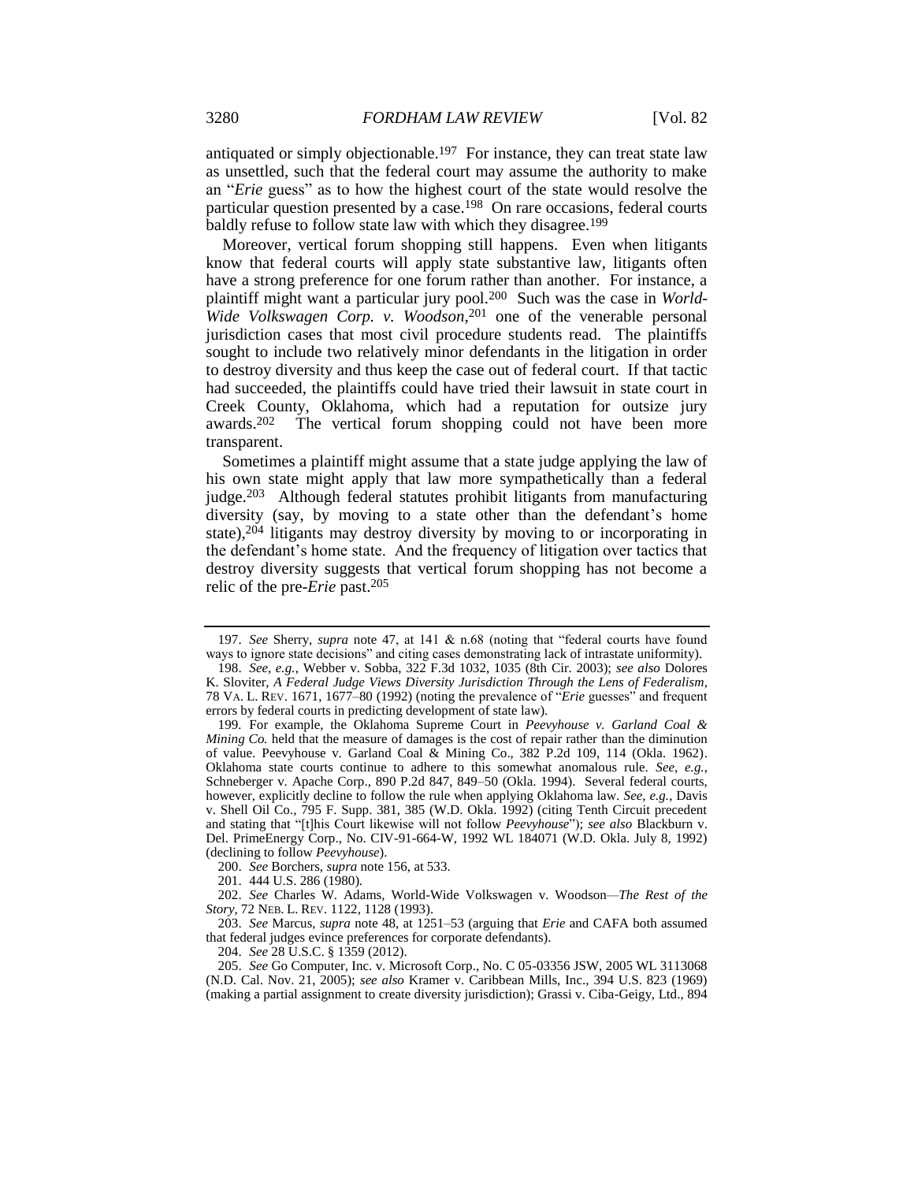antiquated or simply objectionable.[197] For instance, they can treat state law as unsettled, such that the federal court may assume the authority to make an "*Erie* guess" as to how the highest court of the state would resolve the particular question presented by a case.[198] On rare occasions, federal courts baldly refuse to follow state law with which they disagree.[199]

Moreover, vertical forum shopping still happens. Even when litigants know that federal courts will apply state substantive law, litigants often have a strong preference for one forum rather than another. For instance, a plaintiff might want a particular jury pool.[200] Such was the case in *World-Wide Volkswagen Corp. v. Woodson*,[201] one of the venerable personal jurisdiction cases that most civil procedure students read. The plaintiffs sought to include two relatively minor defendants in the litigation in order to destroy diversity and thus keep the case out of federal court. If that tactic had succeeded, the plaintiffs could have tried their lawsuit in state court in Creek County, Oklahoma, which had a reputation for outsize jury awards.[202] The vertical forum shopping could not have been more transparent.

Sometimes a plaintiff might assume that a state judge applying the law of his own state might apply that law more sympathetically than a federal judge.[203] Although federal statutes prohibit litigants from manufacturing diversity (say, by moving to a state other than the defendant's home state),[204] litigants may destroy diversity by moving to or incorporating in the defendant's home state. And the frequency of litigation over tactics that destroy diversity suggests that vertical forum shopping has not become a relic of the pre-*Erie* past.[205]

---

197. *See* Sherry, *supra* note 47, at 141 & n.68 (noting that "federal courts have found ways to ignore state decisions" and citing cases demonstrating lack of intrastate uniformity).

198. *See, e.g.*, Webber v. Sobba, 322 F.3d 1032, 1035 (8th Cir. 2003); *see also* Dolores K. Sloviter, *A Federal Judge Views Diversity Jurisdiction Through the Lens of Federalism*, 78 VA. L. REV. 1671, 1677–80 (1992) (noting the prevalence of "*Erie* guesses" and frequent errors by federal courts in predicting development of state law).

199. For example, the Oklahoma Supreme Court in *Peevyhouse v. Garland Coal & Mining Co.* held that the measure of damages is the cost of repair rather than the diminution of value. Peevyhouse v. Garland Coal & Mining Co., 382 P.2d 109, 114 (Okla. 1962). Oklahoma state courts continue to adhere to this somewhat anomalous rule. *See, e.g.*, Schneberger v. Apache Corp., 890 P.2d 847, 849–50 (Okla. 1994). Several federal courts, however, explicitly decline to follow the rule when applying Oklahoma law. *See, e.g.*, Davis v. Shell Oil Co., 795 F. Supp. 381, 385 (W.D. Okla. 1992) (citing Tenth Circuit precedent and stating that "[t]his Court likewise will not follow *Peevyhouse*"); *see also* Blackburn v. Del. PrimeEnergy Corp., No. CIV-91-664-W, 1992 WL 184071 (W.D. Okla. July 8, 1992) (declining to follow *Peevyhouse*).

200. *See* Borchers, *supra* note 156, at 533.

201. 444 U.S. 286 (1980).

202. *See* Charles W. Adams, World-Wide Volkswagen v. Woodson—*The Rest of the Story*, 72 NEB. L. REV. 1122, 1128 (1993).

203. *See* Marcus, *supra* note 48, at 1251–53 (arguing that *Erie* and CAFA both assumed that federal judges evince preferences for corporate defendants).

204. *See* 28 U.S.C. § 1359 (2012).

205. *See* Go Computer, Inc. v. Microsoft Corp., No. C 05-03356 JSW, 2005 WL 3113068 (N.D. Cal. Nov. 21, 2005); *see also* Kramer v. Caribbean Mills, Inc., 394 U.S. 823 (1969) (making a partial assignment to create diversity jurisdiction); Grassi v. Ciba-Geigy, Ltd., 894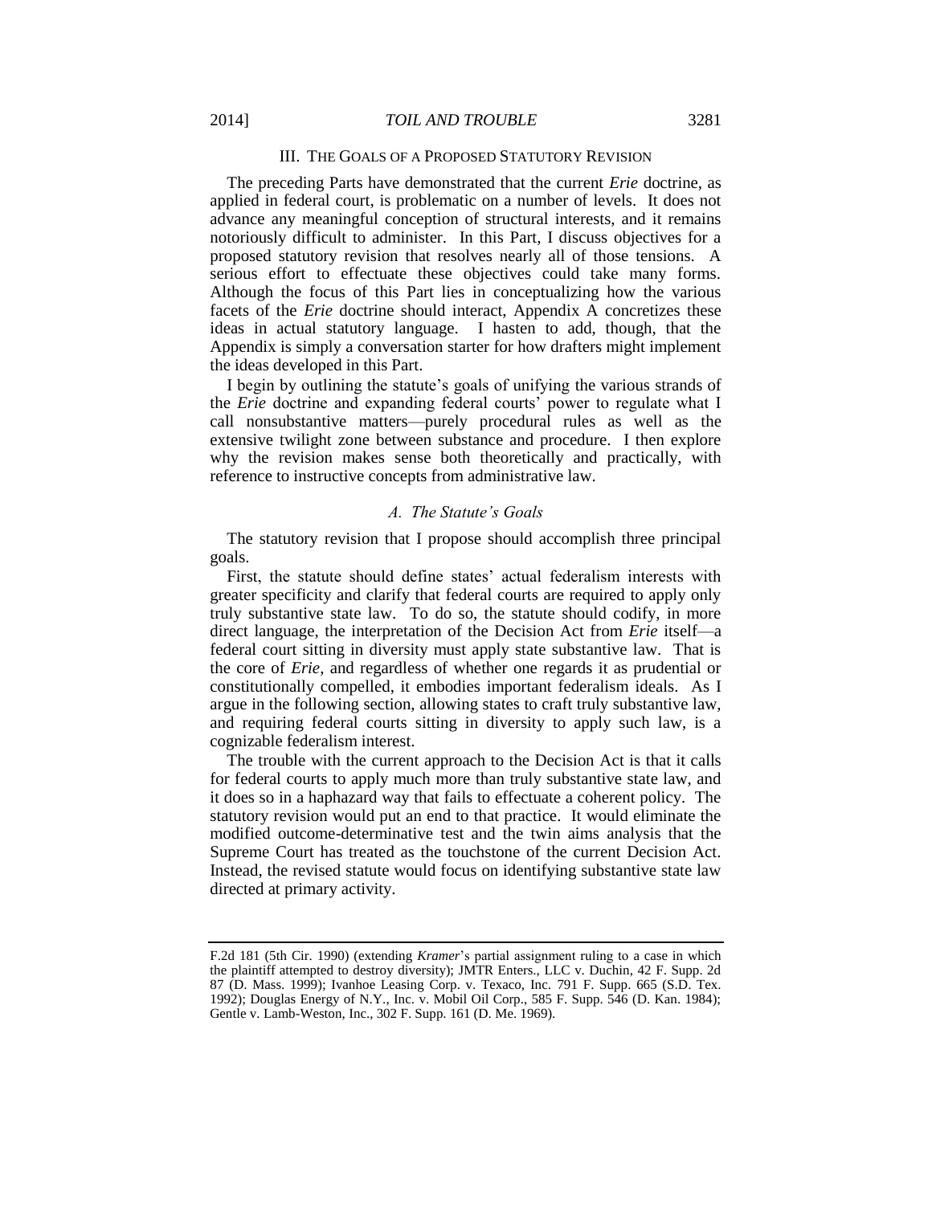## III. THE GOALS OF A PROPOSED STATUTORY REVISION

The preceding Parts have demonstrated that the current *Erie* doctrine, as applied in federal court, is problematic on a number of levels. It does not advance any meaningful conception of structural interests, and it remains notoriously difficult to administer. In this Part, I discuss objectives for a proposed statutory revision that resolves nearly all of those tensions. A serious effort to effectuate these objectives could take many forms. Although the focus of this Part lies in conceptualizing how the various facets of the *Erie* doctrine should interact, Appendix A concretizes these ideas in actual statutory language. I hasten to add, though, that the Appendix is simply a conversation starter for how drafters might implement the ideas developed in this Part.

I begin by outlining the statute's goals of unifying the various strands of the *Erie* doctrine and expanding federal courts' power to regulate what I call nonsubstantive matters—purely procedural rules as well as the extensive twilight zone between substance and procedure. I then explore why the revision makes sense both theoretically and practically, with reference to instructive concepts from administrative law.

### *A. The Statute's Goals*

The statutory revision that I propose should accomplish three principal goals.

First, the statute should define states' actual federalism interests with greater specificity and clarify that federal courts are required to apply only truly substantive state law. To do so, the statute should codify, in more direct language, the interpretation of the Decision Act from *Erie* itself—a federal court sitting in diversity must apply state substantive law. That is the core of *Erie*, and regardless of whether one regards it as prudential or constitutionally compelled, it embodies important federalism ideals. As I argue in the following section, allowing states to craft truly substantive law, and requiring federal courts sitting in diversity to apply such law, is a cognizable federalism interest.

The trouble with the current approach to the Decision Act is that it calls for federal courts to apply much more than truly substantive state law, and it does so in a haphazard way that fails to effectuate a coherent policy. The statutory revision would put an end to that practice. It would eliminate the modified outcome-determinative test and the twin aims analysis that the Supreme Court has treated as the touchstone of the current Decision Act. Instead, the revised statute would focus on identifying substantive state law directed at primary activity.

---

F.2d 181 (5th Cir. 1990) (extending *Kramer*'s partial assignment ruling to a case in which the plaintiff attempted to destroy diversity); JMTR Enters., LLC v. Duchin, 42 F. Supp. 2d 87 (D. Mass. 1999); Ivanhoe Leasing Corp. v. Texaco, Inc. 791 F. Supp. 665 (S.D. Tex. 1992); Douglas Energy of N.Y., Inc. v. Mobil Oil Corp., 585 F. Supp. 546 (D. Kan. 1984); Gentle v. Lamb-Weston, Inc., 302 F. Supp. 161 (D. Me. 1969).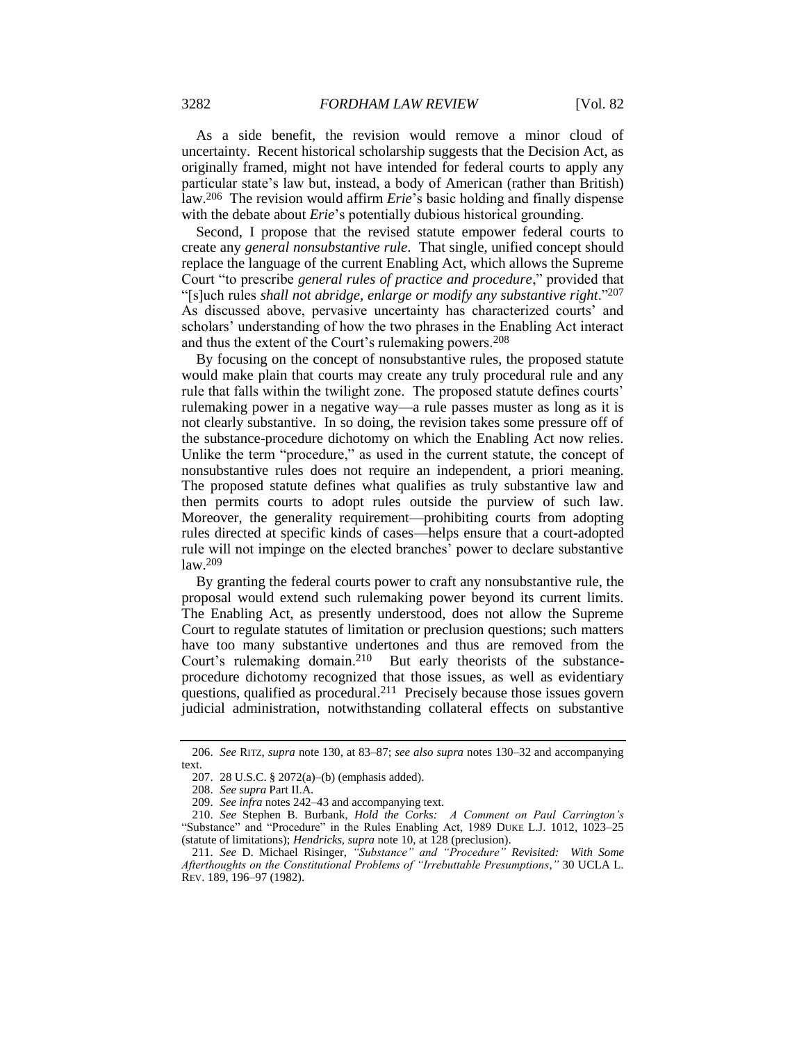As a side benefit, the revision would remove a minor cloud of uncertainty. Recent historical scholarship suggests that the Decision Act, as originally framed, might not have intended for federal courts to apply any particular state's law but, instead, a body of American (rather than British) law.[206] The revision would affirm *Erie*'s basic holding and finally dispense with the debate about *Erie*'s potentially dubious historical grounding.

Second, I propose that the revised statute empower federal courts to create any *general nonsubstantive rule*. That single, unified concept should replace the language of the current Enabling Act, which allows the Supreme Court "to prescribe *general rules of practice and procedure*," provided that "[s]uch rules *shall not abridge, enlarge or modify any substantive right*."[207] As discussed above, pervasive uncertainty has characterized courts' and scholars' understanding of how the two phrases in the Enabling Act interact and thus the extent of the Court's rulemaking powers.[208]

By focusing on the concept of nonsubstantive rules, the proposed statute would make plain that courts may create any truly procedural rule and any rule that falls within the twilight zone. The proposed statute defines courts' rulemaking power in a negative way—a rule passes muster as long as it is not clearly substantive. In so doing, the revision takes some pressure off of the substance-procedure dichotomy on which the Enabling Act now relies. Unlike the term "procedure," as used in the current statute, the concept of nonsubstantive rules does not require an independent, a priori meaning. The proposed statute defines what qualifies as truly substantive law and then permits courts to adopt rules outside the purview of such law. Moreover, the generality requirement—prohibiting courts from adopting rules directed at specific kinds of cases—helps ensure that a court-adopted rule will not impinge on the elected branches' power to declare substantive law.[209]

By granting the federal courts power to craft any nonsubstantive rule, the proposal would extend such rulemaking power beyond its current limits. The Enabling Act, as presently understood, does not allow the Supreme Court to regulate statutes of limitation or preclusion questions; such matters have too many substantive undertones and thus are removed from the Court's rulemaking domain.[210] But early theorists of the substance-procedure dichotomy recognized that those issues, as well as evidentiary questions, qualified as procedural.[211] Precisely because those issues govern judicial administration, notwithstanding collateral effects on substantive

---

206. *See* RITZ, *supra* note 130, at 83–87; *see also supra* notes 130–32 and accompanying text.

207. 28 U.S.C. § 2072(a)–(b) (emphasis added).

208. *See supra* Part II.A.

209. *See infra* notes 242–43 and accompanying text.

210. *See* Stephen B. Burbank, *Hold the Corks: A Comment on Paul Carrington's* "Substance" and "Procedure" in the Rules Enabling Act, 1989 DUKE L.J. 1012, 1023–25 (statute of limitations); *Hendricks*, *supra* note 10, at 128 (preclusion).

211. *See* D. Michael Risinger, *"Substance" and "Procedure" Revisited: With Some Afterthoughts on the Constitutional Problems of "Irrebuttable Presumptions*,*"* 30 UCLA L. REV. 189, 196–97 (1982).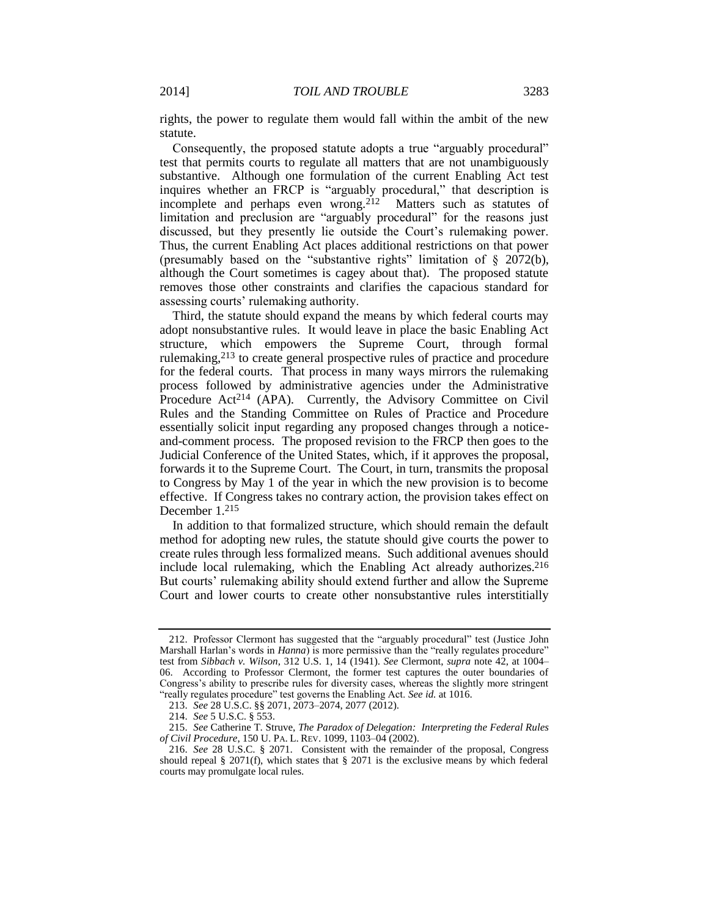rights, the power to regulate them would fall within the ambit of the new statute.

Consequently, the proposed statute adopts a true "arguably procedural" test that permits courts to regulate all matters that are not unambiguously substantive. Although one formulation of the current Enabling Act test inquires whether an FRCP is "arguably procedural," that description is incomplete and perhaps even wrong.[212] Matters such as statutes of limitation and preclusion are "arguably procedural" for the reasons just discussed, but they presently lie outside the Court's rulemaking power. Thus, the current Enabling Act places additional restrictions on that power (presumably based on the "substantive rights" limitation of § 2072(b), although the Court sometimes is cagey about that). The proposed statute removes those other constraints and clarifies the capacious standard for assessing courts' rulemaking authority.

Third, the statute should expand the means by which federal courts may adopt nonsubstantive rules. It would leave in place the basic Enabling Act structure, which empowers the Supreme Court, through formal rulemaking,[213] to create general prospective rules of practice and procedure for the federal courts. That process in many ways mirrors the rulemaking process followed by administrative agencies under the Administrative Procedure Act[214] (APA). Currently, the Advisory Committee on Civil Rules and the Standing Committee on Rules of Practice and Procedure essentially solicit input regarding any proposed changes through a notice-and-comment process. The proposed revision to the FRCP then goes to the Judicial Conference of the United States, which, if it approves the proposal, forwards it to the Supreme Court. The Court, in turn, transmits the proposal to Congress by May 1 of the year in which the new provision is to become effective. If Congress takes no contrary action, the provision takes effect on December 1.[215]

In addition to that formalized structure, which should remain the default method for adopting new rules, the statute should give courts the power to create rules through less formalized means. Such additional avenues should include local rulemaking, which the Enabling Act already authorizes.[216] But courts' rulemaking ability should extend further and allow the Supreme Court and lower courts to create other nonsubstantive rules interstitially

---

212. Professor Clermont has suggested that the "arguably procedural" test (Justice John Marshall Harlan's words in *Hanna*) is more permissive than the "really regulates procedure" test from *Sibbach v. Wilson*, 312 U.S. 1, 14 (1941). *See* Clermont, *supra* note 42, at 1004–06. According to Professor Clermont, the former test captures the outer boundaries of Congress's ability to prescribe rules for diversity cases, whereas the slightly more stringent "really regulates procedure" test governs the Enabling Act. *See id.* at 1016.

213. *See* 28 U.S.C. §§ 2071, 2073–2074, 2077 (2012).

214. *See* 5 U.S.C. § 553.

215. *See* Catherine T. Struve, *The Paradox of Delegation: Interpreting the Federal Rules of Civil Procedure*, 150 U. PA. L. REV. 1099, 1103–04 (2002).

216. *See* 28 U.S.C. § 2071. Consistent with the remainder of the proposal, Congress should repeal § 2071(f), which states that § 2071 is the exclusive means by which federal courts may promulgate local rules.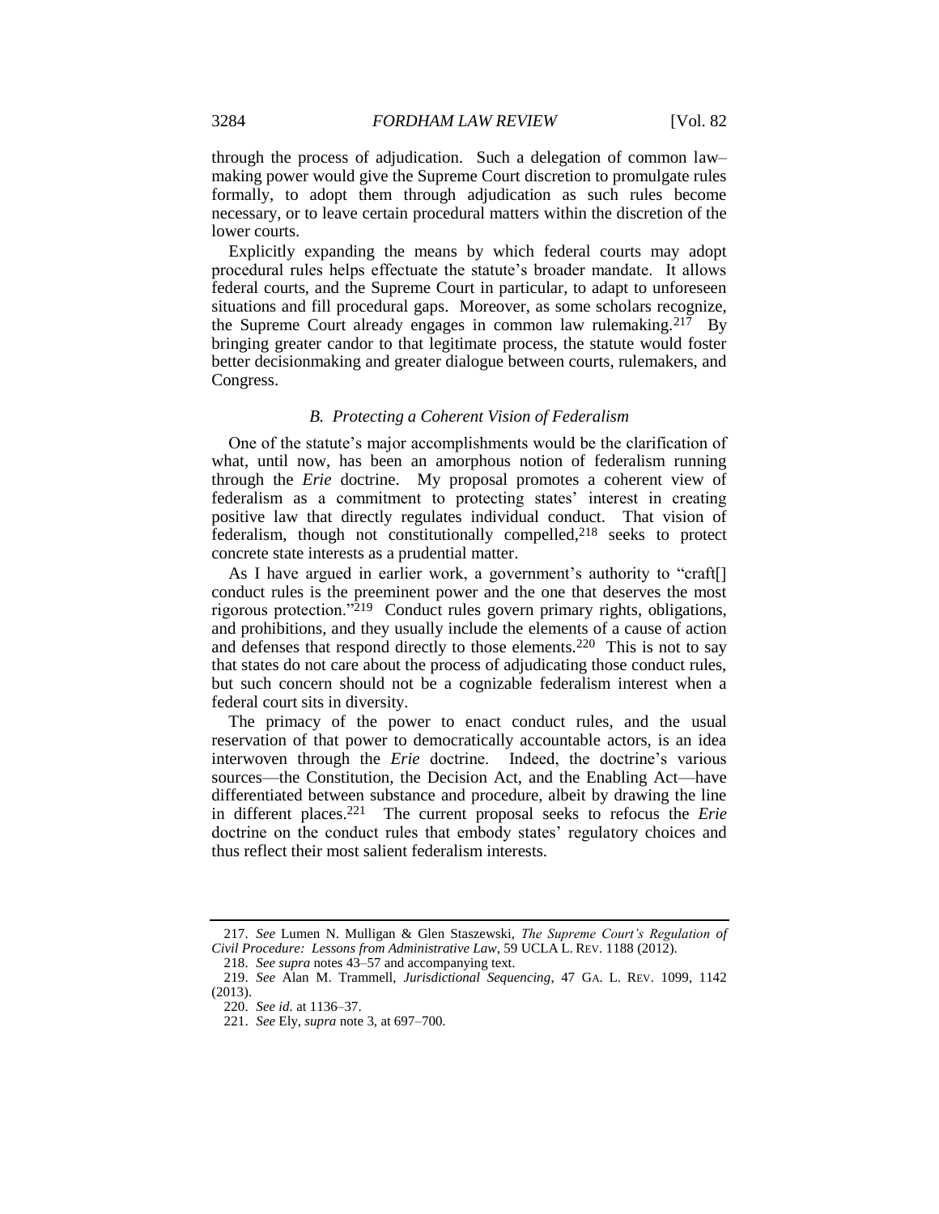through the process of adjudication. Such a delegation of common law–making power would give the Supreme Court discretion to promulgate rules formally, to adopt them through adjudication as such rules become necessary, or to leave certain procedural matters within the discretion of the lower courts.

Explicitly expanding the means by which federal courts may adopt procedural rules helps effectuate the statute's broader mandate. It allows federal courts, and the Supreme Court in particular, to adapt to unforeseen situations and fill procedural gaps. Moreover, as some scholars recognize, the Supreme Court already engages in common law rulemaking.[217] By bringing greater candor to that legitimate process, the statute would foster better decisionmaking and greater dialogue between courts, rulemakers, and Congress.

### *B. Protecting a Coherent Vision of Federalism*

One of the statute's major accomplishments would be the clarification of what, until now, has been an amorphous notion of federalism running through the *Erie* doctrine. My proposal promotes a coherent view of federalism as a commitment to protecting states' interest in creating positive law that directly regulates individual conduct. That vision of federalism, though not constitutionally compelled,[218] seeks to protect concrete state interests as a prudential matter.

As I have argued in earlier work, a government's authority to "craft[] conduct rules is the preeminent power and the one that deserves the most rigorous protection."[219] Conduct rules govern primary rights, obligations, and prohibitions, and they usually include the elements of a cause of action and defenses that respond directly to those elements.[220] This is not to say that states do not care about the process of adjudicating those conduct rules, but such concern should not be a cognizable federalism interest when a federal court sits in diversity.

The primacy of the power to enact conduct rules, and the usual reservation of that power to democratically accountable actors, is an idea interwoven through the *Erie* doctrine. Indeed, the doctrine's various sources—the Constitution, the Decision Act, and the Enabling Act—have differentiated between substance and procedure, albeit by drawing the line in different places.[221] The current proposal seeks to refocus the *Erie* doctrine on the conduct rules that embody states' regulatory choices and thus reflect their most salient federalism interests.

---

217. *See* Lumen N. Mulligan & Glen Staszewski, *The Supreme Court's Regulation of Civil Procedure: Lessons from Administrative Law*, 59 UCLA L. REV. 1188 (2012).

218. *See supra* notes 43–57 and accompanying text.

219. *See* Alan M. Trammell, *Jurisdictional Sequencing*, 47 GA. L. REV. 1099, 1142 (2013).

220. *See id.* at 1136–37.

221. *See* Ely, *supra* note 3, at 697–700.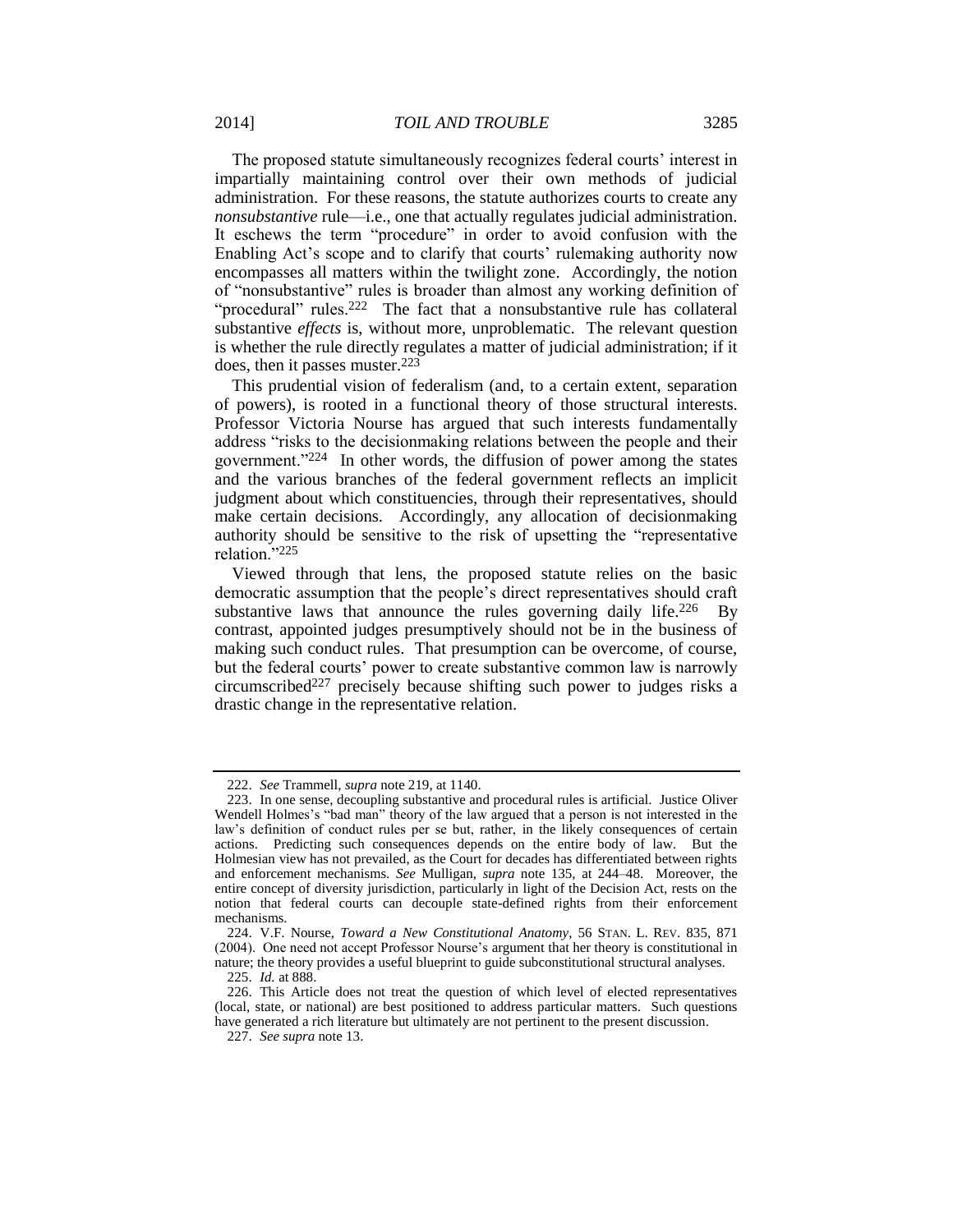The proposed statute simultaneously recognizes federal courts' interest in impartially maintaining control over their own methods of judicial administration. For these reasons, the statute authorizes courts to create any *nonsubstantive* rule—i.e., one that actually regulates judicial administration. It eschews the term "procedure" in order to avoid confusion with the Enabling Act's scope and to clarify that courts' rulemaking authority now encompasses all matters within the twilight zone. Accordingly, the notion of "nonsubstantive" rules is broader than almost any working definition of "procedural" rules.[222] The fact that a nonsubstantive rule has collateral substantive *effects* is, without more, unproblematic. The relevant question is whether the rule directly regulates a matter of judicial administration; if it does, then it passes muster.[223]

This prudential vision of federalism (and, to a certain extent, separation of powers), is rooted in a functional theory of those structural interests. Professor Victoria Nourse has argued that such interests fundamentally address "risks to the decisionmaking relations between the people and their government."[224] In other words, the diffusion of power among the states and the various branches of the federal government reflects an implicit judgment about which constituencies, through their representatives, should make certain decisions. Accordingly, any allocation of decisionmaking authority should be sensitive to the risk of upsetting the "representative relation."[225]

Viewed through that lens, the proposed statute relies on the basic democratic assumption that the people's direct representatives should craft substantive laws that announce the rules governing daily life.[226] By contrast, appointed judges presumptively should not be in the business of making such conduct rules. That presumption can be overcome, of course, but the federal courts' power to create substantive common law is narrowly circumscribed[227] precisely because shifting such power to judges risks a drastic change in the representative relation.

---

222. *See* Trammell, *supra* note 219, at 1140.

223. In one sense, decoupling substantive and procedural rules is artificial. Justice Oliver Wendell Holmes's "bad man" theory of the law argued that a person is not interested in the law's definition of conduct rules per se but, rather, in the likely consequences of certain actions. Predicting such consequences depends on the entire body of law. But the Holmesian view has not prevailed, as the Court for decades has differentiated between rights and enforcement mechanisms. *See* Mulligan, *supra* note 135, at 244–48. Moreover, the entire concept of diversity jurisdiction, particularly in light of the Decision Act, rests on the notion that federal courts can decouple state-defined rights from their enforcement mechanisms.

224. V.F. Nourse, *Toward a New Constitutional Anatomy*, 56 STAN. L. REV. 835, 871 (2004). One need not accept Professor Nourse's argument that her theory is constitutional in nature; the theory provides a useful blueprint to guide subconstitutional structural analyses.

225. *Id.* at 888.

226. This Article does not treat the question of which level of elected representatives (local, state, or national) are best positioned to address particular matters. Such questions have generated a rich literature but ultimately are not pertinent to the present discussion.

227. *See supra* note 13.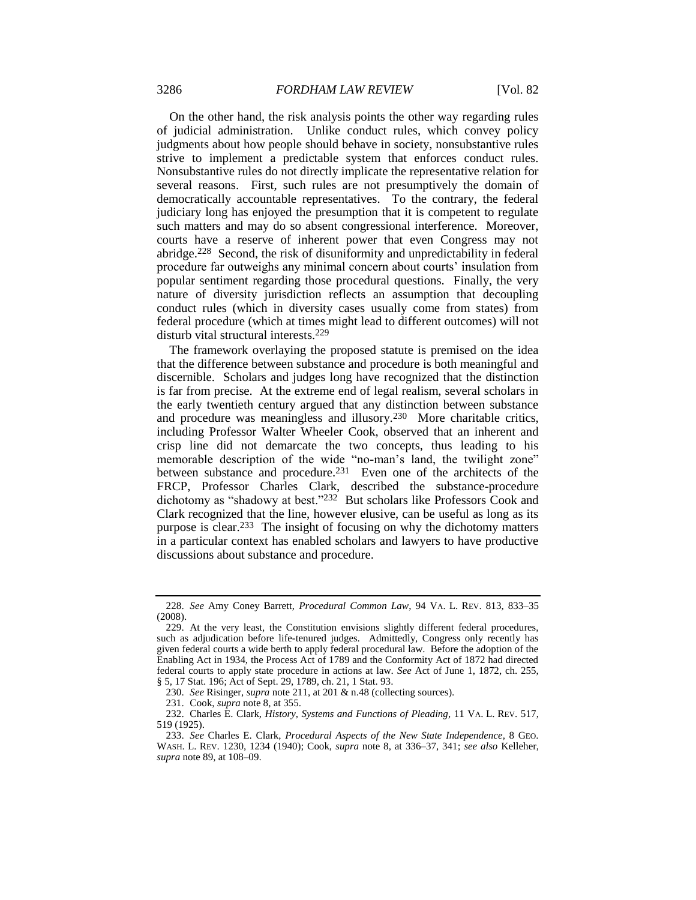On the other hand, the risk analysis points the other way regarding rules of judicial administration. Unlike conduct rules, which convey policy judgments about how people should behave in society, nonsubstantive rules strive to implement a predictable system that enforces conduct rules. Nonsubstantive rules do not directly implicate the representative relation for several reasons. First, such rules are not presumptively the domain of democratically accountable representatives. To the contrary, the federal judiciary long has enjoyed the presumption that it is competent to regulate such matters and may do so absent congressional interference. Moreover, courts have a reserve of inherent power that even Congress may not abridge.[228] Second, the risk of disuniformity and unpredictability in federal procedure far outweighs any minimal concern about courts' insulation from popular sentiment regarding those procedural questions. Finally, the very nature of diversity jurisdiction reflects an assumption that decoupling conduct rules (which in diversity cases usually come from states) from federal procedure (which at times might lead to different outcomes) will not disturb vital structural interests.[229]

The framework overlaying the proposed statute is premised on the idea that the difference between substance and procedure is both meaningful and discernible. Scholars and judges long have recognized that the distinction is far from precise. At the extreme end of legal realism, several scholars in the early twentieth century argued that any distinction between substance and procedure was meaningless and illusory.[230] More charitable critics, including Professor Walter Wheeler Cook, observed that an inherent and crisp line did not demarcate the two concepts, thus leading to his memorable description of the wide "no-man's land, the twilight zone" between substance and procedure.[231] Even one of the architects of the FRCP, Professor Charles Clark, described the substance-procedure dichotomy as "shadowy at best."[232] But scholars like Professors Cook and Clark recognized that the line, however elusive, can be useful as long as its purpose is clear.[233] The insight of focusing on why the dichotomy matters in a particular context has enabled scholars and lawyers to have productive discussions about substance and procedure.

---

228. *See* Amy Coney Barrett, *Procedural Common Law*, 94 VA. L. REV. 813, 833–35 (2008).

229. At the very least, the Constitution envisions slightly different federal procedures, such as adjudication before life-tenured judges. Admittedly, Congress only recently has given federal courts a wide berth to apply federal procedural law. Before the adoption of the Enabling Act in 1934, the Process Act of 1789 and the Conformity Act of 1872 had directed federal courts to apply state procedure in actions at law. *See* Act of June 1, 1872, ch. 255, § 5, 17 Stat. 196; Act of Sept. 29, 1789, ch. 21, 1 Stat. 93.

230. *See* Risinger, *supra* note 211, at 201 & n.48 (collecting sources).

231. Cook, *supra* note 8, at 355.

232. Charles E. Clark, *History, Systems and Functions of Pleading*, 11 VA. L. REV. 517, 519 (1925).

233. *See* Charles E. Clark, *Procedural Aspects of the New State Independence*, 8 GEO. WASH. L. REV. 1230, 1234 (1940); Cook, *supra* note 8, at 336–37, 341; *see also* Kelleher, *supra* note 89, at 108–09.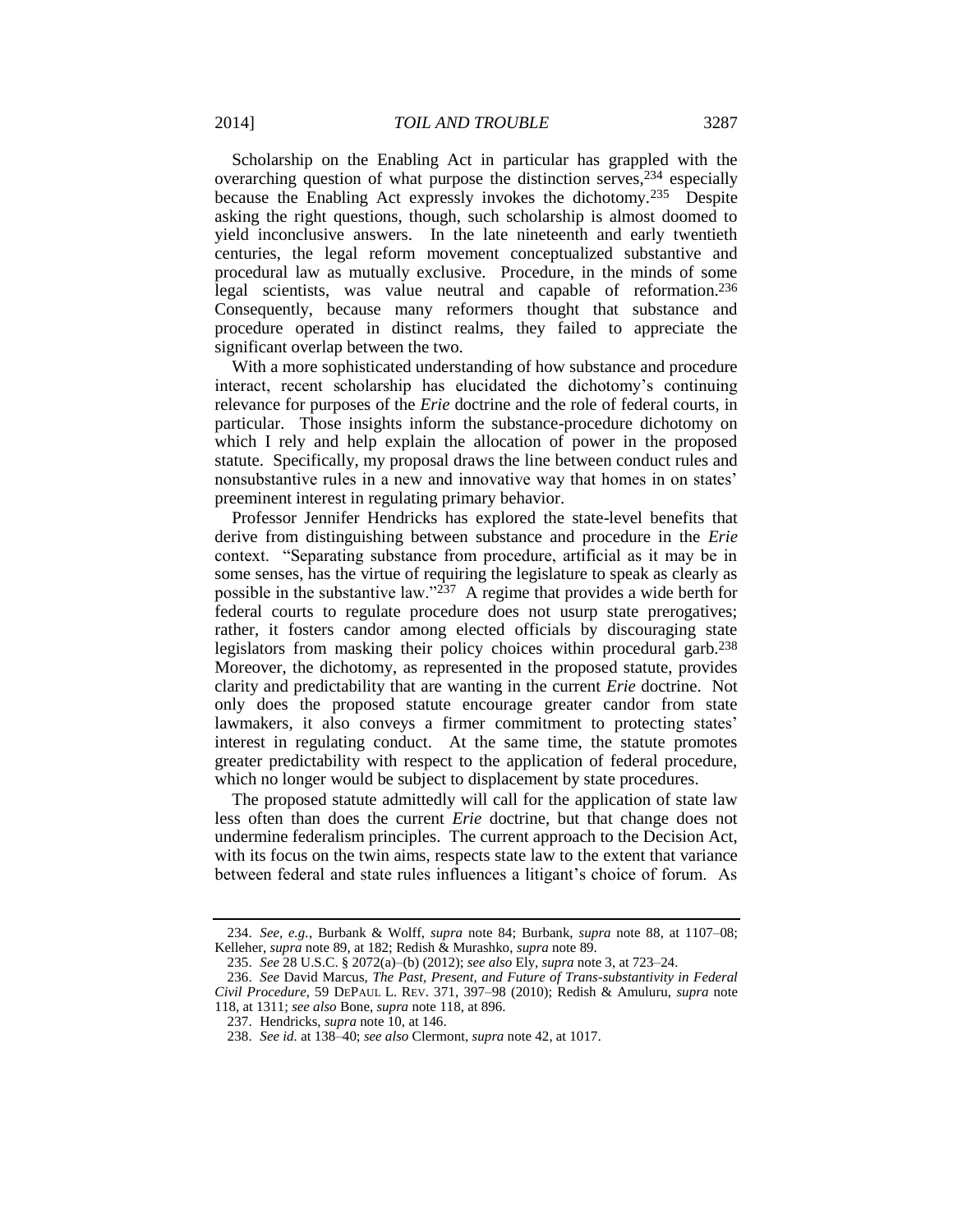Scholarship on the Enabling Act in particular has grappled with the overarching question of what purpose the distinction serves,[234] especially because the Enabling Act expressly invokes the dichotomy.[235] Despite asking the right questions, though, such scholarship is almost doomed to yield inconclusive answers. In the late nineteenth and early twentieth centuries, the legal reform movement conceptualized substantive and procedural law as mutually exclusive. Procedure, in the minds of some legal scientists, was value neutral and capable of reformation.[236] Consequently, because many reformers thought that substance and procedure operated in distinct realms, they failed to appreciate the significant overlap between the two.

With a more sophisticated understanding of how substance and procedure interact, recent scholarship has elucidated the dichotomy's continuing relevance for purposes of the *Erie* doctrine and the role of federal courts, in particular. Those insights inform the substance-procedure dichotomy on which I rely and help explain the allocation of power in the proposed statute. Specifically, my proposal draws the line between conduct rules and nonsubstantive rules in a new and innovative way that homes in on states' preeminent interest in regulating primary behavior.

Professor Jennifer Hendricks has explored the state-level benefits that derive from distinguishing between substance and procedure in the *Erie* context. "Separating substance from procedure, artificial as it may be in some senses, has the virtue of requiring the legislature to speak as clearly as possible in the substantive law."[237] A regime that provides a wide berth for federal courts to regulate procedure does not usurp state prerogatives; rather, it fosters candor among elected officials by discouraging state legislators from masking their policy choices within procedural garb.[238] Moreover, the dichotomy, as represented in the proposed statute, provides clarity and predictability that are wanting in the current *Erie* doctrine. Not only does the proposed statute encourage greater candor from state lawmakers, it also conveys a firmer commitment to protecting states' interest in regulating conduct. At the same time, the statute promotes greater predictability with respect to the application of federal procedure, which no longer would be subject to displacement by state procedures.

The proposed statute admittedly will call for the application of state law less often than does the current *Erie* doctrine, but that change does not undermine federalism principles. The current approach to the Decision Act, with its focus on the twin aims, respects state law to the extent that variance between federal and state rules influences a litigant's choice of forum. As

---

234. *See, e.g.*, Burbank & Wolff, *supra* note 84; Burbank, *supra* note 88, at 1107–08; Kelleher, *supra* note 89, at 182; Redish & Murashko, *supra* note 89.

235. *See* 28 U.S.C. § 2072(a)–(b) (2012); *see also* Ely, *supra* note 3, at 723–24.

236. *See* David Marcus, *The Past, Present, and Future of Trans-substantivity in Federal Civil Procedure*, 59 DEPAUL L. REV. 371, 397–98 (2010); Redish & Amuluru, *supra* note 118, at 1311; *see also* Bone, *supra* note 118, at 896.

237. Hendricks, *supra* note 10, at 146.

238. *See id.* at 138–40; *see also* Clermont, *supra* note 42, at 1017.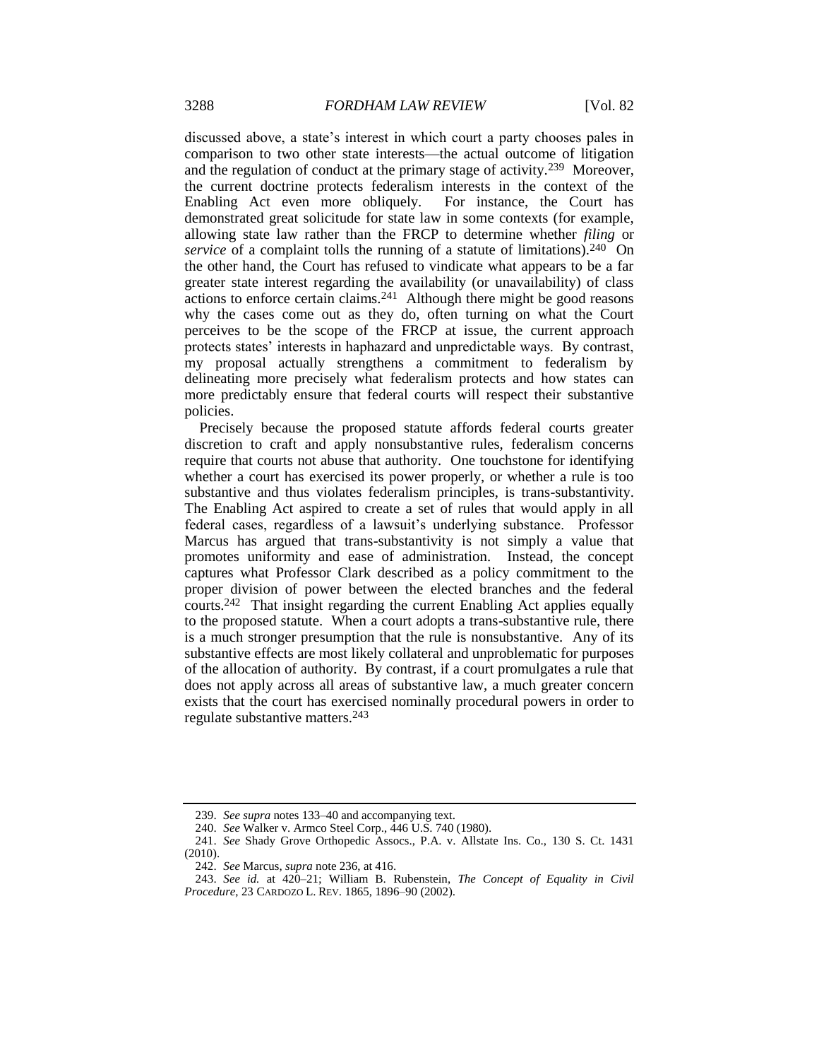discussed above, a state's interest in which court a party chooses pales in comparison to two other state interests—the actual outcome of litigation and the regulation of conduct at the primary stage of activity.[239] Moreover, the current doctrine protects federalism interests in the context of the Enabling Act even more obliquely. For instance, the Court has demonstrated great solicitude for state law in some contexts (for example, allowing state law rather than the FRCP to determine whether *filing* or *service* of a complaint tolls the running of a statute of limitations).[240] On the other hand, the Court has refused to vindicate what appears to be a far greater state interest regarding the availability (or unavailability) of class actions to enforce certain claims.[241] Although there might be good reasons why the cases come out as they do, often turning on what the Court perceives to be the scope of the FRCP at issue, the current approach protects states' interests in haphazard and unpredictable ways. By contrast, my proposal actually strengthens a commitment to federalism by delineating more precisely what federalism protects and how states can more predictably ensure that federal courts will respect their substantive policies.

Precisely because the proposed statute affords federal courts greater discretion to craft and apply nonsubstantive rules, federalism concerns require that courts not abuse that authority. One touchstone for identifying whether a court has exercised its power properly, or whether a rule is too substantive and thus violates federalism principles, is trans-substantivity. The Enabling Act aspired to create a set of rules that would apply in all federal cases, regardless of a lawsuit's underlying substance. Professor Marcus has argued that trans-substantivity is not simply a value that promotes uniformity and ease of administration. Instead, the concept captures what Professor Clark described as a policy commitment to the proper division of power between the elected branches and the federal courts.[242] That insight regarding the current Enabling Act applies equally to the proposed statute. When a court adopts a trans-substantive rule, there is a much stronger presumption that the rule is nonsubstantive. Any of its substantive effects are most likely collateral and unproblematic for purposes of the allocation of authority. By contrast, if a court promulgates a rule that does not apply across all areas of substantive law, a much greater concern exists that the court has exercised nominally procedural powers in order to regulate substantive matters.[243]

---

239. *See supra* notes 133–40 and accompanying text.

240. *See* Walker v. Armco Steel Corp., 446 U.S. 740 (1980).

241. *See* Shady Grove Orthopedic Assocs., P.A. v. Allstate Ins. Co., 130 S. Ct. 1431 (2010).

242. *See* Marcus, *supra* note 236, at 416.

243. *See id.* at 420–21; William B. Rubenstein, *The Concept of Equality in Civil Procedure*, 23 CARDOZO L. REV. 1865, 1896–90 (2002).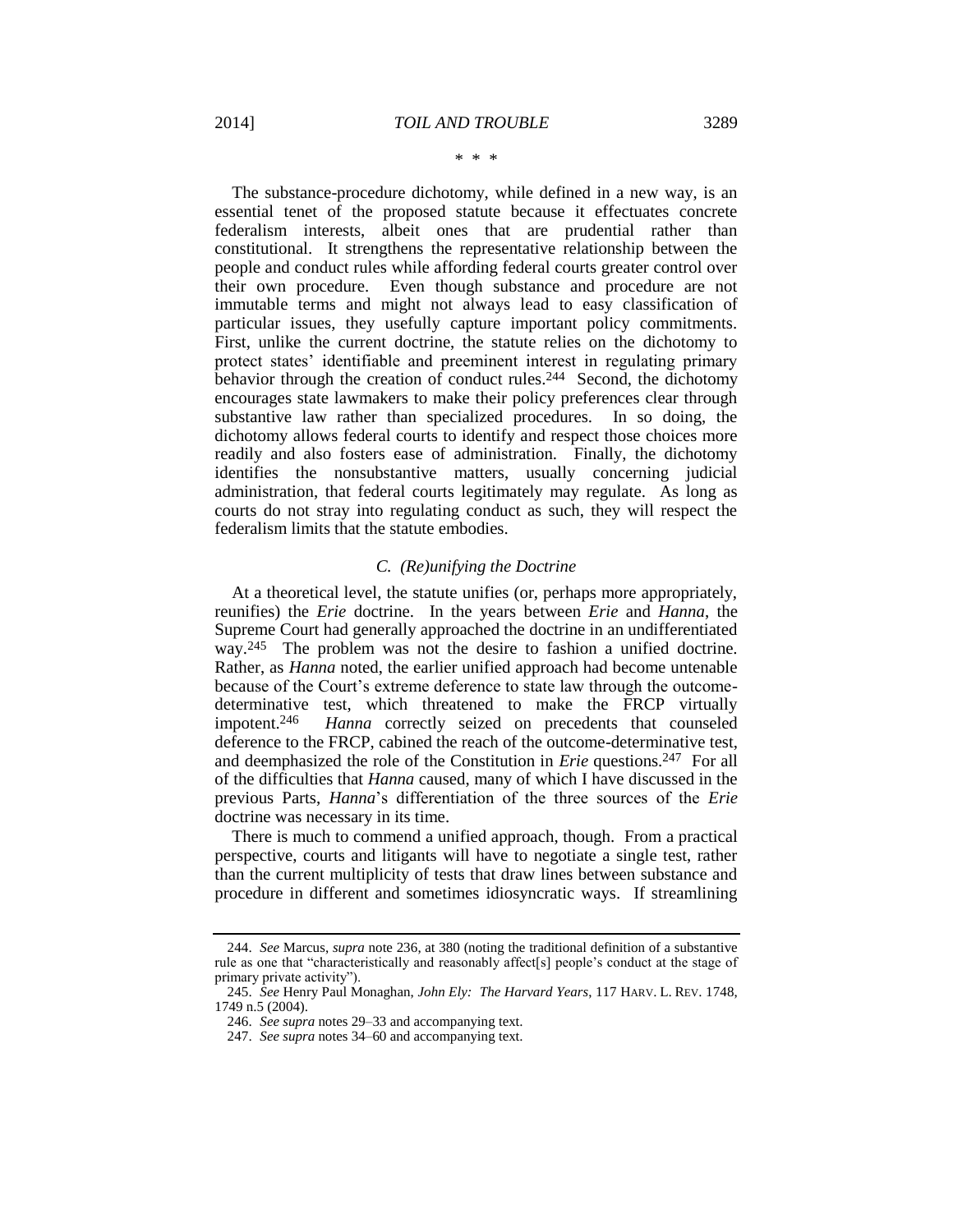\* \* \*

The substance-procedure dichotomy, while defined in a new way, is an essential tenet of the proposed statute because it effectuates concrete federalism interests, albeit ones that are prudential rather than constitutional. It strengthens the representative relationship between the people and conduct rules while affording federal courts greater control over their own procedure. Even though substance and procedure are not immutable terms and might not always lead to easy classification of particular issues, they usefully capture important policy commitments. First, unlike the current doctrine, the statute relies on the dichotomy to protect states' identifiable and preeminent interest in regulating primary behavior through the creation of conduct rules.[244] Second, the dichotomy encourages state lawmakers to make their policy preferences clear through substantive law rather than specialized procedures. In so doing, the dichotomy allows federal courts to identify and respect those choices more readily and also fosters ease of administration. Finally, the dichotomy identifies the nonsubstantive matters, usually concerning judicial administration, that federal courts legitimately may regulate. As long as courts do not stray into regulating conduct as such, they will respect the federalism limits that the statute embodies.

### *C. (Re)unifying the Doctrine*

At a theoretical level, the statute unifies (or, perhaps more appropriately, reunifies) the *Erie* doctrine. In the years between *Erie* and *Hanna*, the Supreme Court had generally approached the doctrine in an undifferentiated way.[245] The problem was not the desire to fashion a unified doctrine. Rather, as *Hanna* noted, the earlier unified approach had become untenable because of the Court's extreme deference to state law through the outcome-determinative test, which threatened to make the FRCP virtually impotent.[246] *Hanna* correctly seized on precedents that counseled deference to the FRCP, cabined the reach of the outcome-determinative test, and deemphasized the role of the Constitution in *Erie* questions.[247] For all of the difficulties that *Hanna* caused, many of which I have discussed in the previous Parts, *Hanna*'s differentiation of the three sources of the *Erie* doctrine was necessary in its time.

There is much to commend a unified approach, though. From a practical perspective, courts and litigants will have to negotiate a single test, rather than the current multiplicity of tests that draw lines between substance and procedure in different and sometimes idiosyncratic ways. If streamlining

---

244. *See* Marcus, *supra* note 236, at 380 (noting the traditional definition of a substantive rule as one that "characteristically and reasonably affect[s] people's conduct at the stage of primary private activity").

245. *See* Henry Paul Monaghan, *John Ely: The Harvard Years*, 117 HARV. L. REV. 1748, 1749 n.5 (2004).

246. *See supra* notes 29–33 and accompanying text.

247. *See supra* notes 34–60 and accompanying text.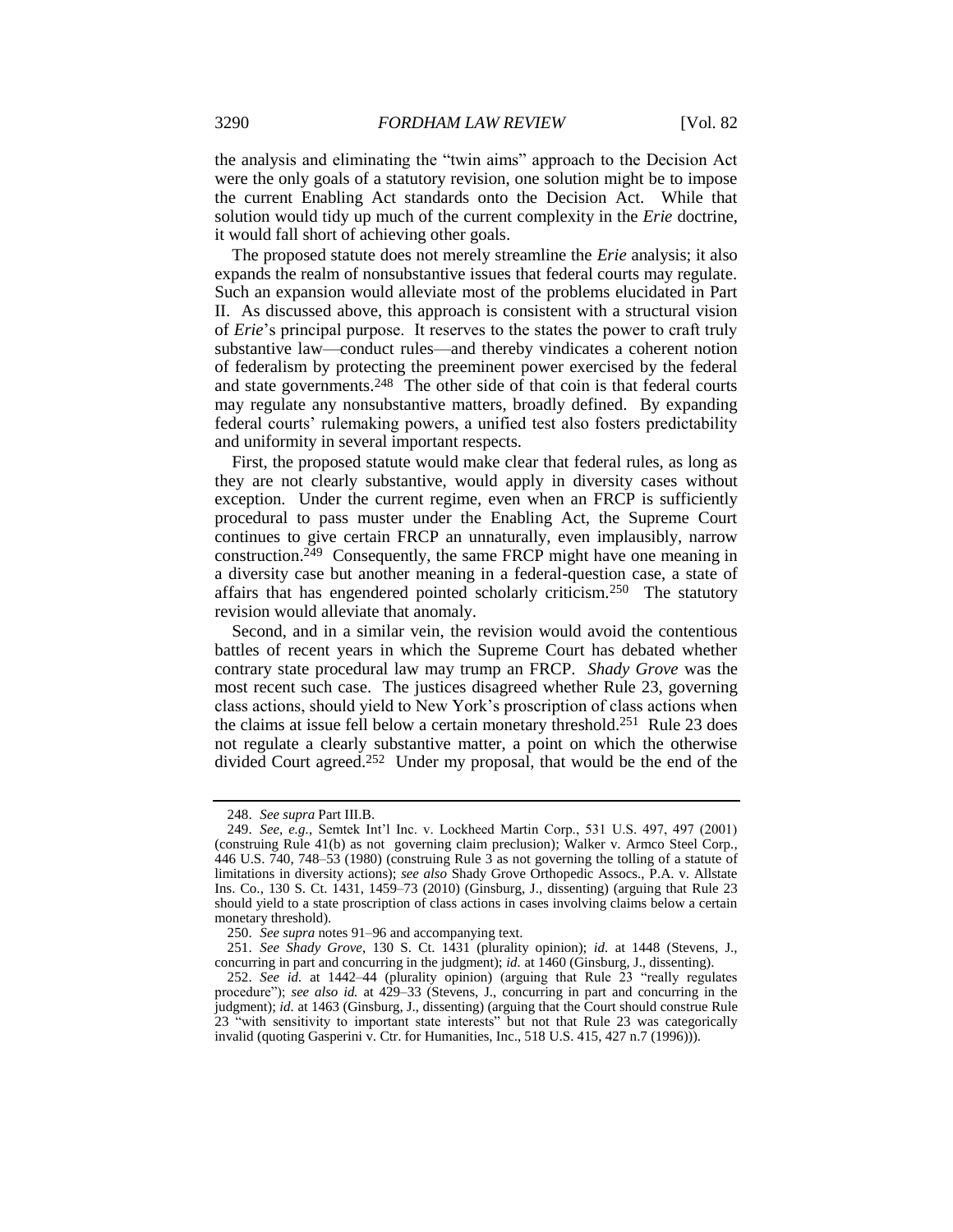the analysis and eliminating the "twin aims" approach to the Decision Act were the only goals of a statutory revision, one solution might be to impose the current Enabling Act standards onto the Decision Act. While that solution would tidy up much of the current complexity in the *Erie* doctrine, it would fall short of achieving other goals.

The proposed statute does not merely streamline the *Erie* analysis; it also expands the realm of nonsubstantive issues that federal courts may regulate. Such an expansion would alleviate most of the problems elucidated in Part II. As discussed above, this approach is consistent with a structural vision of *Erie*'s principal purpose. It reserves to the states the power to craft truly substantive law—conduct rules—and thereby vindicates a coherent notion of federalism by protecting the preeminent power exercised by the federal and state governments.[248] The other side of that coin is that federal courts may regulate any nonsubstantive matters, broadly defined. By expanding federal courts' rulemaking powers, a unified test also fosters predictability and uniformity in several important respects.

First, the proposed statute would make clear that federal rules, as long as they are not clearly substantive, would apply in diversity cases without exception. Under the current regime, even when an FRCP is sufficiently procedural to pass muster under the Enabling Act, the Supreme Court continues to give certain FRCP an unnaturally, even implausibly, narrow construction.[249] Consequently, the same FRCP might have one meaning in a diversity case but another meaning in a federal-question case, a state of affairs that has engendered pointed scholarly criticism.[250] The statutory revision would alleviate that anomaly.

Second, and in a similar vein, the revision would avoid the contentious battles of recent years in which the Supreme Court has debated whether contrary state procedural law may trump an FRCP. *Shady Grove* was the most recent such case. The justices disagreed whether Rule 23, governing class actions, should yield to New York's proscription of class actions when the claims at issue fell below a certain monetary threshold.[251] Rule 23 does not regulate a clearly substantive matter, a point on which the otherwise divided Court agreed.[252] Under my proposal, that would be the end of the

---

248. *See supra* Part III.B.

249. *See, e.g.*, Semtek Int'l Inc. v. Lockheed Martin Corp., 531 U.S. 497, 497 (2001) (construing Rule 41(b) as not governing claim preclusion); Walker v. Armco Steel Corp., 446 U.S. 740, 748–53 (1980) (construing Rule 3 as not governing the tolling of a statute of limitations in diversity actions); *see also* Shady Grove Orthopedic Assocs., P.A. v. Allstate Ins. Co., 130 S. Ct. 1431, 1459–73 (2010) (Ginsburg, J., dissenting) (arguing that Rule 23 should yield to a state proscription of class actions in cases involving claims below a certain monetary threshold).

250. *See supra* notes 91–96 and accompanying text.

251. *See Shady Grove*, 130 S. Ct. 1431 (plurality opinion); *id.* at 1448 (Stevens, J., concurring in part and concurring in the judgment); *id.* at 1460 (Ginsburg, J., dissenting).

252. *See id.* at 1442–44 (plurality opinion) (arguing that Rule 23 "really regulates procedure"); *see also id.* at 429–33 (Stevens, J., concurring in part and concurring in the judgment); *id.* at 1463 (Ginsburg, J., dissenting) (arguing that the Court should construe Rule 23 "with sensitivity to important state interests" but not that Rule 23 was categorically invalid (quoting Gasperini v. Ctr. for Humanities, Inc., 518 U.S. 415, 427 n.7 (1996))).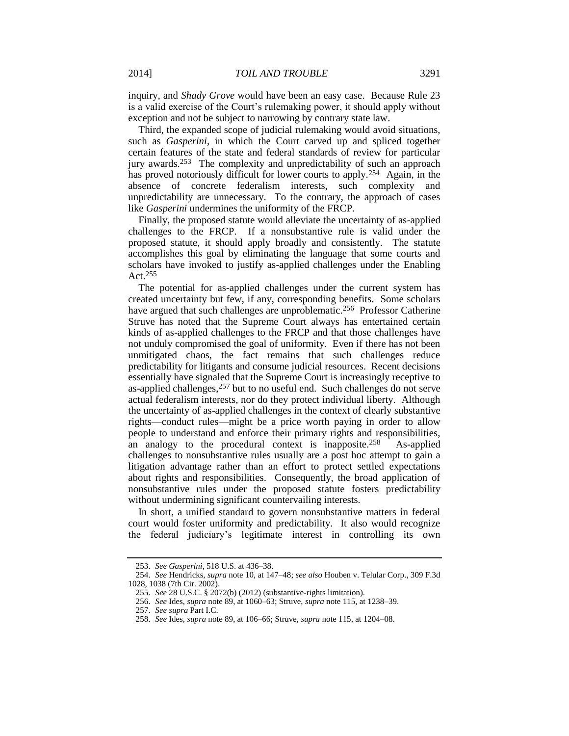inquiry, and *Shady Grove* would have been an easy case. Because Rule 23 is a valid exercise of the Court's rulemaking power, it should apply without exception and not be subject to narrowing by contrary state law.

Third, the expanded scope of judicial rulemaking would avoid situations, such as *Gasperini*, in which the Court carved up and spliced together certain features of the state and federal standards of review for particular jury awards.[253] The complexity and unpredictability of such an approach has proved notoriously difficult for lower courts to apply.[254] Again, in the absence of concrete federalism interests, such complexity and unpredictability are unnecessary. To the contrary, the approach of cases like *Gasperini* undermines the uniformity of the FRCP.

Finally, the proposed statute would alleviate the uncertainty of as-applied challenges to the FRCP. If a nonsubstantive rule is valid under the proposed statute, it should apply broadly and consistently. The statute accomplishes this goal by eliminating the language that some courts and scholars have invoked to justify as-applied challenges under the Enabling Act.[255]

The potential for as-applied challenges under the current system has created uncertainty but few, if any, corresponding benefits. Some scholars have argued that such challenges are unproblematic.[256] Professor Catherine Struve has noted that the Supreme Court always has entertained certain kinds of as-applied challenges to the FRCP and that those challenges have not unduly compromised the goal of uniformity. Even if there has not been unmitigated chaos, the fact remains that such challenges reduce predictability for litigants and consume judicial resources. Recent decisions essentially have signaled that the Supreme Court is increasingly receptive to as-applied challenges,[257] but to no useful end. Such challenges do not serve actual federalism interests, nor do they protect individual liberty. Although the uncertainty of as-applied challenges in the context of clearly substantive rights—conduct rules—might be a price worth paying in order to allow people to understand and enforce their primary rights and responsibilities, an analogy to the procedural context is inapposite.[258] As-applied challenges to nonsubstantive rules usually are a post hoc attempt to gain a litigation advantage rather than an effort to protect settled expectations about rights and responsibilities. Consequently, the broad application of nonsubstantive rules under the proposed statute fosters predictability without undermining significant countervailing interests.

In short, a unified standard to govern nonsubstantive matters in federal court would foster uniformity and predictability. It also would recognize the federal judiciary's legitimate interest in controlling its own

---

253. *See Gasperini*, 518 U.S. at 436–38.

254. *See* Hendricks, *supra* note 10, at 147–48; *see also* Houben v. Telular Corp., 309 F.3d 1028, 1038 (7th Cir. 2002).

255. *See* 28 U.S.C. § 2072(b) (2012) (substantive-rights limitation).

256. *See* Ides, *supra* note 89, at 1060–63; Struve, *supra* note 115, at 1238–39.

257. *See supra* Part I.C.

258. *See* Ides, *supra* note 89, at 106–66; Struve, *supra* note 115, at 1204–08.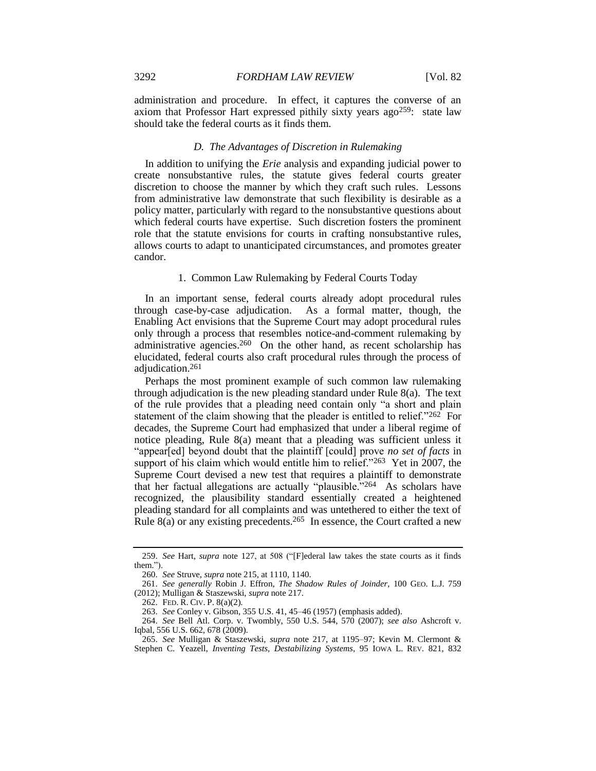administration and procedure. In effect, it captures the converse of an axiom that Professor Hart expressed pithily sixty years ago[259]: state law should take the federal courts as it finds them.

### *D. The Advantages of Discretion in Rulemaking*

In addition to unifying the *Erie* analysis and expanding judicial power to create nonsubstantive rules, the statute gives federal courts greater discretion to choose the manner by which they craft such rules. Lessons from administrative law demonstrate that such flexibility is desirable as a policy matter, particularly with regard to the nonsubstantive questions about which federal courts have expertise. Such discretion fosters the prominent role that the statute envisions for courts in crafting nonsubstantive rules, allows courts to adapt to unanticipated circumstances, and promotes greater candor.

#### 1. Common Law Rulemaking by Federal Courts Today

In an important sense, federal courts already adopt procedural rules through case-by-case adjudication. As a formal matter, though, the Enabling Act envisions that the Supreme Court may adopt procedural rules only through a process that resembles notice-and-comment rulemaking by administrative agencies.[260] On the other hand, as recent scholarship has elucidated, federal courts also craft procedural rules through the process of adjudication.[261]

Perhaps the most prominent example of such common law rulemaking through adjudication is the new pleading standard under Rule 8(a). The text of the rule provides that a pleading need contain only "a short and plain statement of the claim showing that the pleader is entitled to relief."[262] For decades, the Supreme Court had emphasized that under a liberal regime of notice pleading, Rule 8(a) meant that a pleading was sufficient unless it "appear[ed] beyond doubt that the plaintiff [could] prove *no set of facts* in support of his claim which would entitle him to relief."[263] Yet in 2007, the Supreme Court devised a new test that requires a plaintiff to demonstrate that her factual allegations are actually "plausible."[264] As scholars have recognized, the plausibility standard essentially created a heightened pleading standard for all complaints and was untethered to either the text of Rule 8(a) or any existing precedents.[265] In essence, the Court crafted a new

---

259. *See* Hart, *supra* note 127, at 508 ("[F]ederal law takes the state courts as it finds them.").

260. *See* Struve, *supra* note 215, at 1110, 1140.

261. *See generally* Robin J. Effron, *The Shadow Rules of Joinder*, 100 GEO. L.J. 759 (2012); Mulligan & Staszewski, *supra* note 217.

262. FED. R. CIV. P. 8(a)(2).

263. *See* Conley v. Gibson, 355 U.S. 41, 45–46 (1957) (emphasis added).

264. *See* Bell Atl. Corp. v. Twombly, 550 U.S. 544, 570 (2007); *see also* Ashcroft v. Iqbal, 556 U.S. 662, 678 (2009).

265. *See* Mulligan & Staszewski, *supra* note 217, at 1195–97; Kevin M. Clermont & Stephen C. Yeazell, *Inventing Tests, Destabilizing Systems*, 95 IOWA L. REV. 821, 832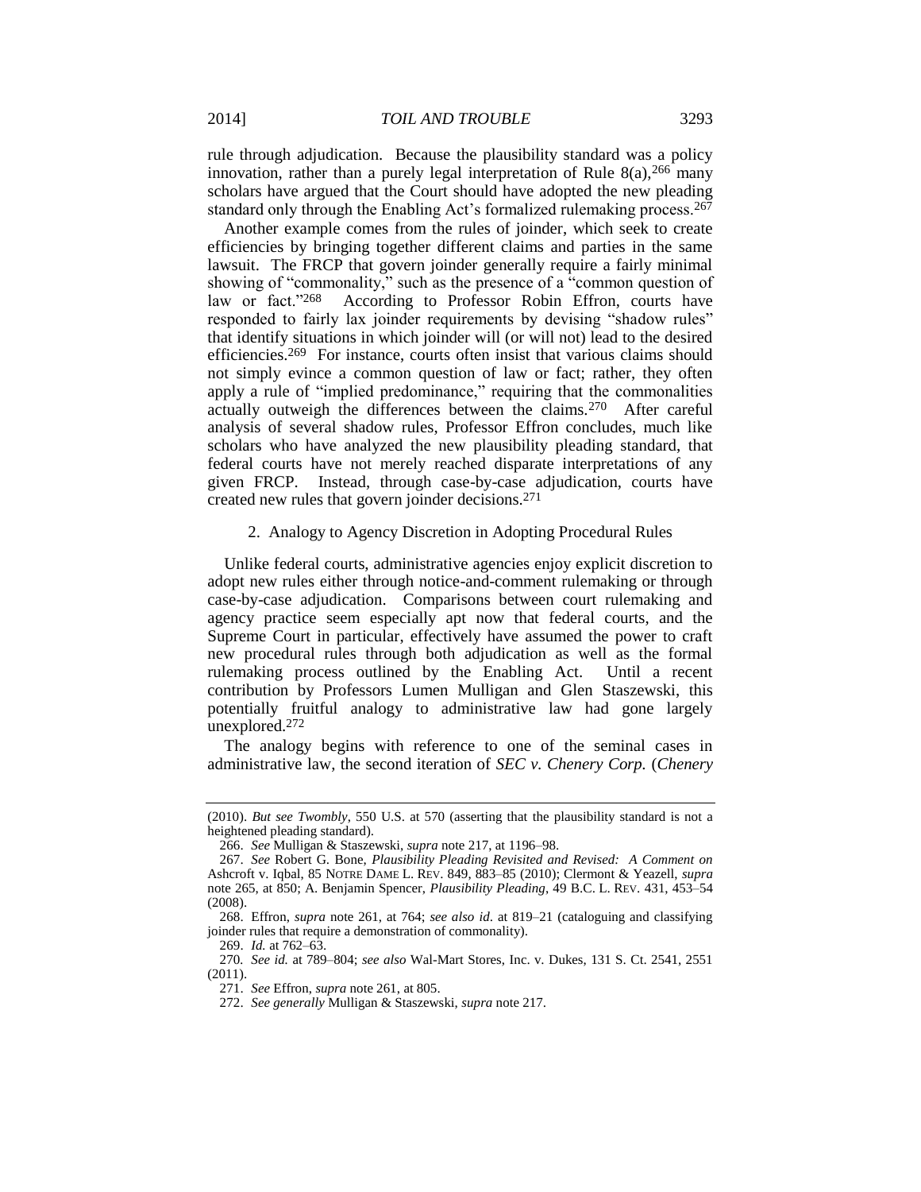rule through adjudication. Because the plausibility standard was a policy innovation, rather than a purely legal interpretation of Rule 8(a),[266] many scholars have argued that the Court should have adopted the new pleading standard only through the Enabling Act's formalized rulemaking process.[267]

Another example comes from the rules of joinder, which seek to create efficiencies by bringing together different claims and parties in the same lawsuit. The FRCP that govern joinder generally require a fairly minimal showing of "commonality," such as the presence of a "common question of law or fact."[268] According to Professor Robin Effron, courts have responded to fairly lax joinder requirements by devising "shadow rules" that identify situations in which joinder will (or will not) lead to the desired efficiencies.[269] For instance, courts often insist that various claims should not simply evince a common question of law or fact; rather, they often apply a rule of "implied predominance," requiring that the commonalities actually outweigh the differences between the claims.[270] After careful analysis of several shadow rules, Professor Effron concludes, much like scholars who have analyzed the new plausibility pleading standard, that federal courts have not merely reached disparate interpretations of any given FRCP. Instead, through case-by-case adjudication, courts have created new rules that govern joinder decisions.[271]

### 2. Analogy to Agency Discretion in Adopting Procedural Rules

Unlike federal courts, administrative agencies enjoy explicit discretion to adopt new rules either through notice-and-comment rulemaking or through case-by-case adjudication. Comparisons between court rulemaking and agency practice seem especially apt now that federal courts, and the Supreme Court in particular, effectively have assumed the power to craft new procedural rules through both adjudication as well as the formal rulemaking process outlined by the Enabling Act. Until a recent contribution by Professors Lumen Mulligan and Glen Staszewski, this potentially fruitful analogy to administrative law had gone largely unexplored.[272]

The analogy begins with reference to one of the seminal cases in administrative law, the second iteration of *SEC v. Chenery Corp.* (*Chenery*

---

(2010). *But see Twombly*, 550 U.S. at 570 (asserting that the plausibility standard is not a heightened pleading standard).

266. *See* Mulligan & Staszewski, *supra* note 217, at 1196–98.

267. *See* Robert G. Bone, *Plausibility Pleading Revisited and Revised: A Comment on* Ashcroft v. Iqbal, 85 NOTRE DAME L. REV. 849, 883–85 (2010); Clermont & Yeazell, *supra* note 265, at 850; A. Benjamin Spencer, *Plausibility Pleading*, 49 B.C. L. REV. 431, 453–54 (2008).

268. Effron, *supra* note 261, at 764; *see also id.* at 819–21 (cataloguing and classifying joinder rules that require a demonstration of commonality).

269. *Id.* at 762–63.

270. *See id.* at 789–804; *see also* Wal-Mart Stores, Inc. v. Dukes, 131 S. Ct. 2541, 2551 (2011).

271. *See* Effron, *supra* note 261, at 805.

272. *See generally* Mulligan & Staszewski, *supra* note 217.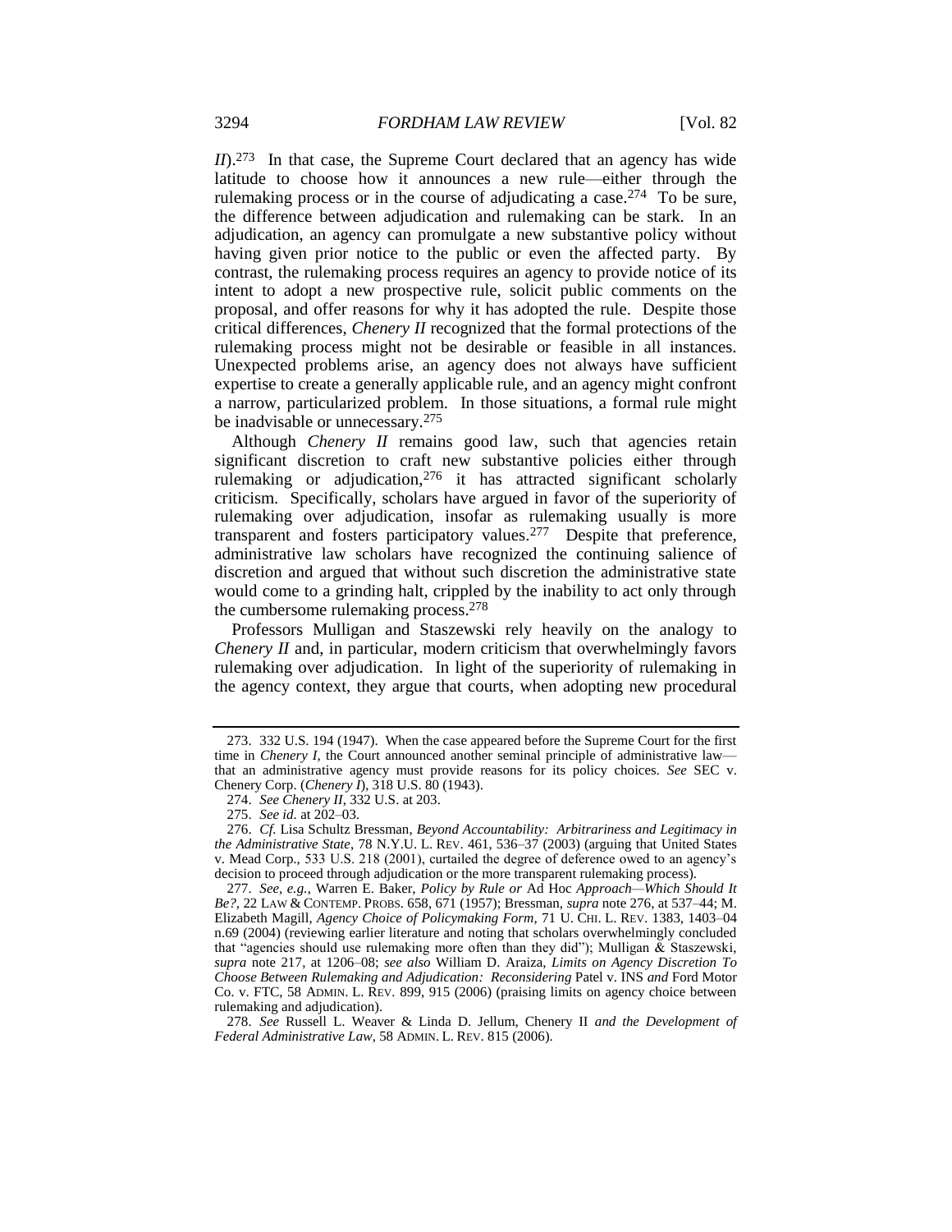*II*).[273] In that case, the Supreme Court declared that an agency has wide latitude to choose how it announces a new rule—either through the rulemaking process or in the course of adjudicating a case.[274] To be sure, the difference between adjudication and rulemaking can be stark. In an adjudication, an agency can promulgate a new substantive policy without having given prior notice to the public or even the affected party. By contrast, the rulemaking process requires an agency to provide notice of its intent to adopt a new prospective rule, solicit public comments on the proposal, and offer reasons for why it has adopted the rule. Despite those critical differences, *Chenery II* recognized that the formal protections of the rulemaking process might not be desirable or feasible in all instances. Unexpected problems arise, an agency does not always have sufficient expertise to create a generally applicable rule, and an agency might confront a narrow, particularized problem. In those situations, a formal rule might be inadvisable or unnecessary.[275]

Although *Chenery II* remains good law, such that agencies retain significant discretion to craft new substantive policies either through rulemaking or adjudication,[276] it has attracted significant scholarly criticism. Specifically, scholars have argued in favor of the superiority of rulemaking over adjudication, insofar as rulemaking usually is more transparent and fosters participatory values.[277] Despite that preference, administrative law scholars have recognized the continuing salience of discretion and argued that without such discretion the administrative state would come to a grinding halt, crippled by the inability to act only through the cumbersome rulemaking process.[278]

Professors Mulligan and Staszewski rely heavily on the analogy to *Chenery II* and, in particular, modern criticism that overwhelmingly favors rulemaking over adjudication. In light of the superiority of rulemaking in the agency context, they argue that courts, when adopting new procedural

---

273. 332 U.S. 194 (1947). When the case appeared before the Supreme Court for the first time in *Chenery I*, the Court announced another seminal principle of administrative law—that an administrative agency must provide reasons for its policy choices. *See* SEC v. Chenery Corp. (*Chenery I*), 318 U.S. 80 (1943).

274. *See Chenery II*, 332 U.S. at 203.

275. *See id.* at 202–03.

276. *Cf.* Lisa Schultz Bressman, *Beyond Accountability: Arbitrariness and Legitimacy in the Administrative State*, 78 N.Y.U. L. REV. 461, 536–37 (2003) (arguing that United States v. Mead Corp., 533 U.S. 218 (2001), curtailed the degree of deference owed to an agency's decision to proceed through adjudication or the more transparent rulemaking process).

277. *See, e.g.*, Warren E. Baker, *Policy by Rule or* Ad Hoc *Approach—Which Should It Be?*, 22 LAW & CONTEMP. PROBS. 658, 671 (1957); Bressman, *supra* note 276, at 537–44; M. Elizabeth Magill, *Agency Choice of Policymaking Form*, 71 U. CHI. L. REV. 1383, 1403–04 n.69 (2004) (reviewing earlier literature and noting that scholars overwhelmingly concluded that "agencies should use rulemaking more often than they did"); Mulligan & Staszewski, *supra* note 217, at 1206–08; *see also* William D. Araiza, *Limits on Agency Discretion To Choose Between Rulemaking and Adjudication: Reconsidering* Patel v. INS *and* Ford Motor Co. v. FTC, 58 ADMIN. L. REV. 899, 915 (2006) (praising limits on agency choice between rulemaking and adjudication).

278. *See* Russell L. Weaver & Linda D. Jellum, Chenery II *and the Development of Federal Administrative Law*, 58 ADMIN. L. REV. 815 (2006).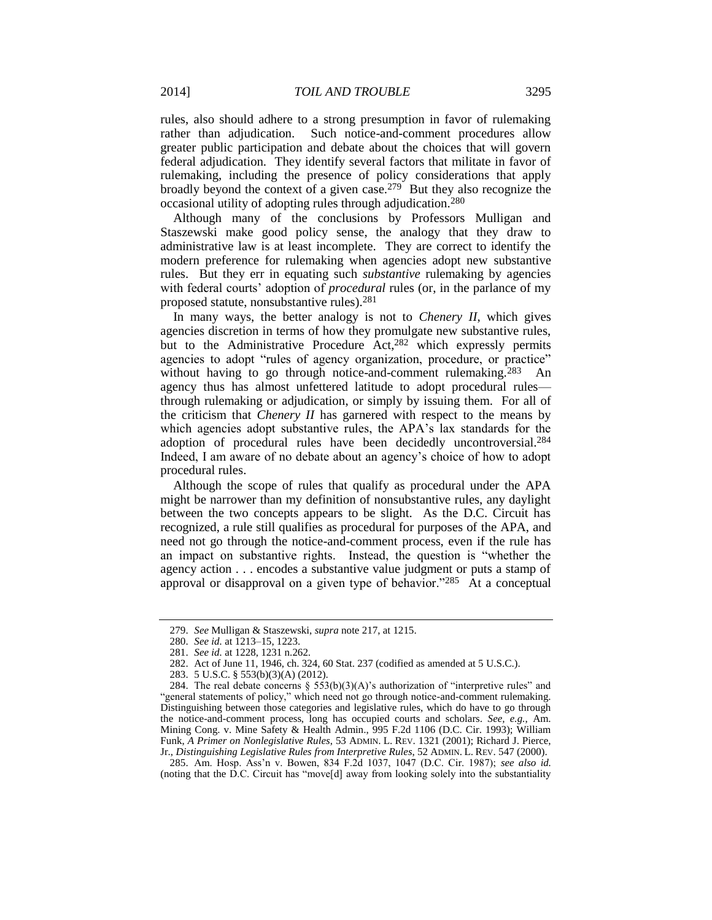rules, also should adhere to a strong presumption in favor of rulemaking rather than adjudication. Such notice-and-comment procedures allow greater public participation and debate about the choices that will govern federal adjudication. They identify several factors that militate in favor of rulemaking, including the presence of policy considerations that apply broadly beyond the context of a given case.[279] But they also recognize the occasional utility of adopting rules through adjudication.[280]

Although many of the conclusions by Professors Mulligan and Staszewski make good policy sense, the analogy that they draw to administrative law is at least incomplete. They are correct to identify the modern preference for rulemaking when agencies adopt new substantive rules. But they err in equating such *substantive* rulemaking by agencies with federal courts' adoption of *procedural* rules (or, in the parlance of my proposed statute, nonsubstantive rules).[281]

In many ways, the better analogy is not to *Chenery II*, which gives agencies discretion in terms of how they promulgate new substantive rules, but to the Administrative Procedure Act,[282] which expressly permits agencies to adopt "rules of agency organization, procedure, or practice" without having to go through notice-and-comment rulemaking.[283] An agency thus has almost unfettered latitude to adopt procedural rules—through rulemaking or adjudication, or simply by issuing them. For all of the criticism that *Chenery II* has garnered with respect to the means by which agencies adopt substantive rules, the APA's lax standards for the adoption of procedural rules have been decidedly uncontroversial.[284] Indeed, I am aware of no debate about an agency's choice of how to adopt procedural rules.

Although the scope of rules that qualify as procedural under the APA might be narrower than my definition of nonsubstantive rules, any daylight between the two concepts appears to be slight. As the D.C. Circuit has recognized, a rule still qualifies as procedural for purposes of the APA, and need not go through the notice-and-comment process, even if the rule has an impact on substantive rights. Instead, the question is "whether the agency action . . . encodes a substantive value judgment or puts a stamp of approval or disapproval on a given type of behavior."[285] At a conceptual

---

279. *See* Mulligan & Staszewski, *supra* note 217, at 1215.

280. *See id.* at 1213–15, 1223.

281. *See id.* at 1228, 1231 n.262.

282. Act of June 11, 1946, ch. 324, 60 Stat. 237 (codified as amended at 5 U.S.C.).

283. 5 U.S.C. § 553(b)(3)(A) (2012).

284. The real debate concerns § 553(b)(3)(A)'s authorization of "interpretive rules" and "general statements of policy," which need not go through notice-and-comment rulemaking. Distinguishing between those categories and legislative rules, which do have to go through the notice-and-comment process, long has occupied courts and scholars. *See, e.g.*, Am. Mining Cong. v. Mine Safety & Health Admin., 995 F.2d 1106 (D.C. Cir. 1993); William Funk, *A Primer on Nonlegislative Rules*, 53 ADMIN. L. REV. 1321 (2001); Richard J. Pierce, Jr., *Distinguishing Legislative Rules from Interpretive Rules*, 52 ADMIN. L. REV. 547 (2000).

285. Am. Hosp. Ass'n v. Bowen, 834 F.2d 1037, 1047 (D.C. Cir. 1987); *see also id.* (noting that the D.C. Circuit has "move[d] away from looking solely into the substantiality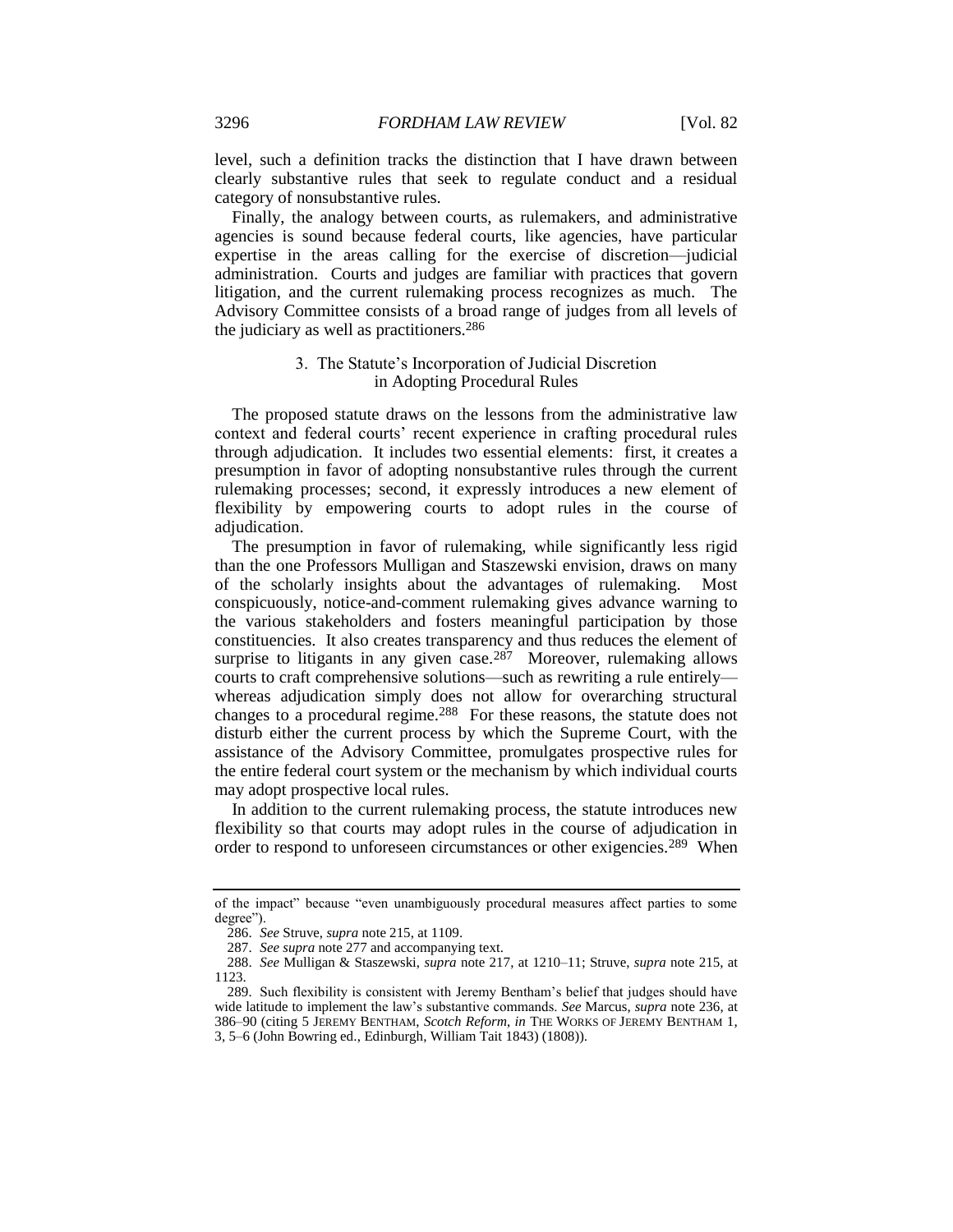level, such a definition tracks the distinction that I have drawn between clearly substantive rules that seek to regulate conduct and a residual category of nonsubstantive rules.

Finally, the analogy between courts, as rulemakers, and administrative agencies is sound because federal courts, like agencies, have particular expertise in the areas calling for the exercise of discretion—judicial administration. Courts and judges are familiar with practices that govern litigation, and the current rulemaking process recognizes as much. The Advisory Committee consists of a broad range of judges from all levels of the judiciary as well as practitioners.[286]

### 3. The Statute's Incorporation of Judicial Discretion in Adopting Procedural Rules

The proposed statute draws on the lessons from the administrative law context and federal courts' recent experience in crafting procedural rules through adjudication. It includes two essential elements: first, it creates a presumption in favor of adopting nonsubstantive rules through the current rulemaking processes; second, it expressly introduces a new element of flexibility by empowering courts to adopt rules in the course of adjudication.

The presumption in favor of rulemaking, while significantly less rigid than the one Professors Mulligan and Staszewski envision, draws on many of the scholarly insights about the advantages of rulemaking. Most conspicuously, notice-and-comment rulemaking gives advance warning to the various stakeholders and fosters meaningful participation by those constituencies. It also creates transparency and thus reduces the element of surprise to litigants in any given case.[287] Moreover, rulemaking allows courts to craft comprehensive solutions—such as rewriting a rule entirely—whereas adjudication simply does not allow for overarching structural changes to a procedural regime.[288] For these reasons, the statute does not disturb either the current process by which the Supreme Court, with the assistance of the Advisory Committee, promulgates prospective rules for the entire federal court system or the mechanism by which individual courts may adopt prospective local rules.

In addition to the current rulemaking process, the statute introduces new flexibility so that courts may adopt rules in the course of adjudication in order to respond to unforeseen circumstances or other exigencies.[289] When

---

of the impact" because "even unambiguously procedural measures affect parties to some degree").

286. *See* Struve, *supra* note 215, at 1109.

287. *See supra* note 277 and accompanying text.

288. *See* Mulligan & Staszewski, *supra* note 217, at 1210–11; Struve, *supra* note 215, at 1123.

289. Such flexibility is consistent with Jeremy Bentham's belief that judges should have wide latitude to implement the law's substantive commands. *See* Marcus, *supra* note 236, at 386–90 (citing 5 JEREMY BENTHAM, *Scotch Reform*, *in* THE WORKS OF JEREMY BENTHAM 1, 3, 5–6 (John Bowring ed., Edinburgh, William Tait 1843) (1808)).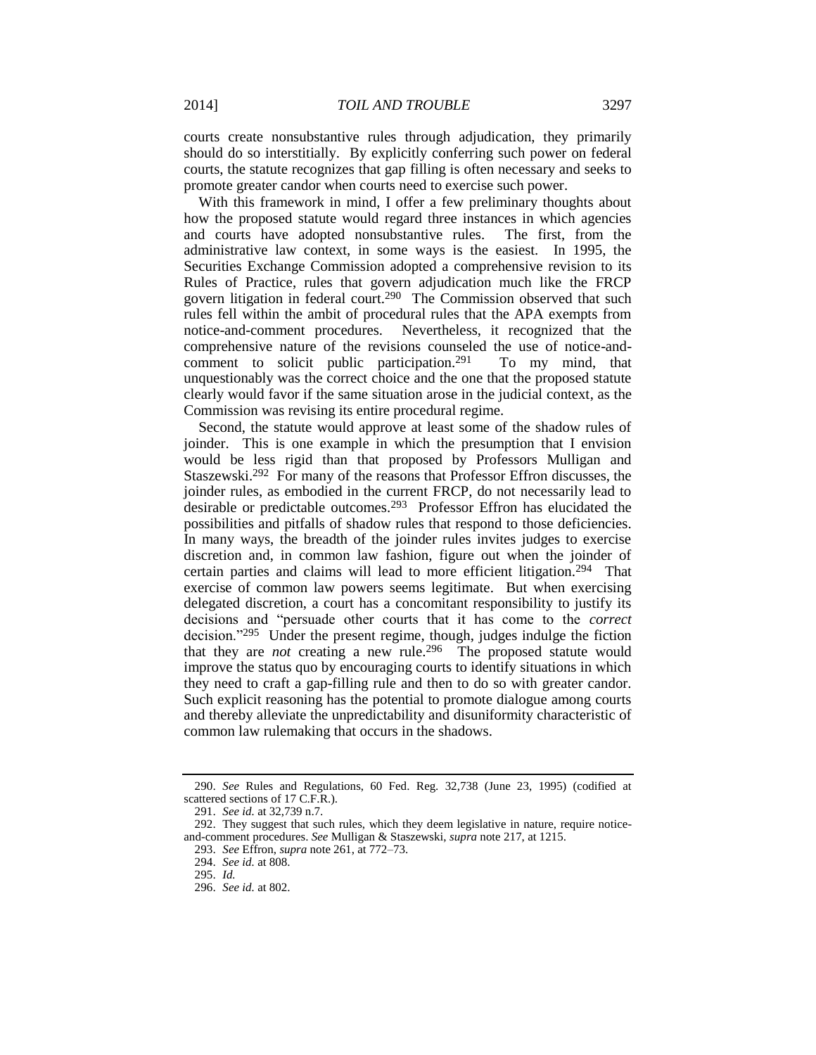courts create nonsubstantive rules through adjudication, they primarily should do so interstitially. By explicitly conferring such power on federal courts, the statute recognizes that gap filling is often necessary and seeks to promote greater candor when courts need to exercise such power.

With this framework in mind, I offer a few preliminary thoughts about how the proposed statute would regard three instances in which agencies and courts have adopted nonsubstantive rules. The first, from the administrative law context, in some ways is the easiest. In 1995, the Securities Exchange Commission adopted a comprehensive revision to its Rules of Practice, rules that govern adjudication much like the FRCP govern litigation in federal court.[290] The Commission observed that such rules fell within the ambit of procedural rules that the APA exempts from notice-and-comment procedures. Nevertheless, it recognized that the comprehensive nature of the revisions counseled the use of notice-and-comment to solicit public participation.[291] To my mind, that unquestionably was the correct choice and the one that the proposed statute clearly would favor if the same situation arose in the judicial context, as the Commission was revising its entire procedural regime.

Second, the statute would approve at least some of the shadow rules of joinder. This is one example in which the presumption that I envision would be less rigid than that proposed by Professors Mulligan and Staszewski.[292] For many of the reasons that Professor Effron discusses, the joinder rules, as embodied in the current FRCP, do not necessarily lead to desirable or predictable outcomes.[293] Professor Effron has elucidated the possibilities and pitfalls of shadow rules that respond to those deficiencies. In many ways, the breadth of the joinder rules invites judges to exercise discretion and, in common law fashion, figure out when the joinder of certain parties and claims will lead to more efficient litigation.[294] That exercise of common law powers seems legitimate. But when exercising delegated discretion, a court has a concomitant responsibility to justify its decisions and "persuade other courts that it has come to the *correct* decision."[295] Under the present regime, though, judges indulge the fiction that they are *not* creating a new rule.[296] The proposed statute would improve the status quo by encouraging courts to identify situations in which they need to craft a gap-filling rule and then to do so with greater candor. Such explicit reasoning has the potential to promote dialogue among courts and thereby alleviate the unpredictability and disuniformity characteristic of common law rulemaking that occurs in the shadows.

---

290. *See* Rules and Regulations, 60 Fed. Reg. 32,738 (June 23, 1995) (codified at scattered sections of 17 C.F.R.).

291. *See id.* at 32,739 n.7.

292. They suggest that such rules, which they deem legislative in nature, require notice-and-comment procedures. *See* Mulligan & Staszewski, *supra* note 217, at 1215.

293. *See* Effron, *supra* note 261, at 772–73.

294. *See id.* at 808.

295. *Id.*

296. *See id.* at 802.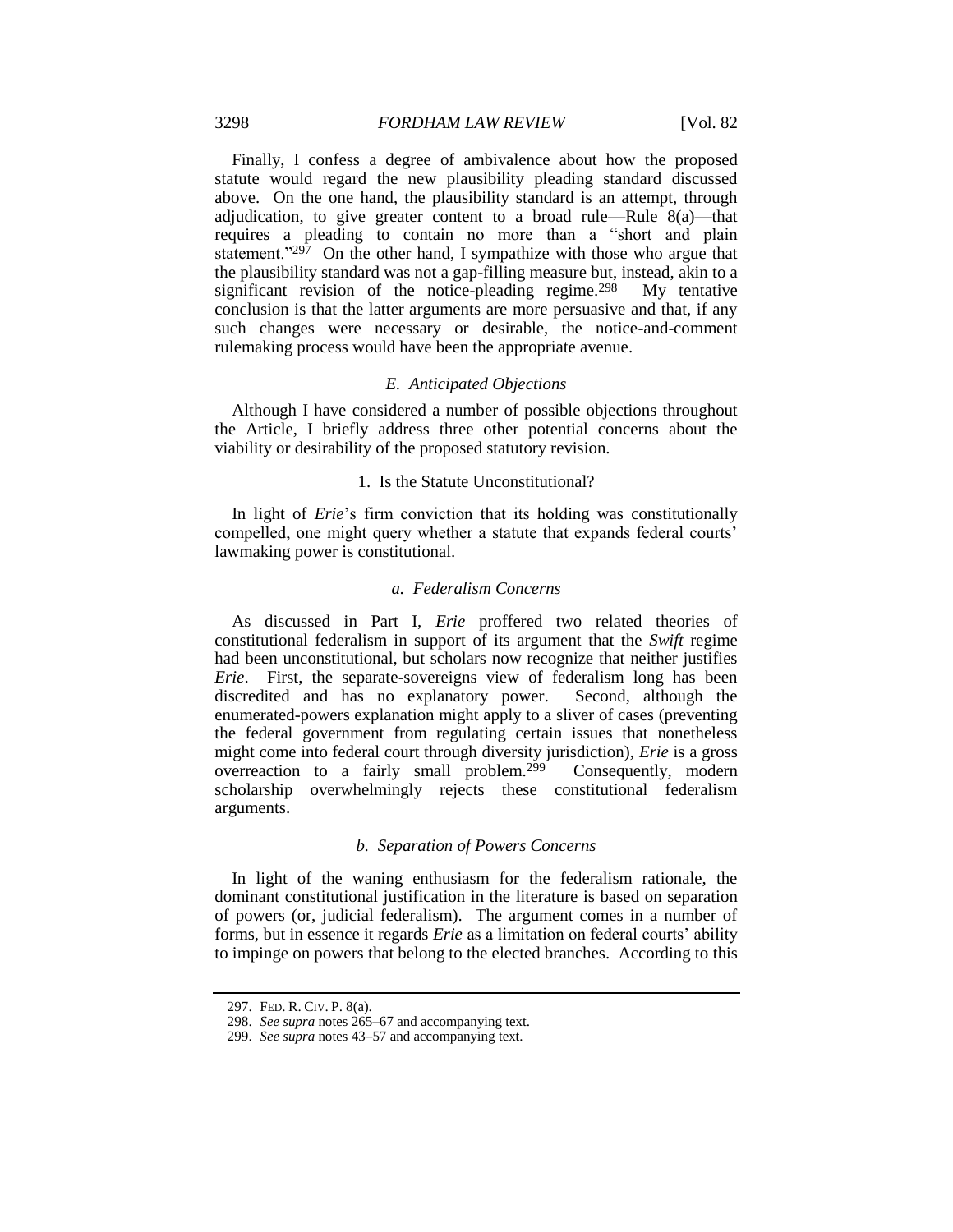Finally, I confess a degree of ambivalence about how the proposed statute would regard the new plausibility pleading standard discussed above. On the one hand, the plausibility standard is an attempt, through adjudication, to give greater content to a broad rule—Rule 8(a)—that requires a pleading to contain no more than a "short and plain statement."[297] On the other hand, I sympathize with those who argue that the plausibility standard was not a gap-filling measure but, instead, akin to a significant revision of the notice-pleading regime.[298] My tentative conclusion is that the latter arguments are more persuasive and that, if any such changes were necessary or desirable, the notice-and-comment rulemaking process would have been the appropriate avenue.

### *E. Anticipated Objections*

Although I have considered a number of possible objections throughout the Article, I briefly address three other potential concerns about the viability or desirability of the proposed statutory revision.

#### 1. Is the Statute Unconstitutional?

In light of *Erie*'s firm conviction that its holding was constitutionally compelled, one might query whether a statute that expands federal courts' lawmaking power is constitutional.

##### *a. Federalism Concerns*

As discussed in Part I, *Erie* proffered two related theories of constitutional federalism in support of its argument that the *Swift* regime had been unconstitutional, but scholars now recognize that neither justifies *Erie*. First, the separate-sovereigns view of federalism long has been discredited and has no explanatory power. Second, although the enumerated-powers explanation might apply to a sliver of cases (preventing the federal government from regulating certain issues that nonetheless might come into federal court through diversity jurisdiction), *Erie* is a gross overreaction to a fairly small problem.[299] Consequently, modern scholarship overwhelmingly rejects these constitutional federalism arguments.

##### *b. Separation of Powers Concerns*

In light of the waning enthusiasm for the federalism rationale, the dominant constitutional justification in the literature is based on separation of powers (or, judicial federalism). The argument comes in a number of forms, but in essence it regards *Erie* as a limitation on federal courts' ability to impinge on powers that belong to the elected branches. According to this

---

297. FED. R. CIV. P. 8(a).

298. *See supra* notes 265–67 and accompanying text.

299. *See supra* notes 43–57 and accompanying text.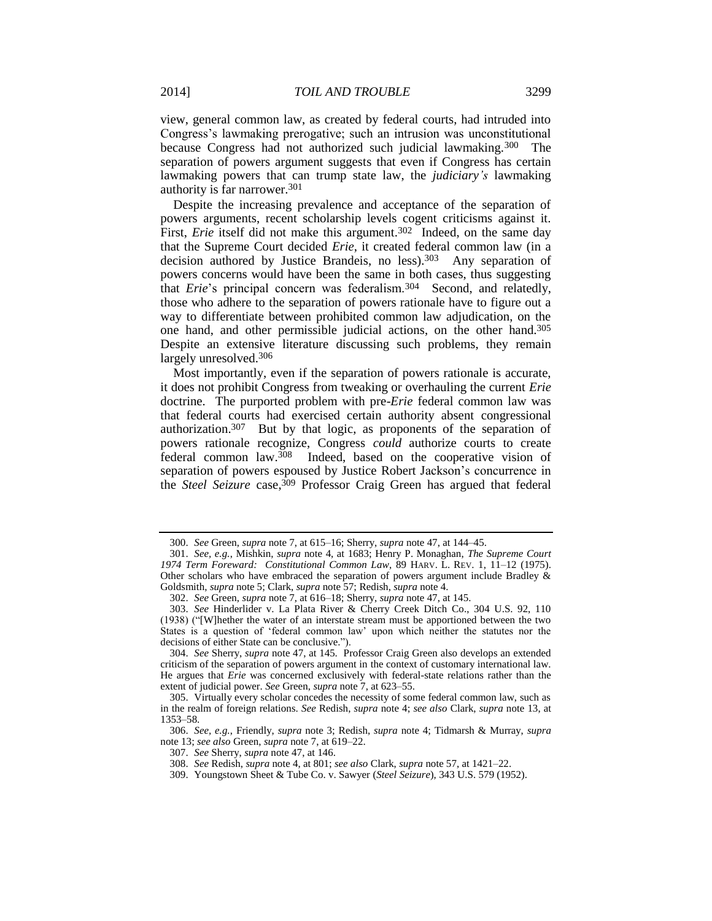view, general common law, as created by federal courts, had intruded into Congress's lawmaking prerogative; such an intrusion was unconstitutional because Congress had not authorized such judicial lawmaking.[300] The separation of powers argument suggests that even if Congress has certain lawmaking powers that can trump state law, the *judiciary's* lawmaking authority is far narrower.[301]

Despite the increasing prevalence and acceptance of the separation of powers arguments, recent scholarship levels cogent criticisms against it. First, *Erie* itself did not make this argument.[302] Indeed, on the same day that the Supreme Court decided *Erie*, it created federal common law (in a decision authored by Justice Brandeis, no less).[303] Any separation of powers concerns would have been the same in both cases, thus suggesting that *Erie*'s principal concern was federalism.[304] Second, and relatedly, those who adhere to the separation of powers rationale have to figure out a way to differentiate between prohibited common law adjudication, on the one hand, and other permissible judicial actions, on the other hand.[305] Despite an extensive literature discussing such problems, they remain largely unresolved.[306]

Most importantly, even if the separation of powers rationale is accurate, it does not prohibit Congress from tweaking or overhauling the current *Erie* doctrine. The purported problem with pre-*Erie* federal common law was that federal courts had exercised certain authority absent congressional authorization.[307] But by that logic, as proponents of the separation of powers rationale recognize, Congress *could* authorize courts to create federal common law.[308] Indeed, based on the cooperative vision of separation of powers espoused by Justice Robert Jackson's concurrence in the *Steel Seizure* case,[309] Professor Craig Green has argued that federal

---

300. *See* Green, *supra* note 7, at 615–16; Sherry, *supra* note 47, at 144–45.

301. *See, e.g.*, Mishkin, *supra* note 4, at 1683; Henry P. Monaghan, *The Supreme Court 1974 Term Foreward: Constitutional Common Law*, 89 HARV. L. REV. 1, 11–12 (1975). Other scholars who have embraced the separation of powers argument include Bradley & Goldsmith, *supra* note 5; Clark, *supra* note 57; Redish, *supra* note 4.

302. *See* Green, *supra* note 7, at 616–18; Sherry, *supra* note 47, at 145.

303. *See* Hinderlider v. La Plata River & Cherry Creek Ditch Co., 304 U.S. 92, 110 (1938) ("[W]hether the water of an interstate stream must be apportioned between the two States is a question of 'federal common law' upon which neither the statutes nor the decisions of either State can be conclusive.").

304. *See* Sherry, *supra* note 47, at 145. Professor Craig Green also develops an extended criticism of the separation of powers argument in the context of customary international law. He argues that *Erie* was concerned exclusively with federal-state relations rather than the extent of judicial power. *See* Green, *supra* note 7, at 623–55.

305. Virtually every scholar concedes the necessity of some federal common law, such as in the realm of foreign relations. *See* Redish, *supra* note 4; *see also* Clark, *supra* note 13, at 1353–58.

306. *See, e.g.*, Friendly, *supra* note 3; Redish, *supra* note 4; Tidmarsh & Murray, *supra* note 13; *see also* Green, *supra* note 7, at 619–22.

307. *See* Sherry, *supra* note 47, at 146.

308. *See* Redish, *supra* note 4, at 801; *see also* Clark, *supra* note 57, at 1421–22.

309. Youngstown Sheet & Tube Co. v. Sawyer (*Steel Seizure*), 343 U.S. 579 (1952).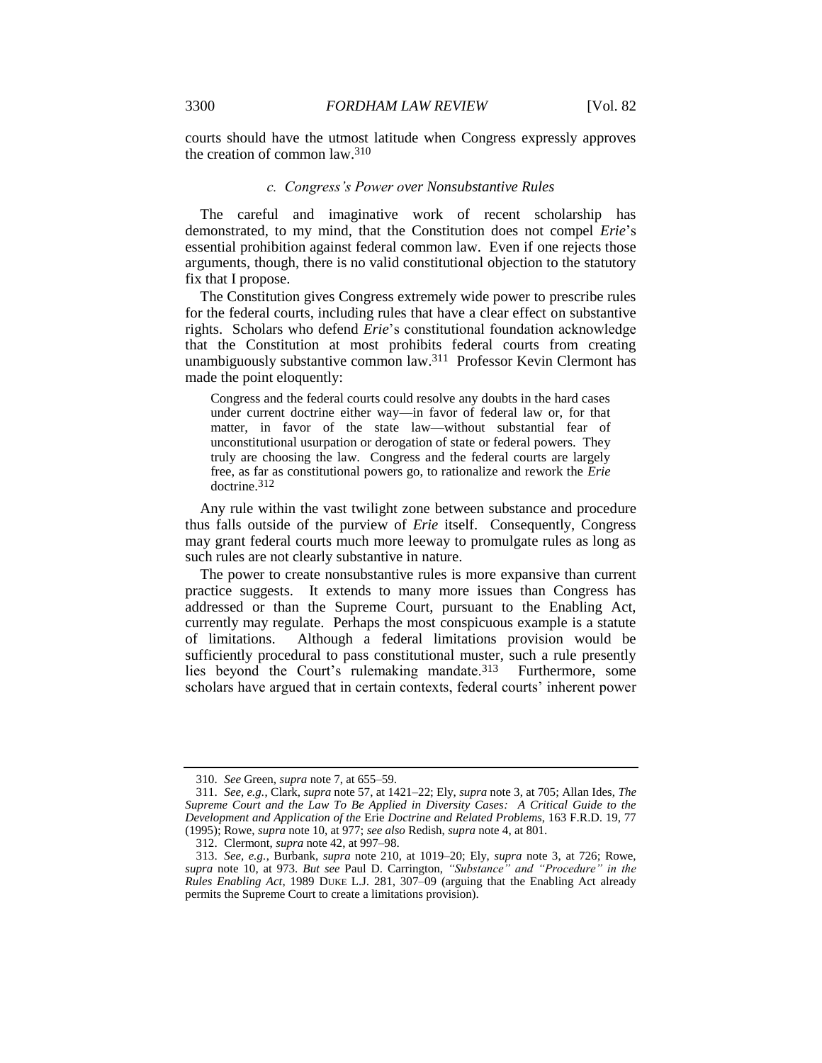courts should have the utmost latitude when Congress expressly approves the creation of common law.[310]

### *c. Congress's Power over Nonsubstantive Rules*

The careful and imaginative work of recent scholarship has demonstrated, to my mind, that the Constitution does not compel *Erie*'s essential prohibition against federal common law. Even if one rejects those arguments, though, there is no valid constitutional objection to the statutory fix that I propose.

The Constitution gives Congress extremely wide power to prescribe rules for the federal courts, including rules that have a clear effect on substantive rights. Scholars who defend *Erie*'s constitutional foundation acknowledge that the Constitution at most prohibits federal courts from creating unambiguously substantive common law.[311] Professor Kevin Clermont has made the point eloquently:

> Congress and the federal courts could resolve any doubts in the hard cases under current doctrine either way—in favor of federal law or, for that matter, in favor of the state law—without substantial fear of unconstitutional usurpation or derogation of state or federal powers. They truly are choosing the law. Congress and the federal courts are largely free, as far as constitutional powers go, to rationalize and rework the *Erie* doctrine.[312]

Any rule within the vast twilight zone between substance and procedure thus falls outside of the purview of *Erie* itself. Consequently, Congress may grant federal courts much more leeway to promulgate rules as long as such rules are not clearly substantive in nature.

The power to create nonsubstantive rules is more expansive than current practice suggests. It extends to many more issues than Congress has addressed or than the Supreme Court, pursuant to the Enabling Act, currently may regulate. Perhaps the most conspicuous example is a statute of limitations. Although a federal limitations provision would be sufficiently procedural to pass constitutional muster, such a rule presently lies beyond the Court's rulemaking mandate.[313] Furthermore, some scholars have argued that in certain contexts, federal courts' inherent power

---

310. *See* Green, *supra* note 7, at 655–59.

311. *See, e.g.*, Clark, *supra* note 57, at 1421–22; Ely, *supra* note 3, at 705; Allan Ides, *The Supreme Court and the Law To Be Applied in Diversity Cases: A Critical Guide to the Development and Application of the* Erie *Doctrine and Related Problems*, 163 F.R.D. 19, 77 (1995); Rowe, *supra* note 10, at 977; *see also* Redish, *supra* note 4, at 801.

312. Clermont, *supra* note 42, at 997–98.

313. *See, e.g.*, Burbank, *supra* note 210, at 1019–20; Ely, *supra* note 3, at 726; Rowe, *supra* note 10, at 973. *But see* Paul D. Carrington, *"Substance" and "Procedure" in the Rules Enabling Act*, 1989 DUKE L.J. 281, 307–09 (arguing that the Enabling Act already permits the Supreme Court to create a limitations provision).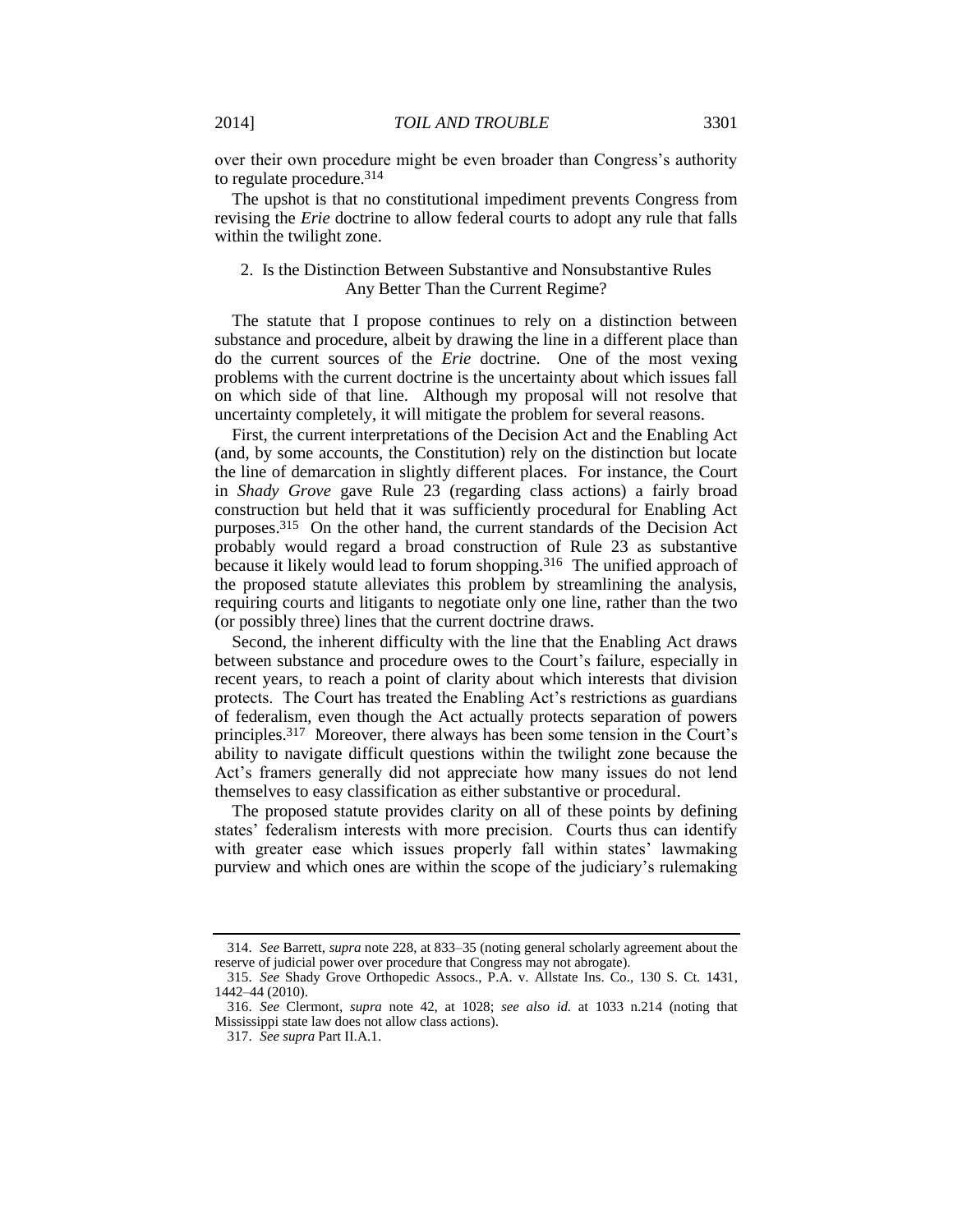over their own procedure might be even broader than Congress's authority to regulate procedure.[314]

The upshot is that no constitutional impediment prevents Congress from revising the *Erie* doctrine to allow federal courts to adopt any rule that falls within the twilight zone.

### 2. Is the Distinction Between Substantive and Nonsubstantive Rules Any Better Than the Current Regime?

The statute that I propose continues to rely on a distinction between substance and procedure, albeit by drawing the line in a different place than do the current sources of the *Erie* doctrine. One of the most vexing problems with the current doctrine is the uncertainty about which issues fall on which side of that line. Although my proposal will not resolve that uncertainty completely, it will mitigate the problem for several reasons.

First, the current interpretations of the Decision Act and the Enabling Act (and, by some accounts, the Constitution) rely on the distinction but locate the line of demarcation in slightly different places. For instance, the Court in *Shady Grove* gave Rule 23 (regarding class actions) a fairly broad construction but held that it was sufficiently procedural for Enabling Act purposes.[315] On the other hand, the current standards of the Decision Act probably would regard a broad construction of Rule 23 as substantive because it likely would lead to forum shopping.[316] The unified approach of the proposed statute alleviates this problem by streamlining the analysis, requiring courts and litigants to negotiate only one line, rather than the two (or possibly three) lines that the current doctrine draws.

Second, the inherent difficulty with the line that the Enabling Act draws between substance and procedure owes to the Court's failure, especially in recent years, to reach a point of clarity about which interests that division protects. The Court has treated the Enabling Act's restrictions as guardians of federalism, even though the Act actually protects separation of powers principles.[317] Moreover, there always has been some tension in the Court's ability to navigate difficult questions within the twilight zone because the Act's framers generally did not appreciate how many issues do not lend themselves to easy classification as either substantive or procedural.

The proposed statute provides clarity on all of these points by defining states' federalism interests with more precision. Courts thus can identify with greater ease which issues properly fall within states' lawmaking purview and which ones are within the scope of the judiciary's rulemaking

---

314. *See* Barrett, *supra* note 228, at 833–35 (noting general scholarly agreement about the reserve of judicial power over procedure that Congress may not abrogate).

315. *See* Shady Grove Orthopedic Assocs., P.A. v. Allstate Ins. Co., 130 S. Ct. 1431, 1442–44 (2010).

316. *See* Clermont, *supra* note 42, at 1028; *see also id.* at 1033 n.214 (noting that Mississippi state law does not allow class actions).

317. *See supra* Part II.A.1.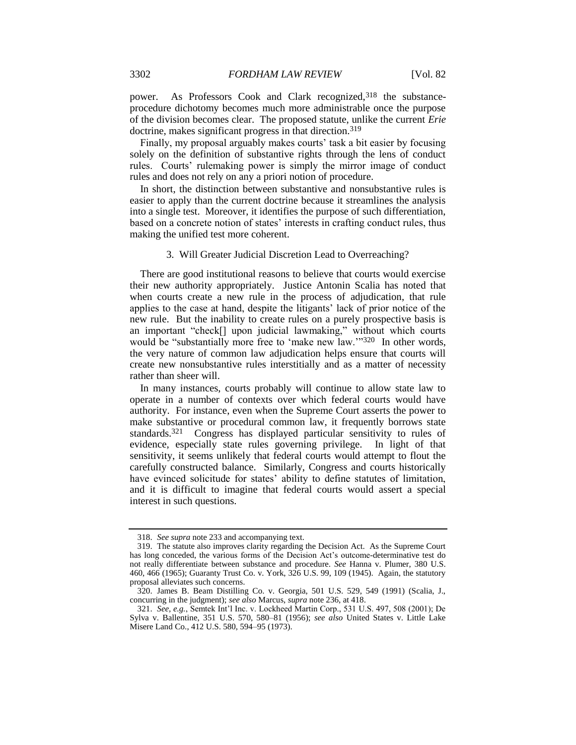power. As Professors Cook and Clark recognized,[318] the substance-procedure dichotomy becomes much more administrable once the purpose of the division becomes clear. The proposed statute, unlike the current *Erie* doctrine, makes significant progress in that direction.[319]

Finally, my proposal arguably makes courts' task a bit easier by focusing solely on the definition of substantive rights through the lens of conduct rules. Courts' rulemaking power is simply the mirror image of conduct rules and does not rely on any a priori notion of procedure.

In short, the distinction between substantive and nonsubstantive rules is easier to apply than the current doctrine because it streamlines the analysis into a single test. Moreover, it identifies the purpose of such differentiation, based on a concrete notion of states' interests in crafting conduct rules, thus making the unified test more coherent.

### 3. Will Greater Judicial Discretion Lead to Overreaching?

There are good institutional reasons to believe that courts would exercise their new authority appropriately. Justice Antonin Scalia has noted that when courts create a new rule in the process of adjudication, that rule applies to the case at hand, despite the litigants' lack of prior notice of the new rule. But the inability to create rules on a purely prospective basis is an important "check[] upon judicial lawmaking," without which courts would be "substantially more free to 'make new law.'"[320] In other words, the very nature of common law adjudication helps ensure that courts will create new nonsubstantive rules interstitially and as a matter of necessity rather than sheer will.

In many instances, courts probably will continue to allow state law to operate in a number of contexts over which federal courts would have authority. For instance, even when the Supreme Court asserts the power to make substantive or procedural common law, it frequently borrows state standards.[321] Congress has displayed particular sensitivity to rules of evidence, especially state rules governing privilege. In light of that sensitivity, it seems unlikely that federal courts would attempt to flout the carefully constructed balance. Similarly, Congress and courts historically have evinced solicitude for states' ability to define statutes of limitation, and it is difficult to imagine that federal courts would assert a special interest in such questions.

---

318. *See supra* note 233 and accompanying text.

319. The statute also improves clarity regarding the Decision Act. As the Supreme Court has long conceded, the various forms of the Decision Act's outcome-determinative test do not really differentiate between substance and procedure. *See* Hanna v. Plumer, 380 U.S. 460, 466 (1965); Guaranty Trust Co. v. York, 326 U.S. 99, 109 (1945). Again, the statutory proposal alleviates such concerns.

320. James B. Beam Distilling Co. v. Georgia, 501 U.S. 529, 549 (1991) (Scalia, J., concurring in the judgment); *see also* Marcus, *supra* note 236, at 418.

321. *See, e.g.*, Semtek Int'l Inc. v. Lockheed Martin Corp., 531 U.S. 497, 508 (2001); De Sylva v. Ballentine, 351 U.S. 570, 580–81 (1956); *see also* United States v. Little Lake Misere Land Co., 412 U.S. 580, 594–95 (1973).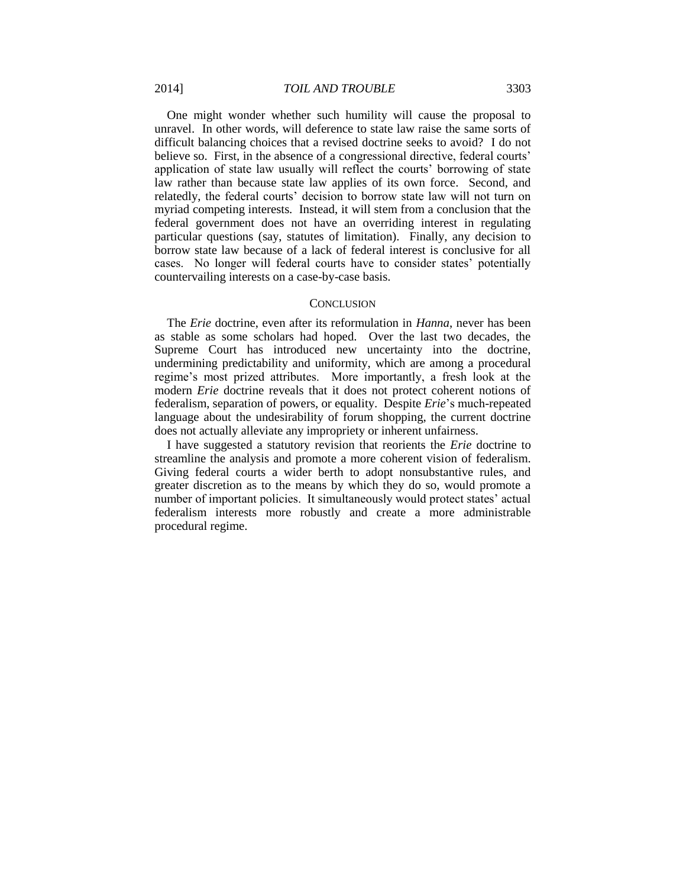One might wonder whether such humility will cause the proposal to unravel. In other words, will deference to state law raise the same sorts of difficult balancing choices that a revised doctrine seeks to avoid? I do not believe so. First, in the absence of a congressional directive, federal courts' application of state law usually will reflect the courts' borrowing of state law rather than because state law applies of its own force. Second, and relatedly, the federal courts' decision to borrow state law will not turn on myriad competing interests. Instead, it will stem from a conclusion that the federal government does not have an overriding interest in regulating particular questions (say, statutes of limitation). Finally, any decision to borrow state law because of a lack of federal interest is conclusive for all cases. No longer will federal courts have to consider states' potentially countervailing interests on a case-by-case basis.

## CONCLUSION

The *Erie* doctrine, even after its reformulation in *Hanna*, never has been as stable as some scholars had hoped. Over the last two decades, the Supreme Court has introduced new uncertainty into the doctrine, undermining predictability and uniformity, which are among a procedural regime's most prized attributes. More importantly, a fresh look at the modern *Erie* doctrine reveals that it does not protect coherent notions of federalism, separation of powers, or equality. Despite *Erie*'s much-repeated language about the undesirability of forum shopping, the current doctrine does not actually alleviate any impropriety or inherent unfairness.

I have suggested a statutory revision that reorients the *Erie* doctrine to streamline the analysis and promote a more coherent vision of federalism. Giving federal courts a wider berth to adopt nonsubstantive rules, and greater discretion as to the means by which they do so, would promote a number of important policies. It simultaneously would protect states' actual federalism interests more robustly and create a more administrable procedural regime.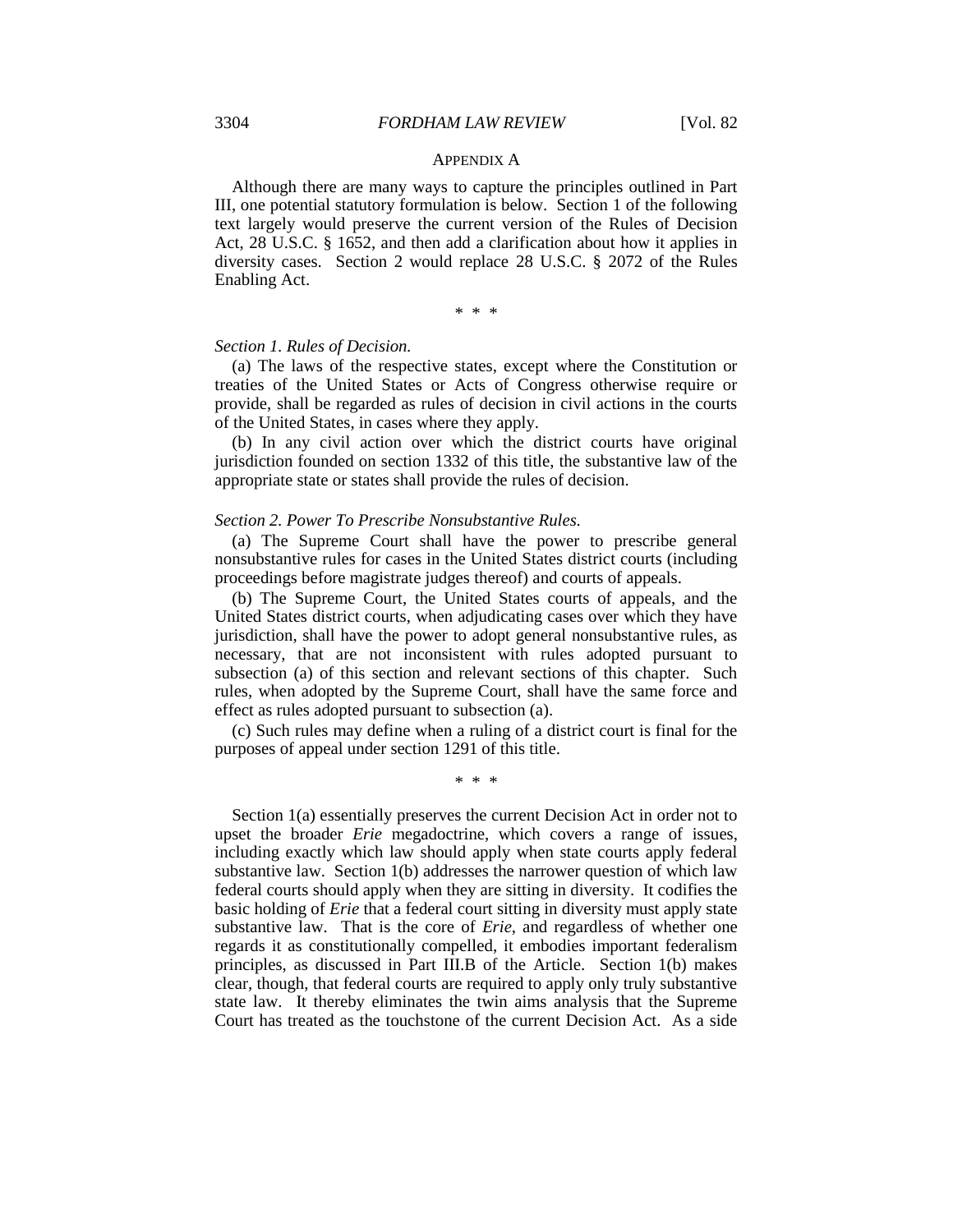## APPENDIX A

Although there are many ways to capture the principles outlined in Part III, one potential statutory formulation is below. Section 1 of the following text largely would preserve the current version of the Rules of Decision Act, 28 U.S.C. § 1652, and then add a clarification about how it applies in diversity cases. Section 2 would replace 28 U.S.C. § 2072 of the Rules Enabling Act.

\* \* \*

*Section 1. Rules of Decision.*

(a) The laws of the respective states, except where the Constitution or treaties of the United States or Acts of Congress otherwise require or provide, shall be regarded as rules of decision in civil actions in the courts of the United States, in cases where they apply.

(b) In any civil action over which the district courts have original jurisdiction founded on section 1332 of this title, the substantive law of the appropriate state or states shall provide the rules of decision.

*Section 2. Power To Prescribe Nonsubstantive Rules.*

(a) The Supreme Court shall have the power to prescribe general nonsubstantive rules for cases in the United States district courts (including proceedings before magistrate judges thereof) and courts of appeals.

(b) The Supreme Court, the United States courts of appeals, and the United States district courts, when adjudicating cases over which they have jurisdiction, shall have the power to adopt general nonsubstantive rules, as necessary, that are not inconsistent with rules adopted pursuant to subsection (a) of this section and relevant sections of this chapter. Such rules, when adopted by the Supreme Court, shall have the same force and effect as rules adopted pursuant to subsection (a).

(c) Such rules may define when a ruling of a district court is final for the purposes of appeal under section 1291 of this title.

\* \* \*

Section 1(a) essentially preserves the current Decision Act in order not to upset the broader *Erie* megadoctrine, which covers a range of issues, including exactly which law should apply when state courts apply federal substantive law. Section 1(b) addresses the narrower question of which law federal courts should apply when they are sitting in diversity. It codifies the basic holding of *Erie* that a federal court sitting in diversity must apply state substantive law. That is the core of *Erie*, and regardless of whether one regards it as constitutionally compelled, it embodies important federalism principles, as discussed in Part III.B of the Article. Section 1(b) makes clear, though, that federal courts are required to apply only truly substantive state law. It thereby eliminates the twin aims analysis that the Supreme Court has treated as the touchstone of the current Decision Act. As a side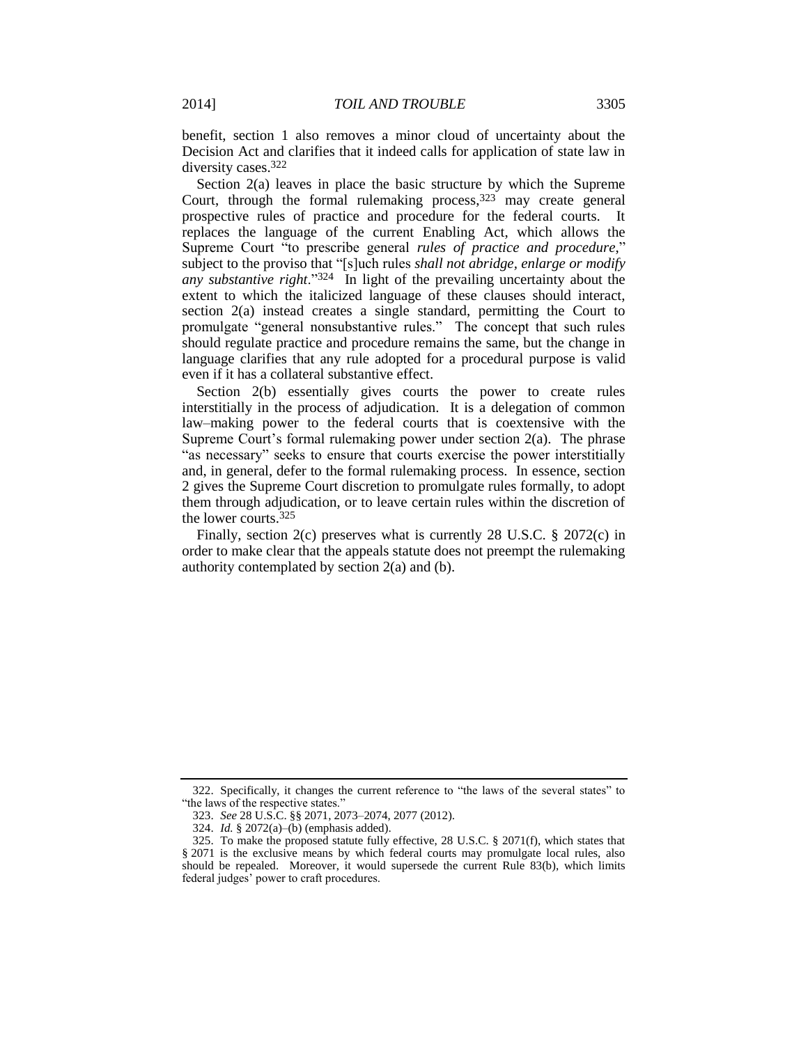benefit, section 1 also removes a minor cloud of uncertainty about the Decision Act and clarifies that it indeed calls for application of state law in diversity cases.[322]

Section 2(a) leaves in place the basic structure by which the Supreme Court, through the formal rulemaking process,[323] may create general prospective rules of practice and procedure for the federal courts. It replaces the language of the current Enabling Act, which allows the Supreme Court "to prescribe general *rules of practice and procedure*," subject to the proviso that "[s]uch rules *shall not abridge, enlarge or modify any substantive right*."[324] In light of the prevailing uncertainty about the extent to which the italicized language of these clauses should interact, section 2(a) instead creates a single standard, permitting the Court to promulgate "general nonsubstantive rules." The concept that such rules should regulate practice and procedure remains the same, but the change in language clarifies that any rule adopted for a procedural purpose is valid even if it has a collateral substantive effect.

Section 2(b) essentially gives courts the power to create rules interstitially in the process of adjudication. It is a delegation of common law–making power to the federal courts that is coextensive with the Supreme Court's formal rulemaking power under section 2(a). The phrase "as necessary" seeks to ensure that courts exercise the power interstitially and, in general, defer to the formal rulemaking process. In essence, section 2 gives the Supreme Court discretion to promulgate rules formally, to adopt them through adjudication, or to leave certain rules within the discretion of the lower courts.[325]

Finally, section 2(c) preserves what is currently 28 U.S.C. § 2072(c) in order to make clear that the appeals statute does not preempt the rulemaking authority contemplated by section 2(a) and (b).

---

322. Specifically, it changes the current reference to "the laws of the several states" to "the laws of the respective states."

323. *See* 28 U.S.C. §§ 2071, 2073–2074, 2077 (2012).

324. *Id.* § 2072(a)–(b) (emphasis added).

325. To make the proposed statute fully effective, 28 U.S.C. § 2071(f), which states that § 2071 is the exclusive means by which federal courts may promulgate local rules, also should be repealed. Moreover, it would supersede the current Rule 83(b), which limits federal judges' power to craft procedures.